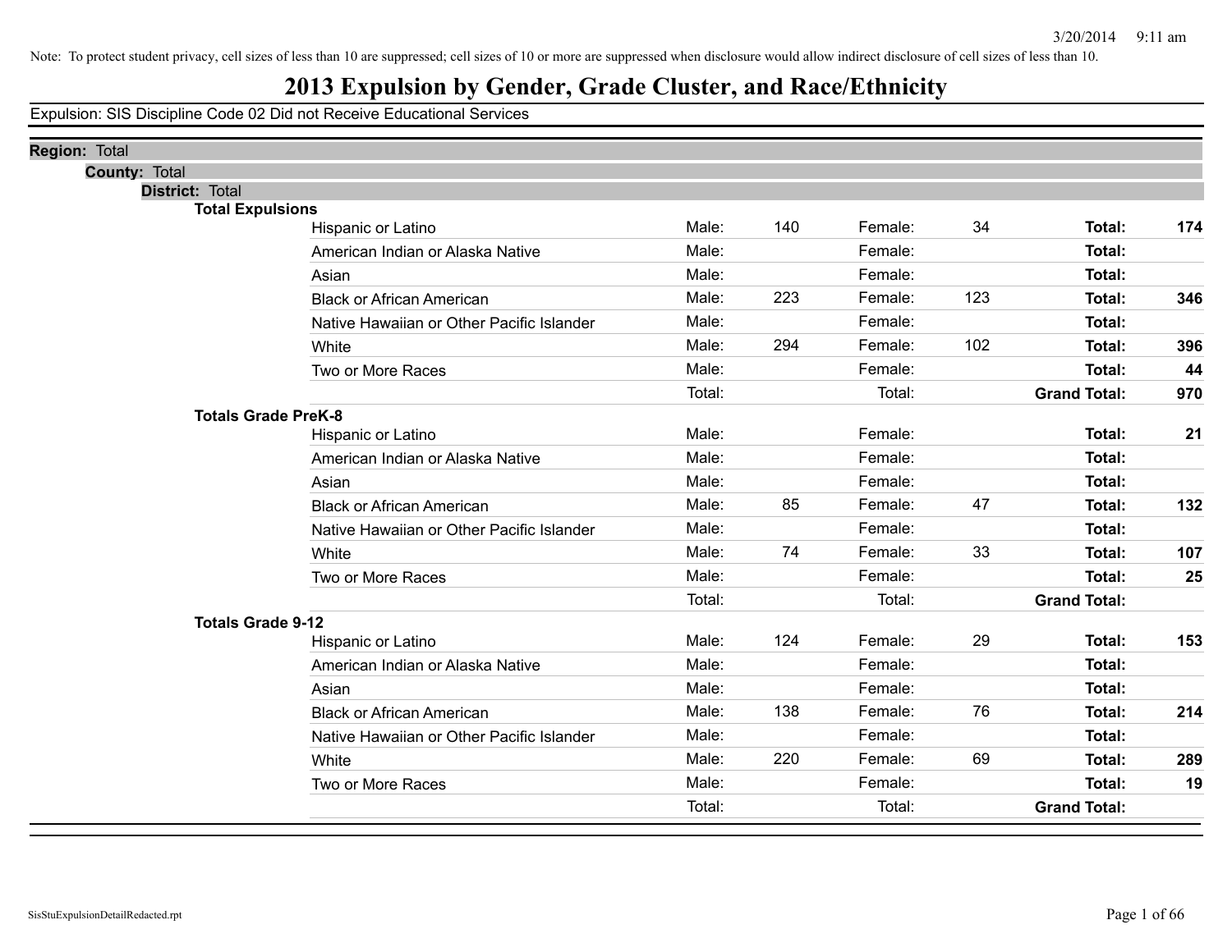Note: To protect student privacy, cell sizes of less than 10 are suppressed; cell sizes of 10 or more are suppressed when disclosure would allow indirect disclosure of cell sizes of less than 10.

# 2013 Expulsion by Gender, Grade Cluster, and Race/Ethnicity

Expulsion: SIS Discipline Code 02 Did not Receive Educational Services

**Region:** Total

**County:** Total

**District:** Total

**Total Expulsions**

| | | | | | | |
|---|---|---|---|---|---|---|
| Hispanic or Latino | Male: | 140 | Female: | 34 | **Total:** | **174** |
| American Indian or Alaska Native | Male: | | Female: | | **Total:** | |
| Asian | Male: | | Female: | | **Total:** | |
| Black or African American | Male: | 223 | Female: | 123 | **Total:** | **346** |
| Native Hawaiian or Other Pacific Islander | Male: | | Female: | | **Total:** | |
| White | Male: | 294 | Female: | 102 | **Total:** | **396** |
| Two or More Races | Male: | | Female: | | **Total:** | **44** |
| | Total: | | Total: | | **Grand Total:** | **970** |

**Totals Grade PreK-8**

| | | | | | | |
|---|---|---|---|---|---|---|
| Hispanic or Latino | Male: | | Female: | | **Total:** | **21** |
| American Indian or Alaska Native | Male: | | Female: | | **Total:** | |
| Asian | Male: | | Female: | | **Total:** | |
| Black or African American | Male: | 85 | Female: | 47 | **Total:** | **132** |
| Native Hawaiian or Other Pacific Islander | Male: | | Female: | | **Total:** | |
| White | Male: | 74 | Female: | 33 | **Total:** | **107** |
| Two or More Races | Male: | | Female: | | **Total:** | **25** |
| | Total: | | Total: | | **Grand Total:** | |

**Totals Grade 9-12**

| | | | | | | |
|---|---|---|---|---|---|---|
| Hispanic or Latino | Male: | 124 | Female: | 29 | **Total:** | **153** |
| American Indian or Alaska Native | Male: | | Female: | | **Total:** | |
| Asian | Male: | | Female: | | **Total:** | |
| Black or African American | Male: | 138 | Female: | 76 | **Total:** | **214** |
| Native Hawaiian or Other Pacific Islander | Male: | | Female: | | **Total:** | |
| White | Male: | 220 | Female: | 69 | **Total:** | **289** |
| Two or More Races | Male: | | Female: | | **Total:** | **19** |
| | Total: | | Total: | | **Grand Total:** | |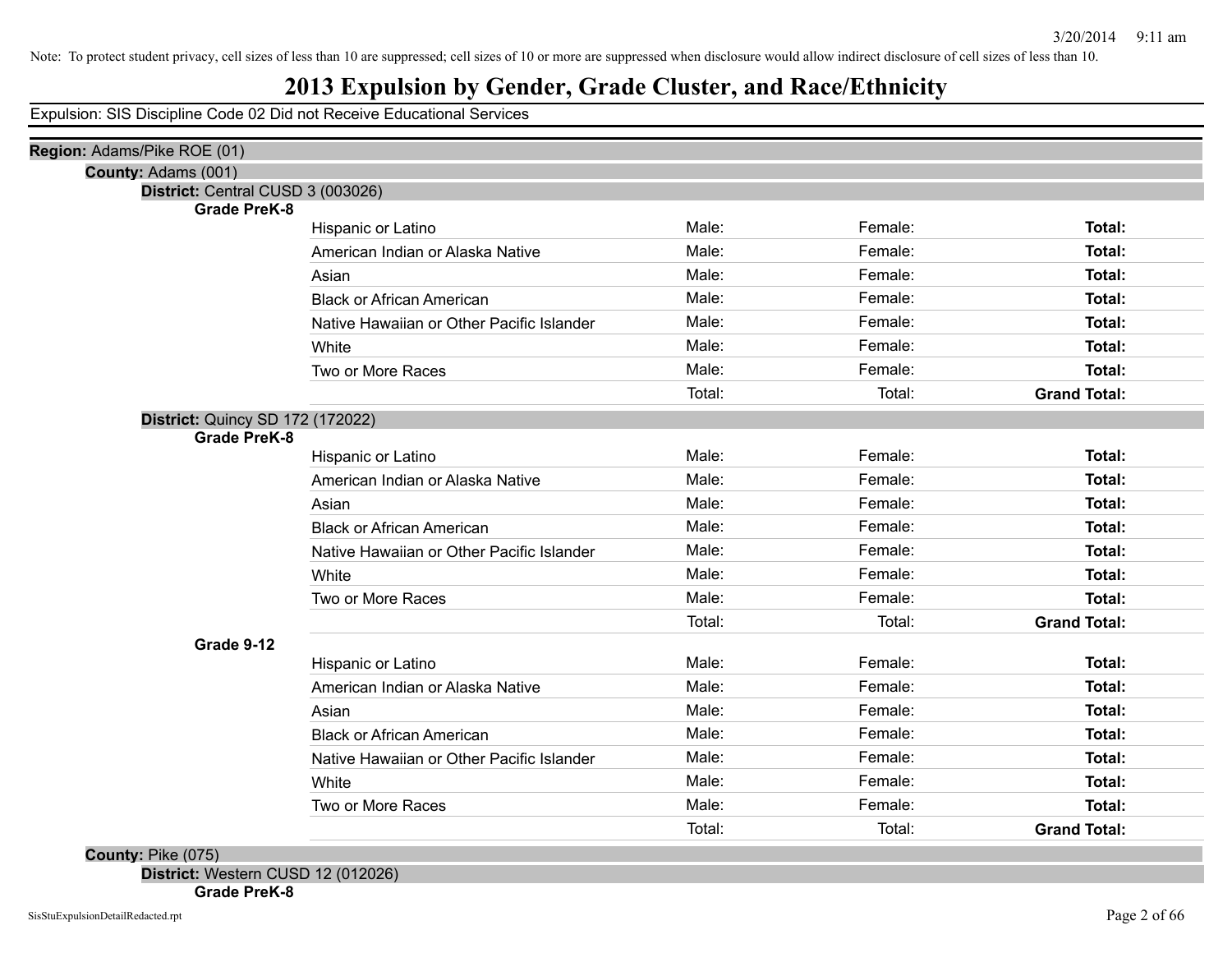Note: To protect student privacy, cell sizes of less than 10 are suppressed; cell sizes of 10 or more are suppressed when disclosure would allow indirect disclosure of cell sizes of less than 10.

# 2013 Expulsion by Gender, Grade Cluster, and Race/Ethnicity

Expulsion: SIS Discipline Code 02 Did not Receive Educational Services

**Region:** Adams/Pike ROE (01)

**County:** Adams (001)

**District:** Central CUSD 3 (003026)

**Grade PreK-8**

| | | | |
|---|---|---|---|
| Hispanic or Latino | Male: | Female: | **Total:** |
| American Indian or Alaska Native | Male: | Female: | **Total:** |
| Asian | Male: | Female: | **Total:** |
| Black or African American | Male: | Female: | **Total:** |
| Native Hawaiian or Other Pacific Islander | Male: | Female: | **Total:** |
| White | Male: | Female: | **Total:** |
| Two or More Races | Male: | Female: | **Total:** |
| | Total: | Total: | **Grand Total:** |

**District:** Quincy SD 172 (172022)

**Grade PreK-8**

| | | | |
|---|---|---|---|
| Hispanic or Latino | Male: | Female: | **Total:** |
| American Indian or Alaska Native | Male: | Female: | **Total:** |
| Asian | Male: | Female: | **Total:** |
| Black or African American | Male: | Female: | **Total:** |
| Native Hawaiian or Other Pacific Islander | Male: | Female: | **Total:** |
| White | Male: | Female: | **Total:** |
| Two or More Races | Male: | Female: | **Total:** |
| | Total: | Total: | **Grand Total:** |

**Grade 9-12**

| | | | |
|---|---|---|---|
| Hispanic or Latino | Male: | Female: | **Total:** |
| American Indian or Alaska Native | Male: | Female: | **Total:** |
| Asian | Male: | Female: | **Total:** |
| Black or African American | Male: | Female: | **Total:** |
| Native Hawaiian or Other Pacific Islander | Male: | Female: | **Total:** |
| White | Male: | Female: | **Total:** |
| Two or More Races | Male: | Female: | **Total:** |
| | Total: | Total: | **Grand Total:** |

**County:** Pike (075)

**District:** Western CUSD 12 (012026)

**Grade PreK-8**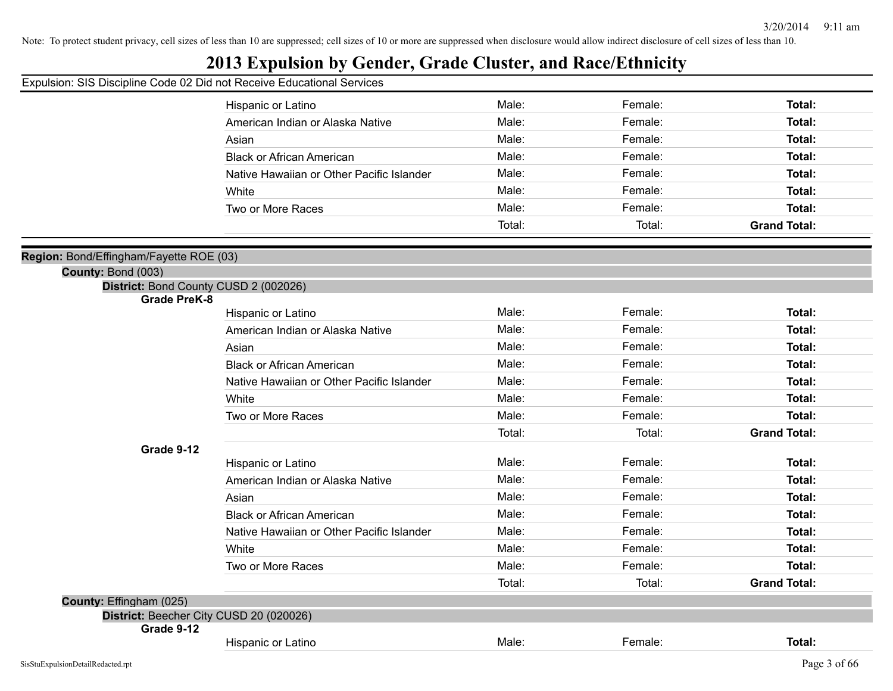Note: To protect student privacy, cell sizes of less than 10 are suppressed; cell sizes of 10 or more are suppressed when disclosure would allow indirect disclosure of cell sizes of less than 10.

# 2013 Expulsion by Gender, Grade Cluster, and Race/Ethnicity

Expulsion: SIS Discipline Code 02 Did not Receive Educational Services

| | | | |
|---|---|---|---|
| Hispanic or Latino | Male: | Female: | **Total:** |
| American Indian or Alaska Native | Male: | Female: | **Total:** |
| Asian | Male: | Female: | **Total:** |
| Black or African American | Male: | Female: | **Total:** |
| Native Hawaiian or Other Pacific Islander | Male: | Female: | **Total:** |
| White | Male: | Female: | **Total:** |
| Two or More Races | Male: | Female: | **Total:** |
| | Total: | Total: | **Grand Total:** |

**Region:** Bond/Effingham/Fayette ROE (03)

**County:** Bond (003)

**District:** Bond County CUSD 2 (002026)

**Grade PreK-8**

| | | | |
|---|---|---|---|
| Hispanic or Latino | Male: | Female: | **Total:** |
| American Indian or Alaska Native | Male: | Female: | **Total:** |
| Asian | Male: | Female: | **Total:** |
| Black or African American | Male: | Female: | **Total:** |
| Native Hawaiian or Other Pacific Islander | Male: | Female: | **Total:** |
| White | Male: | Female: | **Total:** |
| Two or More Races | Male: | Female: | **Total:** |
| | Total: | Total: | **Grand Total:** |

**Grade 9-12**

| | | | |
|---|---|---|---|
| Hispanic or Latino | Male: | Female: | **Total:** |
| American Indian or Alaska Native | Male: | Female: | **Total:** |
| Asian | Male: | Female: | **Total:** |
| Black or African American | Male: | Female: | **Total:** |
| Native Hawaiian or Other Pacific Islander | Male: | Female: | **Total:** |
| White | Male: | Female: | **Total:** |
| Two or More Races | Male: | Female: | **Total:** |
| | Total: | Total: | **Grand Total:** |

**County:** Effingham (025)

**District:** Beecher City CUSD 20 (020026)

**Grade 9-12**

| | | | |
|---|---|---|---|
| Hispanic or Latino | Male: | Female: | **Total:** |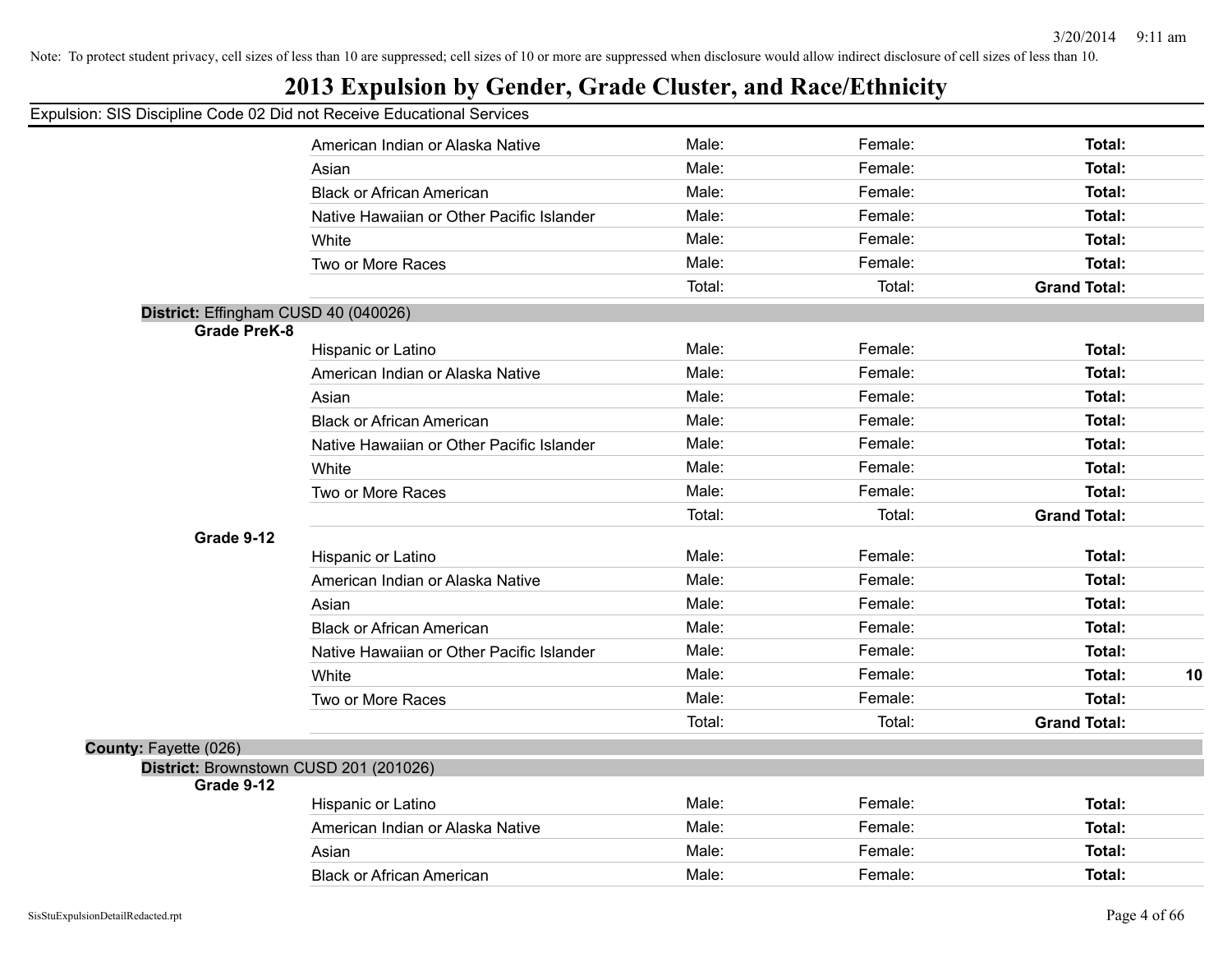Note: To protect student privacy, cell sizes of less than 10 are suppressed; cell sizes of 10 or more are suppressed when disclosure would allow indirect disclosure of cell sizes of less than 10.

# 2013 Expulsion by Gender, Grade Cluster, and Race/Ethnicity

Expulsion: SIS Discipline Code 02 Did not Receive Educational Services

| | | | | |
|---|---|---|---|---|
| American Indian or Alaska Native | Male: | Female: | **Total:** | |
| Asian | Male: | Female: | **Total:** | |
| Black or African American | Male: | Female: | **Total:** | |
| Native Hawaiian or Other Pacific Islander | Male: | Female: | **Total:** | |
| White | Male: | Female: | **Total:** | |
| Two or More Races | Male: | Female: | **Total:** | |
| | Total: | Total: | **Grand Total:** | |

**District:** Effingham CUSD 40 (040026)

**Grade PreK-8**

| | | | | |
|---|---|---|---|---|
| Hispanic or Latino | Male: | Female: | **Total:** | |
| American Indian or Alaska Native | Male: | Female: | **Total:** | |
| Asian | Male: | Female: | **Total:** | |
| Black or African American | Male: | Female: | **Total:** | |
| Native Hawaiian or Other Pacific Islander | Male: | Female: | **Total:** | |
| White | Male: | Female: | **Total:** | |
| Two or More Races | Male: | Female: | **Total:** | |
| | Total: | Total: | **Grand Total:** | |

**Grade 9-12**

| | | | | |
|---|---|---|---|---|
| Hispanic or Latino | Male: | Female: | **Total:** | |
| American Indian or Alaska Native | Male: | Female: | **Total:** | |
| Asian | Male: | Female: | **Total:** | |
| Black or African American | Male: | Female: | **Total:** | |
| Native Hawaiian or Other Pacific Islander | Male: | Female: | **Total:** | |
| White | Male: | Female: | **Total:** | **10** |
| Two or More Races | Male: | Female: | **Total:** | |
| | Total: | Total: | **Grand Total:** | |

**County:** Fayette (026)

**District:** Brownstown CUSD 201 (201026)

**Grade 9-12**

| | | | | |
|---|---|---|---|---|
| Hispanic or Latino | Male: | Female: | **Total:** | |
| American Indian or Alaska Native | Male: | Female: | **Total:** | |
| Asian | Male: | Female: | **Total:** | |
| Black or African American | Male: | Female: | **Total:** | |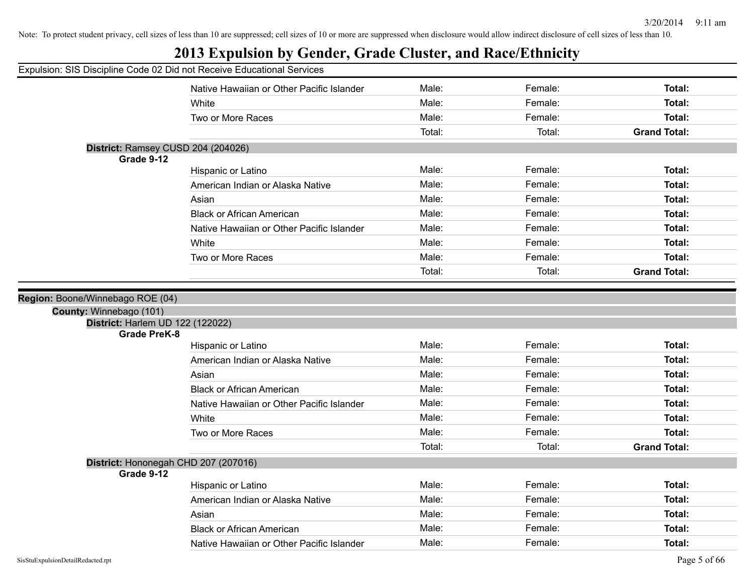Note: To protect student privacy, cell sizes of less than 10 are suppressed; cell sizes of 10 or more are suppressed when disclosure would allow indirect disclosure of cell sizes of less than 10.

# 2013 Expulsion by Gender, Grade Cluster, and Race/Ethnicity

Expulsion: SIS Discipline Code 02 Did not Receive Educational Services

| | | | |
|---|---|---|---|
| Native Hawaiian or Other Pacific Islander | Male: | Female: | **Total:** |
| White | Male: | Female: | **Total:** |
| Two or More Races | Male: | Female: | **Total:** |
| | Total: | Total: | **Grand Total:** |

**District:** Ramsey CUSD 204 (204026)

**Grade 9-12**

| | | | |
|---|---|---|---|
| Hispanic or Latino | Male: | Female: | **Total:** |
| American Indian or Alaska Native | Male: | Female: | **Total:** |
| Asian | Male: | Female: | **Total:** |
| Black or African American | Male: | Female: | **Total:** |
| Native Hawaiian or Other Pacific Islander | Male: | Female: | **Total:** |
| White | Male: | Female: | **Total:** |
| Two or More Races | Male: | Female: | **Total:** |
| | Total: | Total: | **Grand Total:** |

**Region:** Boone/Winnebago ROE (04)

**County:** Winnebago (101)

**District:** Harlem UD 122 (122022)

**Grade PreK-8**

| | | | |
|---|---|---|---|
| Hispanic or Latino | Male: | Female: | **Total:** |
| American Indian or Alaska Native | Male: | Female: | **Total:** |
| Asian | Male: | Female: | **Total:** |
| Black or African American | Male: | Female: | **Total:** |
| Native Hawaiian or Other Pacific Islander | Male: | Female: | **Total:** |
| White | Male: | Female: | **Total:** |
| Two or More Races | Male: | Female: | **Total:** |
| | Total: | Total: | **Grand Total:** |

**District:** Hononegah CHD 207 (207016)

**Grade 9-12**

| | | | |
|---|---|---|---|
| Hispanic or Latino | Male: | Female: | **Total:** |
| American Indian or Alaska Native | Male: | Female: | **Total:** |
| Asian | Male: | Female: | **Total:** |
| Black or African American | Male: | Female: | **Total:** |
| Native Hawaiian or Other Pacific Islander | Male: | Female: | **Total:** |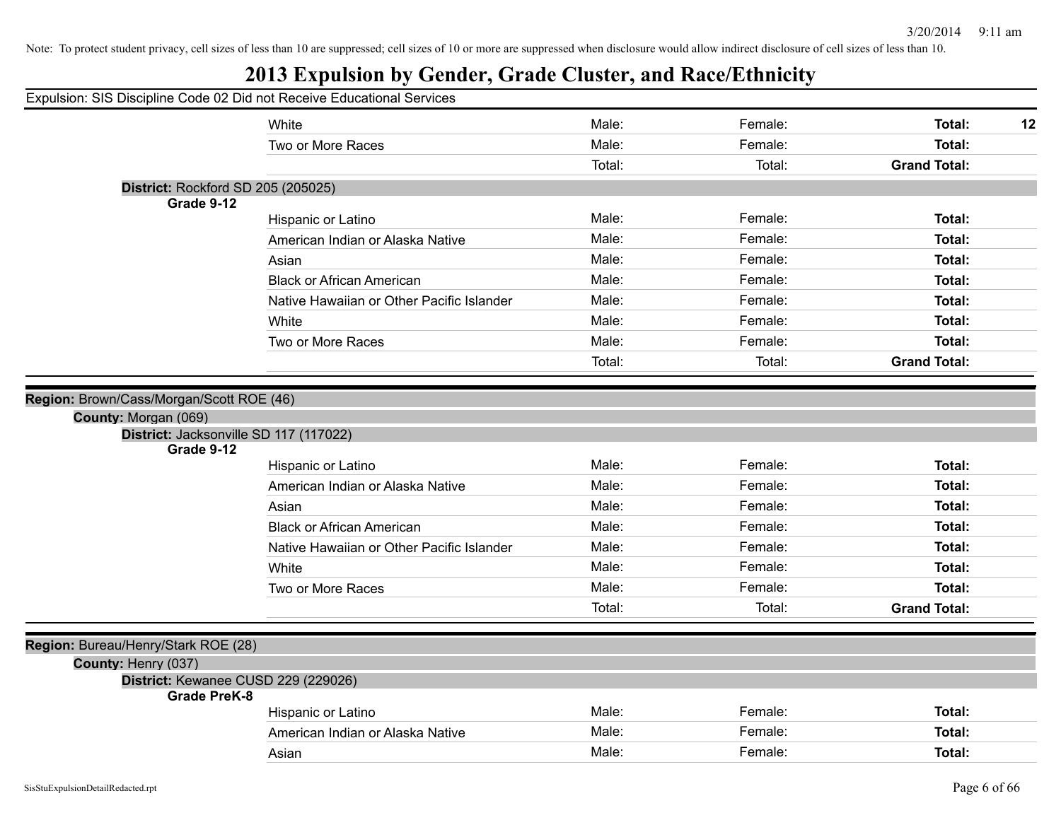Note: To protect student privacy, cell sizes of less than 10 are suppressed; cell sizes of 10 or more are suppressed when disclosure would allow indirect disclosure of cell sizes of less than 10.

# 2013 Expulsion by Gender, Grade Cluster, and Race/Ethnicity

Expulsion: SIS Discipline Code 02 Did not Receive Educational Services

| | | | | |
|---|---|---|---|---|
| White | Male: | Female: | **Total:** | 12 |
| Two or More Races | Male: | Female: | **Total:** | |
| | Total: | Total: | **Grand Total:** | |

**District:** Rockford SD 205 (205025)

**Grade 9-12**

| | | | | |
|---|---|---|---|---|
| Hispanic or Latino | Male: | Female: | **Total:** | |
| American Indian or Alaska Native | Male: | Female: | **Total:** | |
| Asian | Male: | Female: | **Total:** | |
| Black or African American | Male: | Female: | **Total:** | |
| Native Hawaiian or Other Pacific Islander | Male: | Female: | **Total:** | |
| White | Male: | Female: | **Total:** | |
| Two or More Races | Male: | Female: | **Total:** | |
| | Total: | Total: | **Grand Total:** | |

**Region:** Brown/Cass/Morgan/Scott ROE (46)

**County:** Morgan (069)

**District:** Jacksonville SD 117 (117022)

**Grade 9-12**

| | | | | |
|---|---|---|---|---|
| Hispanic or Latino | Male: | Female: | **Total:** | |
| American Indian or Alaska Native | Male: | Female: | **Total:** | |
| Asian | Male: | Female: | **Total:** | |
| Black or African American | Male: | Female: | **Total:** | |
| Native Hawaiian or Other Pacific Islander | Male: | Female: | **Total:** | |
| White | Male: | Female: | **Total:** | |
| Two or More Races | Male: | Female: | **Total:** | |
| | Total: | Total: | **Grand Total:** | |

**Region:** Bureau/Henry/Stark ROE (28)

**County:** Henry (037)

**District:** Kewanee CUSD 229 (229026)

**Grade PreK-8**

| | | | | |
|---|---|---|---|---|
| Hispanic or Latino | Male: | Female: | **Total:** | |
| American Indian or Alaska Native | Male: | Female: | **Total:** | |
| Asian | Male: | Female: | **Total:** | |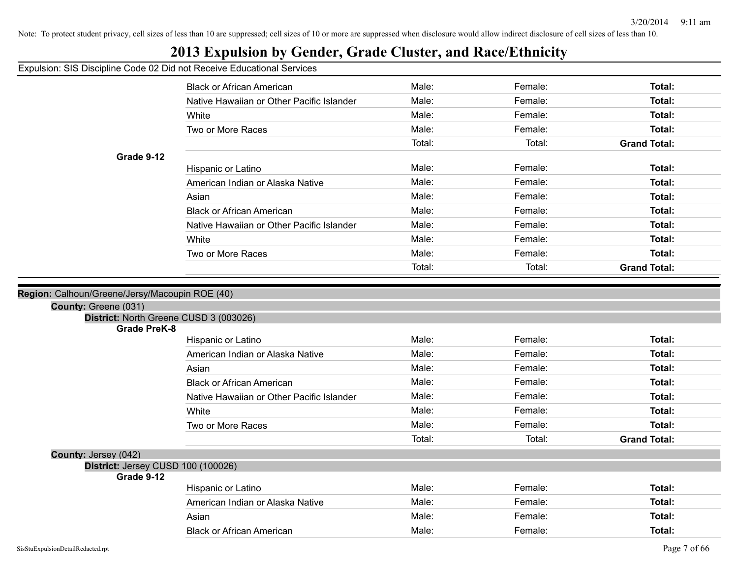Note: To protect student privacy, cell sizes of less than 10 are suppressed; cell sizes of 10 or more are suppressed when disclosure would allow indirect disclosure of cell sizes of less than 10.

# 2013 Expulsion by Gender, Grade Cluster, and Race/Ethnicity

Expulsion: SIS Discipline Code 02 Did not Receive Educational Services

| | | | | |
|---|---|---|---|---|
| | Black or African American | Male: | Female: | **Total:** |
| | Native Hawaiian or Other Pacific Islander | Male: | Female: | **Total:** |
| | White | Male: | Female: | **Total:** |
| | Two or More Races | Male: | Female: | **Total:** |
| | | Total: | Total: | **Grand Total:** |
| **Grade 9-12** | | | | |
| | Hispanic or Latino | Male: | Female: | **Total:** |
| | American Indian or Alaska Native | Male: | Female: | **Total:** |
| | Asian | Male: | Female: | **Total:** |
| | Black or African American | Male: | Female: | **Total:** |
| | Native Hawaiian or Other Pacific Islander | Male: | Female: | **Total:** |
| | White | Male: | Female: | **Total:** |
| | Two or More Races | Male: | Female: | **Total:** |
| | | Total: | Total: | **Grand Total:** |

**Region:** Calhoun/Greene/Jersy/Macoupin ROE (40)

**County:** Greene (031)

**District:** North Greene CUSD 3 (003026)

| | | | | |
|---|---|---|---|---|
| **Grade PreK-8** | | | | |
| | Hispanic or Latino | Male: | Female: | **Total:** |
| | American Indian or Alaska Native | Male: | Female: | **Total:** |
| | Asian | Male: | Female: | **Total:** |
| | Black or African American | Male: | Female: | **Total:** |
| | Native Hawaiian or Other Pacific Islander | Male: | Female: | **Total:** |
| | White | Male: | Female: | **Total:** |
| | Two or More Races | Male: | Female: | **Total:** |
| | | Total: | Total: | **Grand Total:** |

**County:** Jersey (042)

**District:** Jersey CUSD 100 (100026)

| | | | | |
|---|---|---|---|---|
| **Grade 9-12** | | | | |
| | Hispanic or Latino | Male: | Female: | **Total:** |
| | American Indian or Alaska Native | Male: | Female: | **Total:** |
| | Asian | Male: | Female: | **Total:** |
| | Black or African American | Male: | Female: | **Total:** |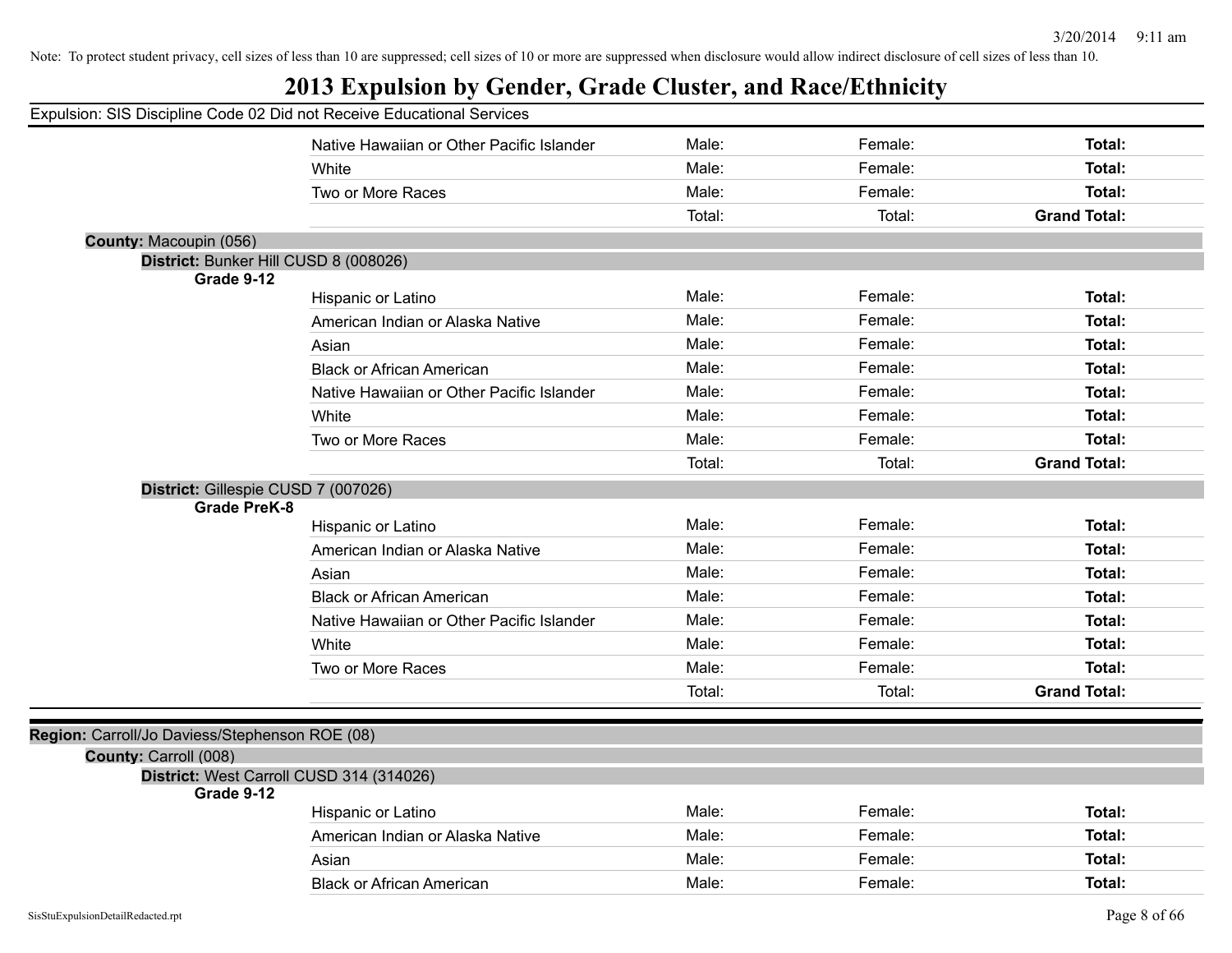Note: To protect student privacy, cell sizes of less than 10 are suppressed; cell sizes of 10 or more are suppressed when disclosure would allow indirect disclosure of cell sizes of less than 10.

# 2013 Expulsion by Gender, Grade Cluster, and Race/Ethnicity

Expulsion: SIS Discipline Code 02 Did not Receive Educational Services

| | | | |
|---|---|---|---|
| Native Hawaiian or Other Pacific Islander | Male: | Female: | **Total:** |
| White | Male: | Female: | **Total:** |
| Two or More Races | Male: | Female: | **Total:** |
| | Total: | Total: | **Grand Total:** |

**County:** Macoupin (056)

**District:** Bunker Hill CUSD 8 (008026)

**Grade 9-12**

| | | | |
|---|---|---|---|
| Hispanic or Latino | Male: | Female: | **Total:** |
| American Indian or Alaska Native | Male: | Female: | **Total:** |
| Asian | Male: | Female: | **Total:** |
| Black or African American | Male: | Female: | **Total:** |
| Native Hawaiian or Other Pacific Islander | Male: | Female: | **Total:** |
| White | Male: | Female: | **Total:** |
| Two or More Races | Male: | Female: | **Total:** |
| | Total: | Total: | **Grand Total:** |

**District:** Gillespie CUSD 7 (007026)

**Grade PreK-8**

| | | | |
|---|---|---|---|
| Hispanic or Latino | Male: | Female: | **Total:** |
| American Indian or Alaska Native | Male: | Female: | **Total:** |
| Asian | Male: | Female: | **Total:** |
| Black or African American | Male: | Female: | **Total:** |
| Native Hawaiian or Other Pacific Islander | Male: | Female: | **Total:** |
| White | Male: | Female: | **Total:** |
| Two or More Races | Male: | Female: | **Total:** |
| | Total: | Total: | **Grand Total:** |

**Region:** Carroll/Jo Daviess/Stephenson ROE (08)

**County:** Carroll (008)

**District:** West Carroll CUSD 314 (314026)

**Grade 9-12**

| | | | |
|---|---|---|---|
| Hispanic or Latino | Male: | Female: | **Total:** |
| American Indian or Alaska Native | Male: | Female: | **Total:** |
| Asian | Male: | Female: | **Total:** |
| Black or African American | Male: | Female: | **Total:** |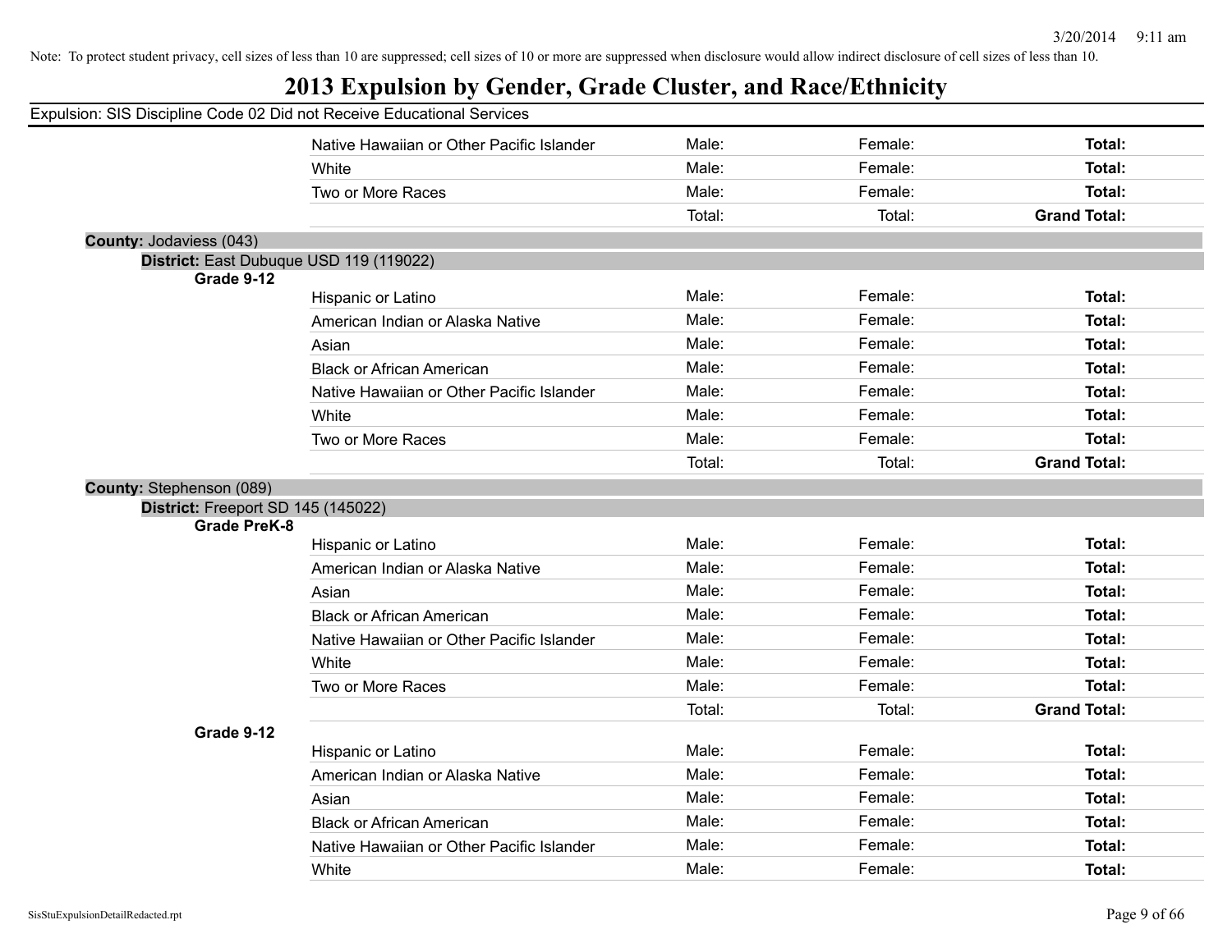Note: To protect student privacy, cell sizes of less than 10 are suppressed; cell sizes of 10 or more are suppressed when disclosure would allow indirect disclosure of cell sizes of less than 10.

# 2013 Expulsion by Gender, Grade Cluster, and Race/Ethnicity

Expulsion: SIS Discipline Code 02 Did not Receive Educational Services

| | | | | |
|---|---|---|---|---|
| | Native Hawaiian or Other Pacific Islander | Male: | Female: | **Total:** |
| | White | Male: | Female: | **Total:** |
| | Two or More Races | Male: | Female: | **Total:** |
| | | Total: | Total: | **Grand Total:** |

**County:** Jodaviess (043)

**District:** East Dubuque USD 119 (119022)

**Grade 9-12**

| | | | |
|---|---|---|---|
| Hispanic or Latino | Male: | Female: | **Total:** |
| American Indian or Alaska Native | Male: | Female: | **Total:** |
| Asian | Male: | Female: | **Total:** |
| Black or African American | Male: | Female: | **Total:** |
| Native Hawaiian or Other Pacific Islander | Male: | Female: | **Total:** |
| White | Male: | Female: | **Total:** |
| Two or More Races | Male: | Female: | **Total:** |
| | Total: | Total: | **Grand Total:** |

**County:** Stephenson (089)

**District:** Freeport SD 145 (145022)

**Grade PreK-8**

| | | | |
|---|---|---|---|
| Hispanic or Latino | Male: | Female: | **Total:** |
| American Indian or Alaska Native | Male: | Female: | **Total:** |
| Asian | Male: | Female: | **Total:** |
| Black or African American | Male: | Female: | **Total:** |
| Native Hawaiian or Other Pacific Islander | Male: | Female: | **Total:** |
| White | Male: | Female: | **Total:** |
| Two or More Races | Male: | Female: | **Total:** |
| | Total: | Total: | **Grand Total:** |

**Grade 9-12**

| | | | |
|---|---|---|---|
| Hispanic or Latino | Male: | Female: | **Total:** |
| American Indian or Alaska Native | Male: | Female: | **Total:** |
| Asian | Male: | Female: | **Total:** |
| Black or African American | Male: | Female: | **Total:** |
| Native Hawaiian or Other Pacific Islander | Male: | Female: | **Total:** |
| White | Male: | Female: | **Total:** |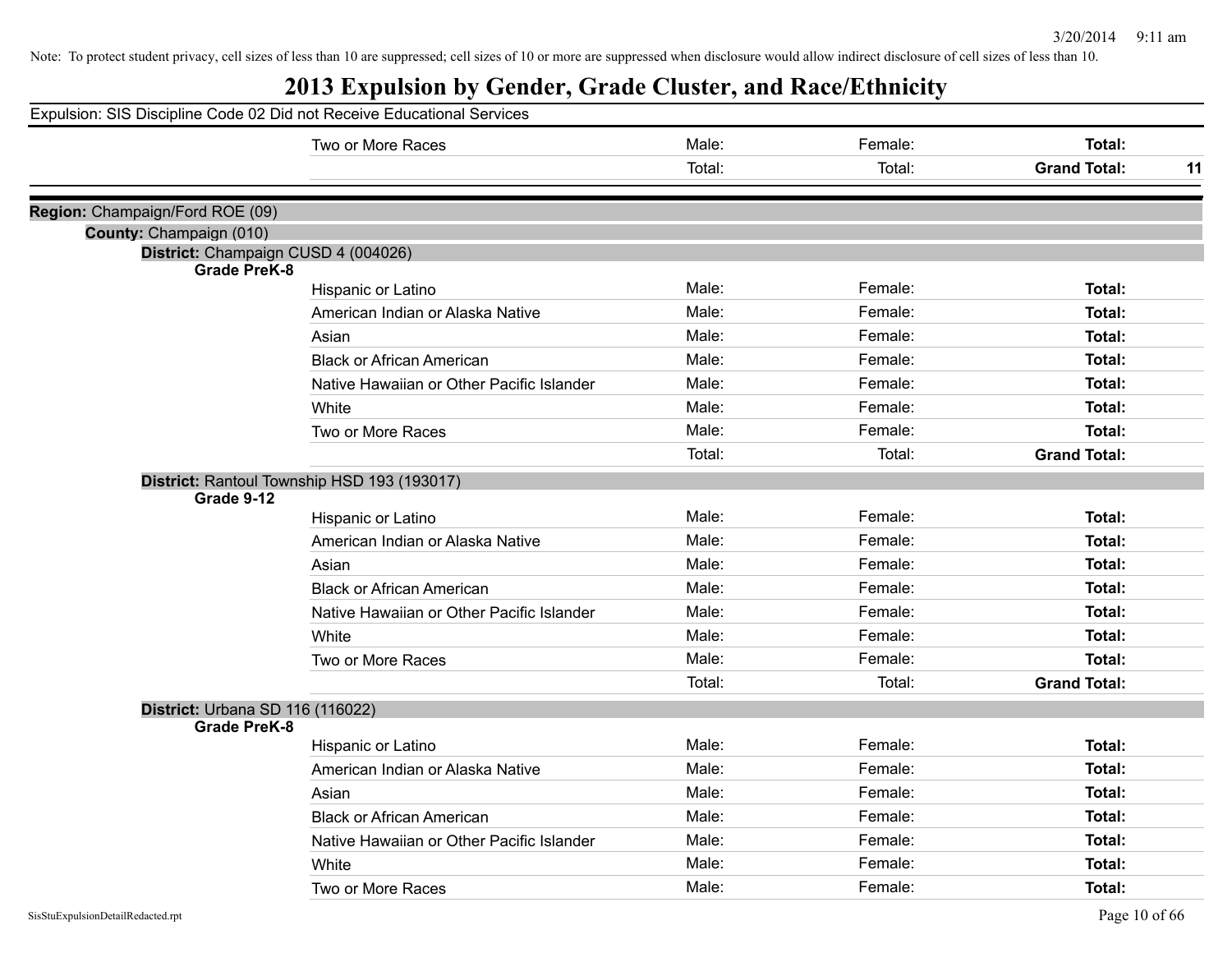Note: To protect student privacy, cell sizes of less than 10 are suppressed; cell sizes of 10 or more are suppressed when disclosure would allow indirect disclosure of cell sizes of less than 10.

# 2013 Expulsion by Gender, Grade Cluster, and Race/Ethnicity

Expulsion: SIS Discipline Code 02 Did not Receive Educational Services

| | | | | | |
|---|---|---|---|---|---|
| | Two or More Races | Male: | Female: | **Total:** | |
| | | Total: | Total: | **Grand Total:** | **11** |

**Region:** Champaign/Ford ROE (09)

**County:** Champaign (010)

**District:** Champaign CUSD 4 (004026)

| **Grade PreK-8** | | | | |
|---|---|---|---|---|
| | Hispanic or Latino | Male: | Female: | **Total:** |
| | American Indian or Alaska Native | Male: | Female: | **Total:** |
| | Asian | Male: | Female: | **Total:** |
| | Black or African American | Male: | Female: | **Total:** |
| | Native Hawaiian or Other Pacific Islander | Male: | Female: | **Total:** |
| | White | Male: | Female: | **Total:** |
| | Two or More Races | Male: | Female: | **Total:** |
| | | Total: | Total: | **Grand Total:** |

**District:** Rantoul Township HSD 193 (193017)

| **Grade 9-12** | | | | |
|---|---|---|---|---|
| | Hispanic or Latino | Male: | Female: | **Total:** |
| | American Indian or Alaska Native | Male: | Female: | **Total:** |
| | Asian | Male: | Female: | **Total:** |
| | Black or African American | Male: | Female: | **Total:** |
| | Native Hawaiian or Other Pacific Islander | Male: | Female: | **Total:** |
| | White | Male: | Female: | **Total:** |
| | Two or More Races | Male: | Female: | **Total:** |
| | | Total: | Total: | **Grand Total:** |

**District:** Urbana SD 116 (116022)

| **Grade PreK-8** | | | | |
|---|---|---|---|---|
| | Hispanic or Latino | Male: | Female: | **Total:** |
| | American Indian or Alaska Native | Male: | Female: | **Total:** |
| | Asian | Male: | Female: | **Total:** |
| | Black or African American | Male: | Female: | **Total:** |
| | Native Hawaiian or Other Pacific Islander | Male: | Female: | **Total:** |
| | White | Male: | Female: | **Total:** |
| | Two or More Races | Male: | Female: | **Total:** |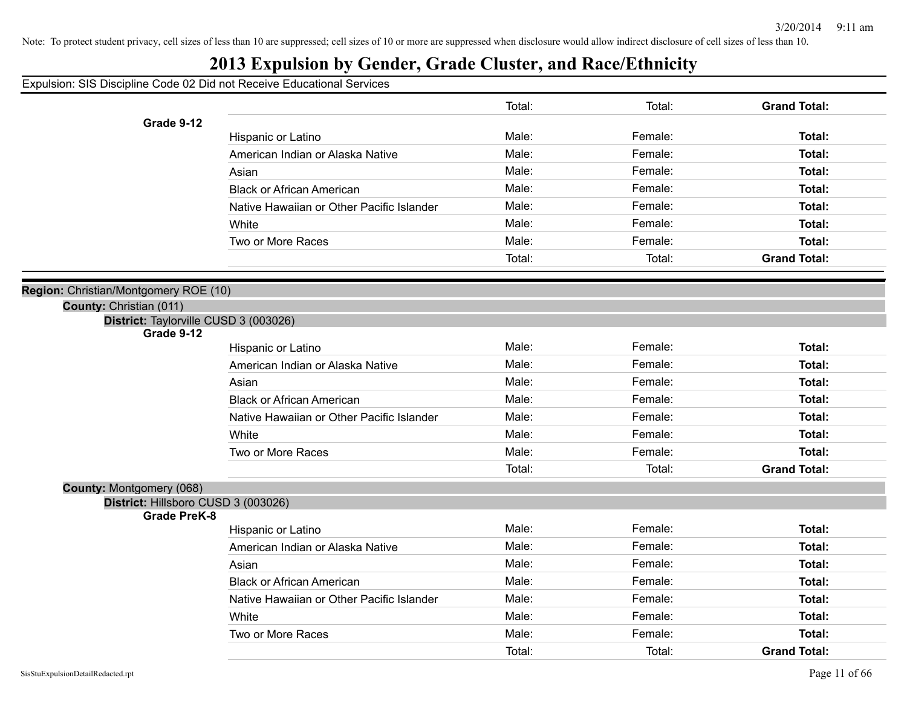Note: To protect student privacy, cell sizes of less than 10 are suppressed; cell sizes of 10 or more are suppressed when disclosure would allow indirect disclosure of cell sizes of less than 10.

# 2013 Expulsion by Gender, Grade Cluster, and Race/Ethnicity

Expulsion: SIS Discipline Code 02 Did not Receive Educational Services

| | | | | |
|---|---|---|---|---|
| | | Total: | Total: | **Grand Total:** |
| **Grade 9-12** | | | | |
| | Hispanic or Latino | Male: | Female: | **Total:** |
| | American Indian or Alaska Native | Male: | Female: | **Total:** |
| | Asian | Male: | Female: | **Total:** |
| | Black or African American | Male: | Female: | **Total:** |
| | Native Hawaiian or Other Pacific Islander | Male: | Female: | **Total:** |
| | White | Male: | Female: | **Total:** |
| | Two or More Races | Male: | Female: | **Total:** |
| | | Total: | Total: | **Grand Total:** |

**Region:** Christian/Montgomery ROE (10)

**County:** Christian (011)

**District:** Taylorville CUSD 3 (003026)

| | | | | |
|---|---|---|---|---|
| **Grade 9-12** | | | | |
| | Hispanic or Latino | Male: | Female: | **Total:** |
| | American Indian or Alaska Native | Male: | Female: | **Total:** |
| | Asian | Male: | Female: | **Total:** |
| | Black or African American | Male: | Female: | **Total:** |
| | Native Hawaiian or Other Pacific Islander | Male: | Female: | **Total:** |
| | White | Male: | Female: | **Total:** |
| | Two or More Races | Male: | Female: | **Total:** |
| | | Total: | Total: | **Grand Total:** |

**County:** Montgomery (068)

**District:** Hillsboro CUSD 3 (003026)

| | | | | |
|---|---|---|---|---|
| **Grade PreK-8** | | | | |
| | Hispanic or Latino | Male: | Female: | **Total:** |
| | American Indian or Alaska Native | Male: | Female: | **Total:** |
| | Asian | Male: | Female: | **Total:** |
| | Black or African American | Male: | Female: | **Total:** |
| | Native Hawaiian or Other Pacific Islander | Male: | Female: | **Total:** |
| | White | Male: | Female: | **Total:** |
| | Two or More Races | Male: | Female: | **Total:** |
| | | Total: | Total: | **Grand Total:** |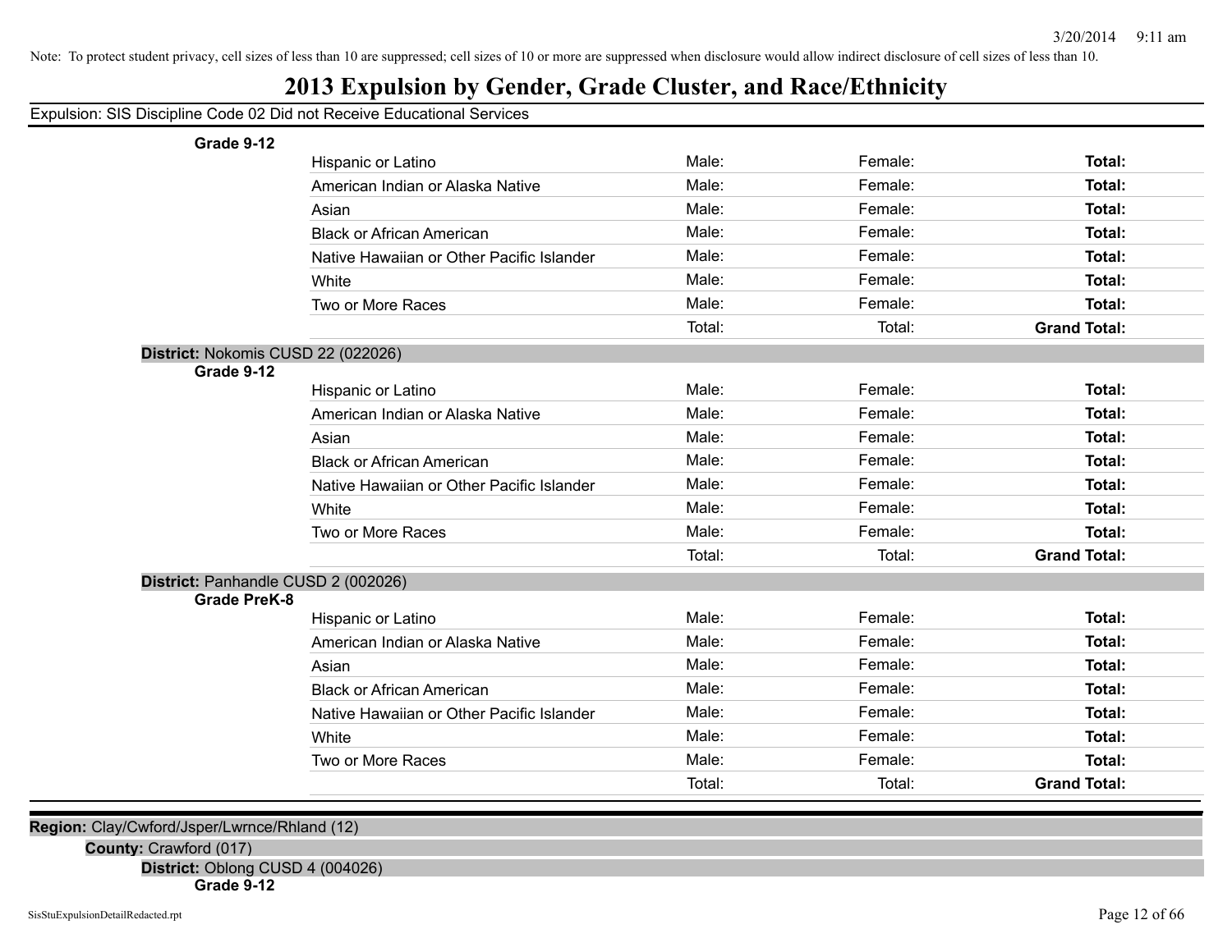Note: To protect student privacy, cell sizes of less than 10 are suppressed; cell sizes of 10 or more are suppressed when disclosure would allow indirect disclosure of cell sizes of less than 10.

# 2013 Expulsion by Gender, Grade Cluster, and Race/Ethnicity

Expulsion: SIS Discipline Code 02 Did not Receive Educational Services

**Grade 9-12**

| | | | |
|---|---|---|---|
| Hispanic or Latino | Male: | Female: | **Total:** |
| American Indian or Alaska Native | Male: | Female: | **Total:** |
| Asian | Male: | Female: | **Total:** |
| Black or African American | Male: | Female: | **Total:** |
| Native Hawaiian or Other Pacific Islander | Male: | Female: | **Total:** |
| White | Male: | Female: | **Total:** |
| Two or More Races | Male: | Female: | **Total:** |
| | Total: | Total: | **Grand Total:** |

**District:** Nokomis CUSD 22 (022026)

**Grade 9-12**

| | | | |
|---|---|---|---|
| Hispanic or Latino | Male: | Female: | **Total:** |
| American Indian or Alaska Native | Male: | Female: | **Total:** |
| Asian | Male: | Female: | **Total:** |
| Black or African American | Male: | Female: | **Total:** |
| Native Hawaiian or Other Pacific Islander | Male: | Female: | **Total:** |
| White | Male: | Female: | **Total:** |
| Two or More Races | Male: | Female: | **Total:** |
| | Total: | Total: | **Grand Total:** |

**District:** Panhandle CUSD 2 (002026)

**Grade PreK-8**

| | | | |
|---|---|---|---|
| Hispanic or Latino | Male: | Female: | **Total:** |
| American Indian or Alaska Native | Male: | Female: | **Total:** |
| Asian | Male: | Female: | **Total:** |
| Black or African American | Male: | Female: | **Total:** |
| Native Hawaiian or Other Pacific Islander | Male: | Female: | **Total:** |
| White | Male: | Female: | **Total:** |
| Two or More Races | Male: | Female: | **Total:** |
| | Total: | Total: | **Grand Total:** |

**Region:** Clay/Cwford/Jsper/Lwrnce/Rhland (12)

**County:** Crawford (017)

**District:** Oblong CUSD 4 (004026)

**Grade 9-12**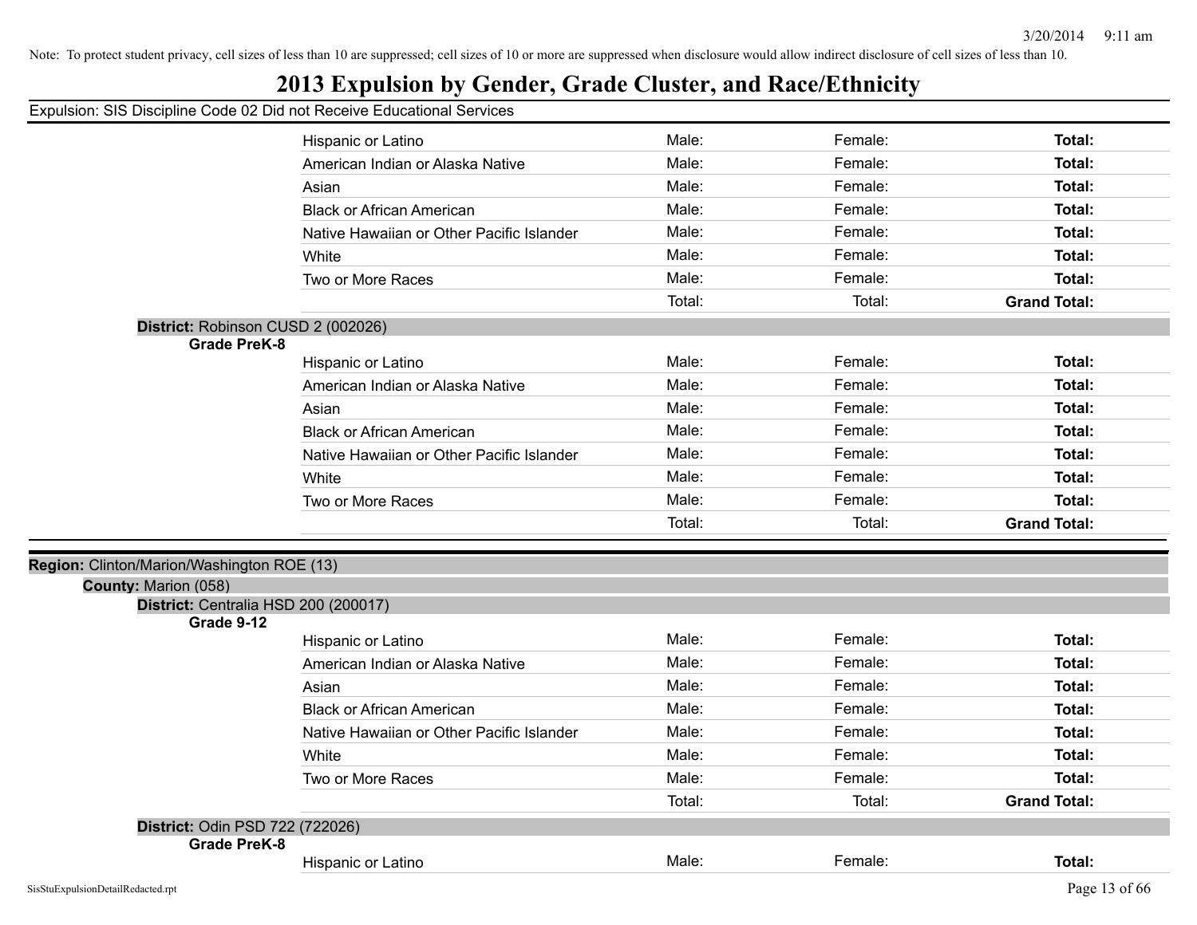Note: To protect student privacy, cell sizes of less than 10 are suppressed; cell sizes of 10 or more are suppressed when disclosure would allow indirect disclosure of cell sizes of less than 10.

# 2013 Expulsion by Gender, Grade Cluster, and Race/Ethnicity

Expulsion: SIS Discipline Code 02 Did not Receive Educational Services

| | | | |
|---|---|---|---|
| Hispanic or Latino | Male: | Female: | **Total:** |
| American Indian or Alaska Native | Male: | Female: | **Total:** |
| Asian | Male: | Female: | **Total:** |
| Black or African American | Male: | Female: | **Total:** |
| Native Hawaiian or Other Pacific Islander | Male: | Female: | **Total:** |
| White | Male: | Female: | **Total:** |
| Two or More Races | Male: | Female: | **Total:** |
| | Total: | Total: | **Grand Total:** |

**District:** Robinson CUSD 2 (002026)

**Grade PreK-8**

| | | | |
|---|---|---|---|
| Hispanic or Latino | Male: | Female: | **Total:** |
| American Indian or Alaska Native | Male: | Female: | **Total:** |
| Asian | Male: | Female: | **Total:** |
| Black or African American | Male: | Female: | **Total:** |
| Native Hawaiian or Other Pacific Islander | Male: | Female: | **Total:** |
| White | Male: | Female: | **Total:** |
| Two or More Races | Male: | Female: | **Total:** |
| | Total: | Total: | **Grand Total:** |

**Region:** Clinton/Marion/Washington ROE (13)

**County:** Marion (058)

**District:** Centralia HSD 200 (200017)

**Grade 9-12**

| | | | |
|---|---|---|---|
| Hispanic or Latino | Male: | Female: | **Total:** |
| American Indian or Alaska Native | Male: | Female: | **Total:** |
| Asian | Male: | Female: | **Total:** |
| Black or African American | Male: | Female: | **Total:** |
| Native Hawaiian or Other Pacific Islander | Male: | Female: | **Total:** |
| White | Male: | Female: | **Total:** |
| Two or More Races | Male: | Female: | **Total:** |
| | Total: | Total: | **Grand Total:** |

**District:** Odin PSD 722 (722026)

**Grade PreK-8**

| | | | |
|---|---|---|---|
| Hispanic or Latino | Male: | Female: | **Total:** |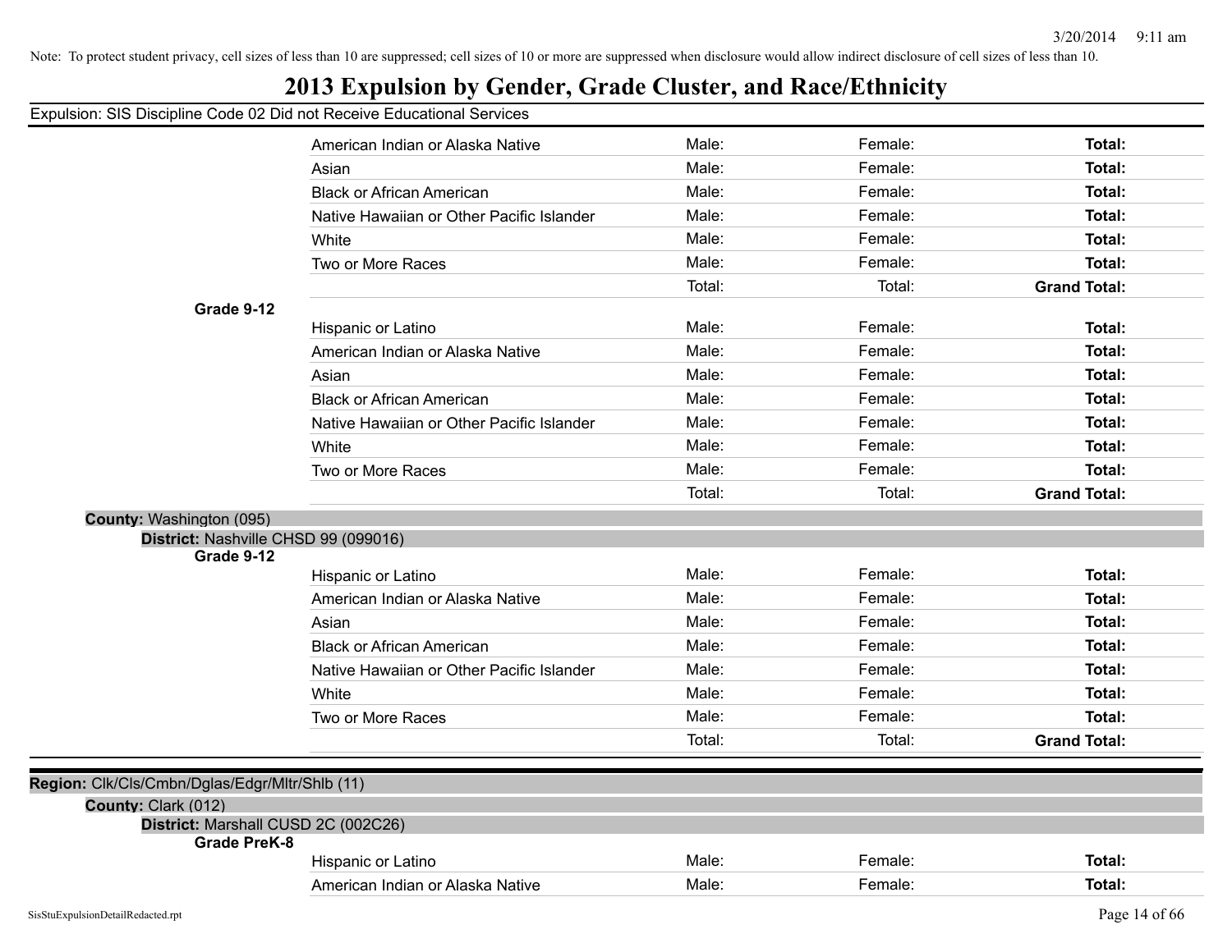Note: To protect student privacy, cell sizes of less than 10 are suppressed; cell sizes of 10 or more are suppressed when disclosure would allow indirect disclosure of cell sizes of less than 10.

# 2013 Expulsion by Gender, Grade Cluster, and Race/Ethnicity

Expulsion: SIS Discipline Code 02 Did not Receive Educational Services

| | | | | |
|---|---|---|---|---|
| | American Indian or Alaska Native | Male: | Female: | **Total:** |
| | Asian | Male: | Female: | **Total:** |
| | Black or African American | Male: | Female: | **Total:** |
| | Native Hawaiian or Other Pacific Islander | Male: | Female: | **Total:** |
| | White | Male: | Female: | **Total:** |
| | Two or More Races | Male: | Female: | **Total:** |
| | | Total: | Total: | **Grand Total:** |
| **Grade 9-12** | | | | |
| | Hispanic or Latino | Male: | Female: | **Total:** |
| | American Indian or Alaska Native | Male: | Female: | **Total:** |
| | Asian | Male: | Female: | **Total:** |
| | Black or African American | Male: | Female: | **Total:** |
| | Native Hawaiian or Other Pacific Islander | Male: | Female: | **Total:** |
| | White | Male: | Female: | **Total:** |
| | Two or More Races | Male: | Female: | **Total:** |
| | | Total: | Total: | **Grand Total:** |

**County:** Washington (095)

**District:** Nashville CHSD 99 (099016)

| | | | | |
|---|---|---|---|---|
| **Grade 9-12** | | | | |
| | Hispanic or Latino | Male: | Female: | **Total:** |
| | American Indian or Alaska Native | Male: | Female: | **Total:** |
| | Asian | Male: | Female: | **Total:** |
| | Black or African American | Male: | Female: | **Total:** |
| | Native Hawaiian or Other Pacific Islander | Male: | Female: | **Total:** |
| | White | Male: | Female: | **Total:** |
| | Two or More Races | Male: | Female: | **Total:** |
| | | Total: | Total: | **Grand Total:** |

**Region:** Clk/Cls/Cmbn/Dglas/Edgr/Mltr/Shlb (11)

**County:** Clark (012)

**District:** Marshall CUSD 2C (002C26)

| | | | | |
|---|---|---|---|---|
| **Grade PreK-8** | | | | |
| | Hispanic or Latino | Male: | Female: | **Total:** |
| | American Indian or Alaska Native | Male: | Female: | **Total:** |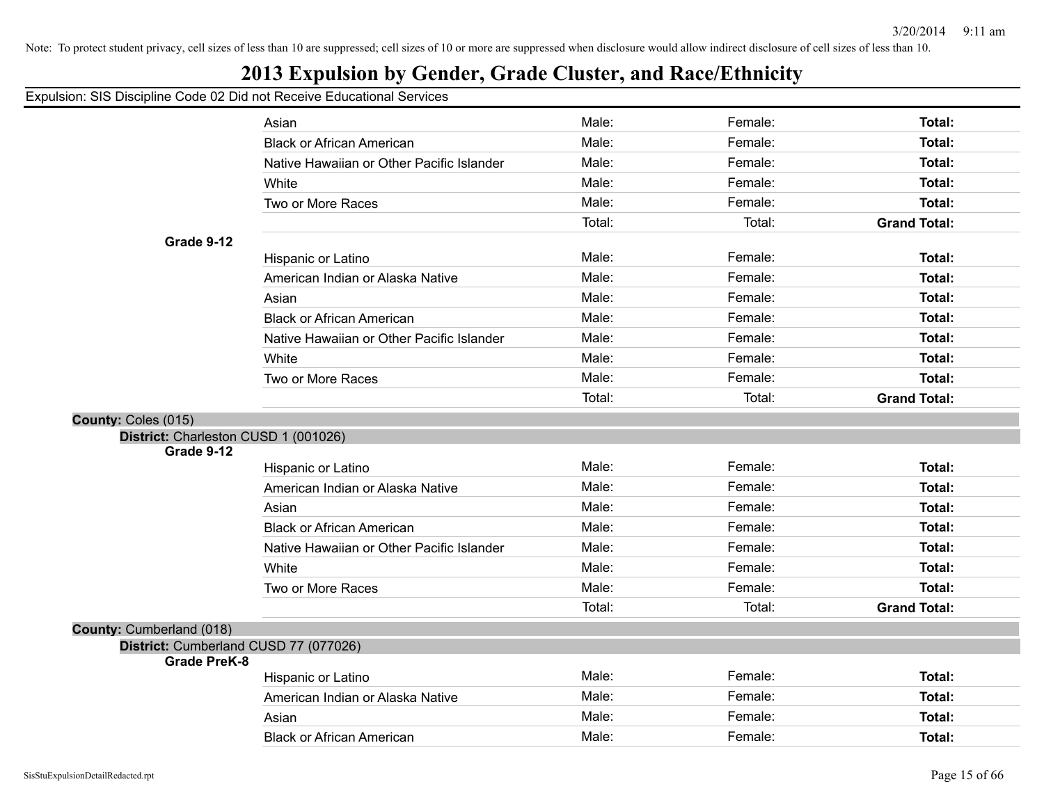Note: To protect student privacy, cell sizes of less than 10 are suppressed; cell sizes of 10 or more are suppressed when disclosure would allow indirect disclosure of cell sizes of less than 10.

# 2013 Expulsion by Gender, Grade Cluster, and Race/Ethnicity

Expulsion: SIS Discipline Code 02 Did not Receive Educational Services

| | | Male: | Female: | Total: |
|---|---|---|---|---|
| | Asian | Male: | Female: | **Total:** |
| | Black or African American | Male: | Female: | **Total:** |
| | Native Hawaiian or Other Pacific Islander | Male: | Female: | **Total:** |
| | White | Male: | Female: | **Total:** |
| | Two or More Races | Male: | Female: | **Total:** |
| | | Total: | Total: | **Grand Total:** |
| **Grade 9-12** | | | | |
| | Hispanic or Latino | Male: | Female: | **Total:** |
| | American Indian or Alaska Native | Male: | Female: | **Total:** |
| | Asian | Male: | Female: | **Total:** |
| | Black or African American | Male: | Female: | **Total:** |
| | Native Hawaiian or Other Pacific Islander | Male: | Female: | **Total:** |
| | White | Male: | Female: | **Total:** |
| | Two or More Races | Male: | Female: | **Total:** |
| | | Total: | Total: | **Grand Total:** |

**County:** Coles (015)

**District:** Charleston CUSD 1 (001026)

| | | | | |
|---|---|---|---|---|
| **Grade 9-12** | | | | |
| | Hispanic or Latino | Male: | Female: | **Total:** |
| | American Indian or Alaska Native | Male: | Female: | **Total:** |
| | Asian | Male: | Female: | **Total:** |
| | Black or African American | Male: | Female: | **Total:** |
| | Native Hawaiian or Other Pacific Islander | Male: | Female: | **Total:** |
| | White | Male: | Female: | **Total:** |
| | Two or More Races | Male: | Female: | **Total:** |
| | | Total: | Total: | **Grand Total:** |

**County:** Cumberland (018)

**District:** Cumberland CUSD 77 (077026)

| | | | | |
|---|---|---|---|---|
| **Grade PreK-8** | | | | |
| | Hispanic or Latino | Male: | Female: | **Total:** |
| | American Indian or Alaska Native | Male: | Female: | **Total:** |
| | Asian | Male: | Female: | **Total:** |
| | Black or African American | Male: | Female: | **Total:** |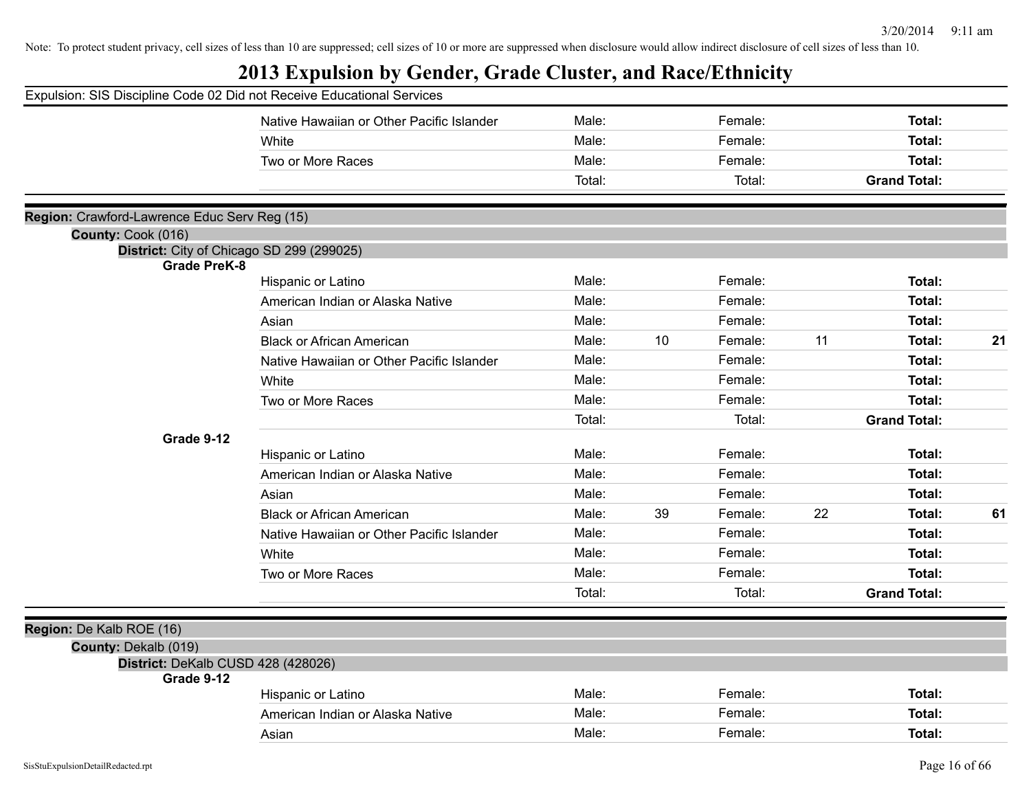Note: To protect student privacy, cell sizes of less than 10 are suppressed; cell sizes of 10 or more are suppressed when disclosure would allow indirect disclosure of cell sizes of less than 10.

# 2013 Expulsion by Gender, Grade Cluster, and Race/Ethnicity

Expulsion: SIS Discipline Code 02 Did not Receive Educational Services

| | | | | | | |
|---|---|---|---|---|---|---|
| Native Hawaiian or Other Pacific Islander | Male: | | Female: | | **Total:** | |
| White | Male: | | Female: | | **Total:** | |
| Two or More Races | Male: | | Female: | | **Total:** | |
| | Total: | | Total: | | **Grand Total:** | |

**Region:** Crawford-Lawrence Educ Serv Reg (15)

**County:** Cook (016)

**District:** City of Chicago SD 299 (299025)

**Grade PreK-8**

| | | | | | | |
|---|---|---|---|---|---|---|
| Hispanic or Latino | Male: | | Female: | | **Total:** | |
| American Indian or Alaska Native | Male: | | Female: | | **Total:** | |
| Asian | Male: | | Female: | | **Total:** | |
| Black or African American | Male: | 10 | Female: | 11 | **Total:** | **21** |
| Native Hawaiian or Other Pacific Islander | Male: | | Female: | | **Total:** | |
| White | Male: | | Female: | | **Total:** | |
| Two or More Races | Male: | | Female: | | **Total:** | |
| | Total: | | Total: | | **Grand Total:** | |

**Grade 9-12**

| | | | | | | |
|---|---|---|---|---|---|---|
| Hispanic or Latino | Male: | | Female: | | **Total:** | |
| American Indian or Alaska Native | Male: | | Female: | | **Total:** | |
| Asian | Male: | | Female: | | **Total:** | |
| Black or African American | Male: | 39 | Female: | 22 | **Total:** | **61** |
| Native Hawaiian or Other Pacific Islander | Male: | | Female: | | **Total:** | |
| White | Male: | | Female: | | **Total:** | |
| Two or More Races | Male: | | Female: | | **Total:** | |
| | Total: | | Total: | | **Grand Total:** | |

**Region:** De Kalb ROE (16)

**County:** Dekalb (019)

**District:** DeKalb CUSD 428 (428026)

**Grade 9-12**

| | | | | | | |
|---|---|---|---|---|---|---|
| Hispanic or Latino | Male: | | Female: | | **Total:** | |
| American Indian or Alaska Native | Male: | | Female: | | **Total:** | |
| Asian | Male: | | Female: | | **Total:** | |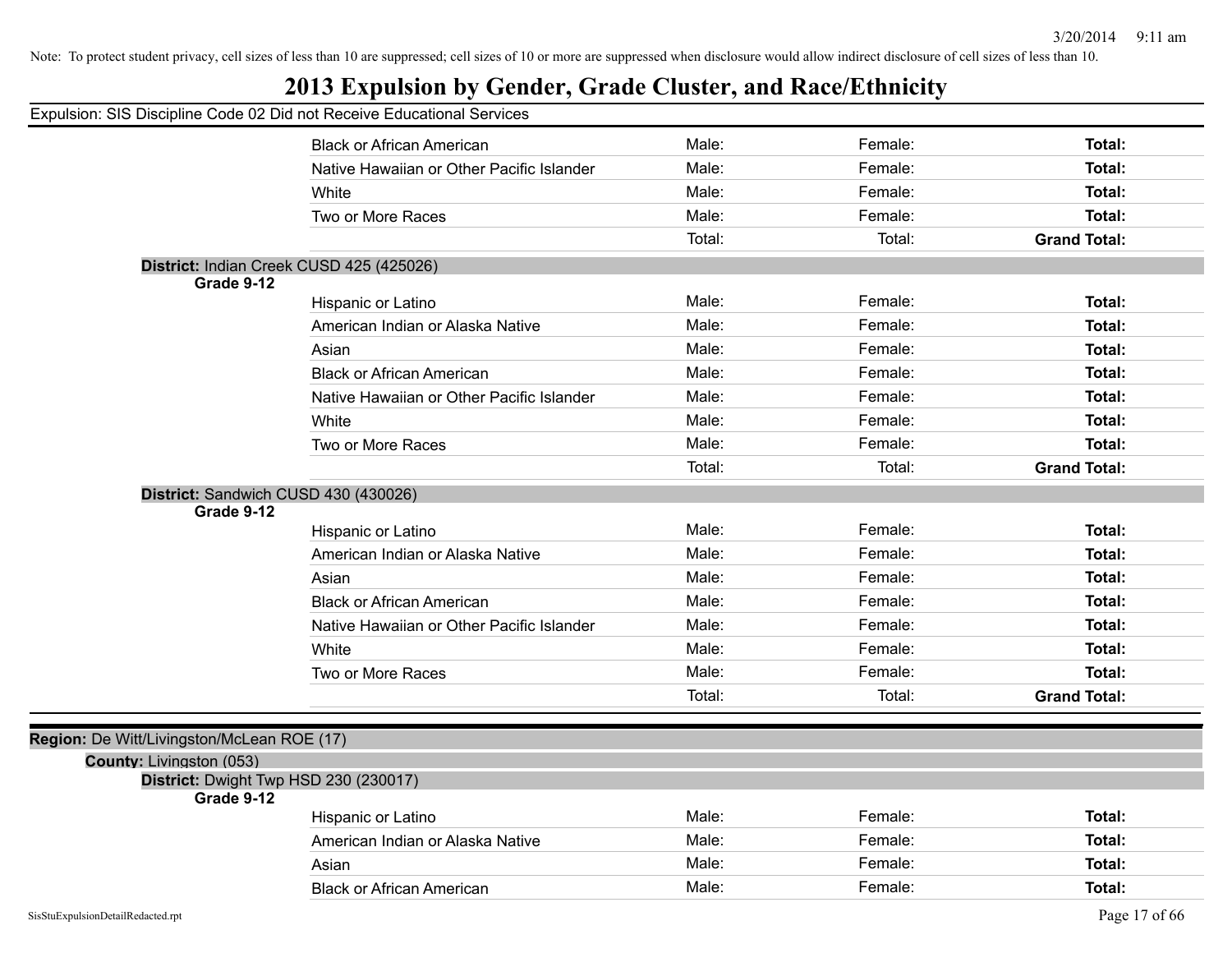Note: To protect student privacy, cell sizes of less than 10 are suppressed; cell sizes of 10 or more are suppressed when disclosure would allow indirect disclosure of cell sizes of less than 10.

# 2013 Expulsion by Gender, Grade Cluster, and Race/Ethnicity

Expulsion: SIS Discipline Code 02 Did not Receive Educational Services

| | | | |
|---|---|---|---|
| Black or African American | Male: | Female: | **Total:** |
| Native Hawaiian or Other Pacific Islander | Male: | Female: | **Total:** |
| White | Male: | Female: | **Total:** |
| Two or More Races | Male: | Female: | **Total:** |
| | Total: | Total: | **Grand Total:** |

**District:** Indian Creek CUSD 425 (425026)

**Grade 9-12**

| | | | |
|---|---|---|---|
| Hispanic or Latino | Male: | Female: | **Total:** |
| American Indian or Alaska Native | Male: | Female: | **Total:** |
| Asian | Male: | Female: | **Total:** |
| Black or African American | Male: | Female: | **Total:** |
| Native Hawaiian or Other Pacific Islander | Male: | Female: | **Total:** |
| White | Male: | Female: | **Total:** |
| Two or More Races | Male: | Female: | **Total:** |
| | Total: | Total: | **Grand Total:** |

**District:** Sandwich CUSD 430 (430026)

**Grade 9-12**

| | | | |
|---|---|---|---|
| Hispanic or Latino | Male: | Female: | **Total:** |
| American Indian or Alaska Native | Male: | Female: | **Total:** |
| Asian | Male: | Female: | **Total:** |
| Black or African American | Male: | Female: | **Total:** |
| Native Hawaiian or Other Pacific Islander | Male: | Female: | **Total:** |
| White | Male: | Female: | **Total:** |
| Two or More Races | Male: | Female: | **Total:** |
| | Total: | Total: | **Grand Total:** |

**Region:** De Witt/Livingston/McLean ROE (17)

**County:** Livingston (053)

**District:** Dwight Twp HSD 230 (230017)

**Grade 9-12**

| | | | |
|---|---|---|---|
| Hispanic or Latino | Male: | Female: | **Total:** |
| American Indian or Alaska Native | Male: | Female: | **Total:** |
| Asian | Male: | Female: | **Total:** |
| Black or African American | Male: | Female: | **Total:** |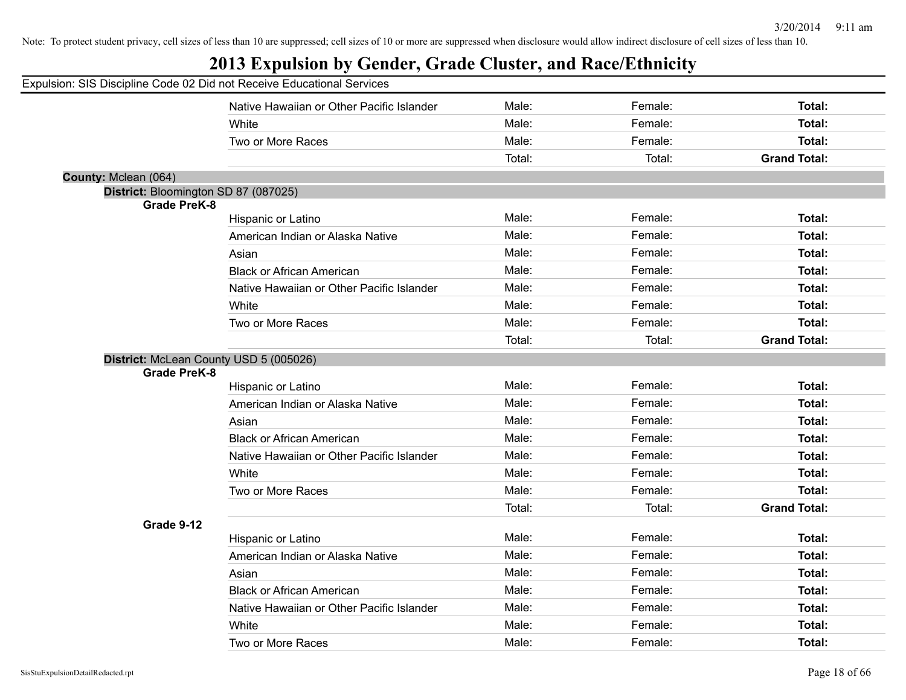Note: To protect student privacy, cell sizes of less than 10 are suppressed; cell sizes of 10 or more are suppressed when disclosure would allow indirect disclosure of cell sizes of less than 10.

# 2013 Expulsion by Gender, Grade Cluster, and Race/Ethnicity

Expulsion: SIS Discipline Code 02 Did not Receive Educational Services

| | | | | |
|---|---|---|---|---|
| | Native Hawaiian or Other Pacific Islander | Male: | Female: | **Total:** |
| | White | Male: | Female: | **Total:** |
| | Two or More Races | Male: | Female: | **Total:** |
| | | Total: | Total: | **Grand Total:** |

**County:** Mclean (064)

**District:** Bloomington SD 87 (087025)

**Grade PreK-8**

| | | | |
|---|---|---|---|
| Hispanic or Latino | Male: | Female: | **Total:** |
| American Indian or Alaska Native | Male: | Female: | **Total:** |
| Asian | Male: | Female: | **Total:** |
| Black or African American | Male: | Female: | **Total:** |
| Native Hawaiian or Other Pacific Islander | Male: | Female: | **Total:** |
| White | Male: | Female: | **Total:** |
| Two or More Races | Male: | Female: | **Total:** |
| | Total: | Total: | **Grand Total:** |

**District:** McLean County USD 5 (005026)

**Grade PreK-8**

| | | | |
|---|---|---|---|
| Hispanic or Latino | Male: | Female: | **Total:** |
| American Indian or Alaska Native | Male: | Female: | **Total:** |
| Asian | Male: | Female: | **Total:** |
| Black or African American | Male: | Female: | **Total:** |
| Native Hawaiian or Other Pacific Islander | Male: | Female: | **Total:** |
| White | Male: | Female: | **Total:** |
| Two or More Races | Male: | Female: | **Total:** |
| | Total: | Total: | **Grand Total:** |

**Grade 9-12**

| | | | |
|---|---|---|---|
| Hispanic or Latino | Male: | Female: | **Total:** |
| American Indian or Alaska Native | Male: | Female: | **Total:** |
| Asian | Male: | Female: | **Total:** |
| Black or African American | Male: | Female: | **Total:** |
| Native Hawaiian or Other Pacific Islander | Male: | Female: | **Total:** |
| White | Male: | Female: | **Total:** |
| Two or More Races | Male: | Female: | **Total:** |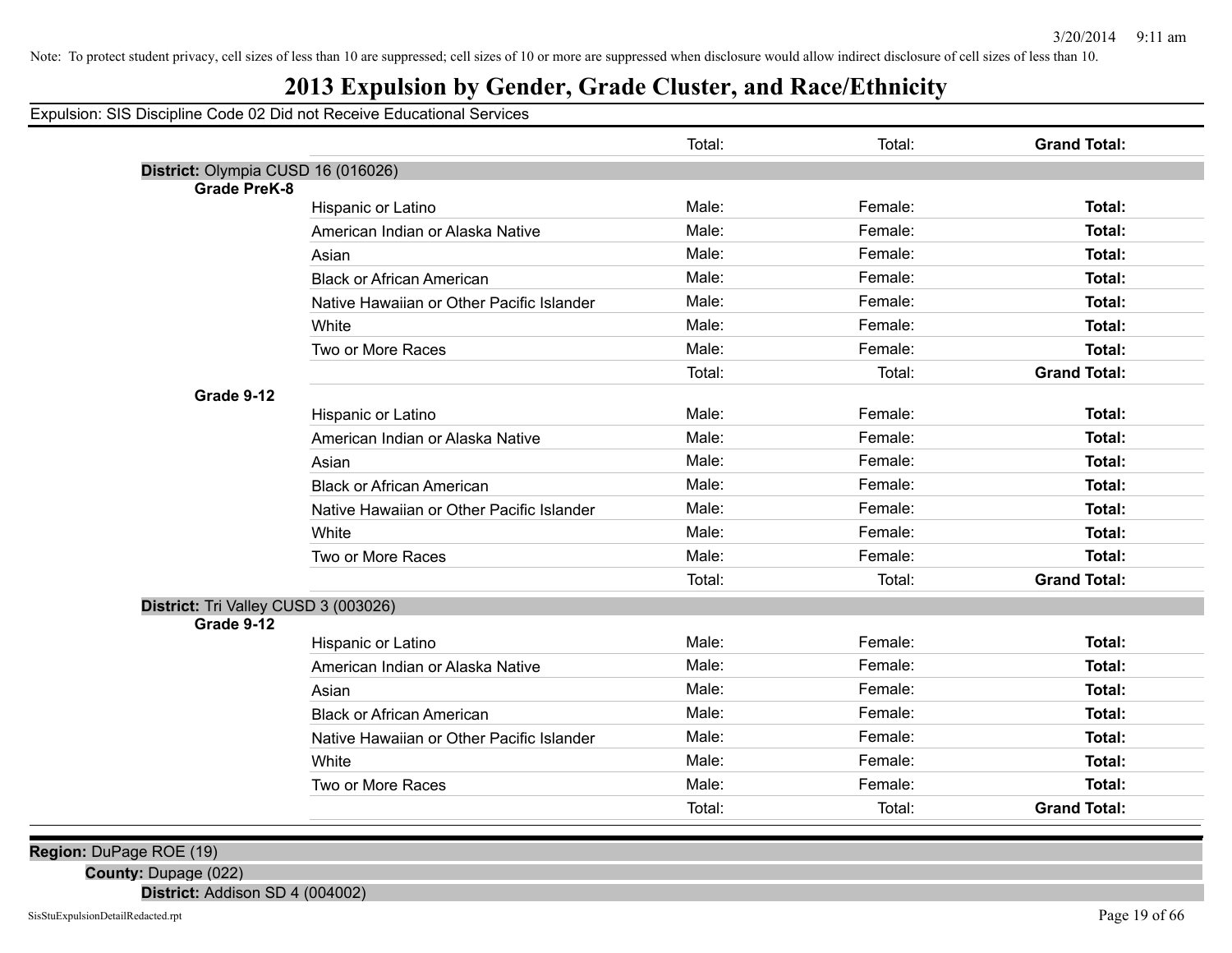Note: To protect student privacy, cell sizes of less than 10 are suppressed; cell sizes of 10 or more are suppressed when disclosure would allow indirect disclosure of cell sizes of less than 10.

# 2013 Expulsion by Gender, Grade Cluster, and Race/Ethnicity

Expulsion: SIS Discipline Code 02 Did not Receive Educational Services

| | | | | |
|---|---|---|---|---|
| | | Total: | Total: | **Grand Total:** |
| **District:** Olympia CUSD 16 (016026) | | | | |
| **Grade PreK-8** | | | | |
| | Hispanic or Latino | Male: | Female: | **Total:** |
| | American Indian or Alaska Native | Male: | Female: | **Total:** |
| | Asian | Male: | Female: | **Total:** |
| | Black or African American | Male: | Female: | **Total:** |
| | Native Hawaiian or Other Pacific Islander | Male: | Female: | **Total:** |
| | White | Male: | Female: | **Total:** |
| | Two or More Races | Male: | Female: | **Total:** |
| | | Total: | Total: | **Grand Total:** |
| **Grade 9-12** | | | | |
| | Hispanic or Latino | Male: | Female: | **Total:** |
| | American Indian or Alaska Native | Male: | Female: | **Total:** |
| | Asian | Male: | Female: | **Total:** |
| | Black or African American | Male: | Female: | **Total:** |
| | Native Hawaiian or Other Pacific Islander | Male: | Female: | **Total:** |
| | White | Male: | Female: | **Total:** |
| | Two or More Races | Male: | Female: | **Total:** |
| | | Total: | Total: | **Grand Total:** |
| **District:** Tri Valley CUSD 3 (003026) | | | | |
| **Grade 9-12** | | | | |
| | Hispanic or Latino | Male: | Female: | **Total:** |
| | American Indian or Alaska Native | Male: | Female: | **Total:** |
| | Asian | Male: | Female: | **Total:** |
| | Black or African American | Male: | Female: | **Total:** |
| | Native Hawaiian or Other Pacific Islander | Male: | Female: | **Total:** |
| | White | Male: | Female: | **Total:** |
| | Two or More Races | Male: | Female: | **Total:** |
| | | Total: | Total: | **Grand Total:** |

**Region:** DuPage ROE (19)

**County:** Dupage (022)

**District:** Addison SD 4 (004002)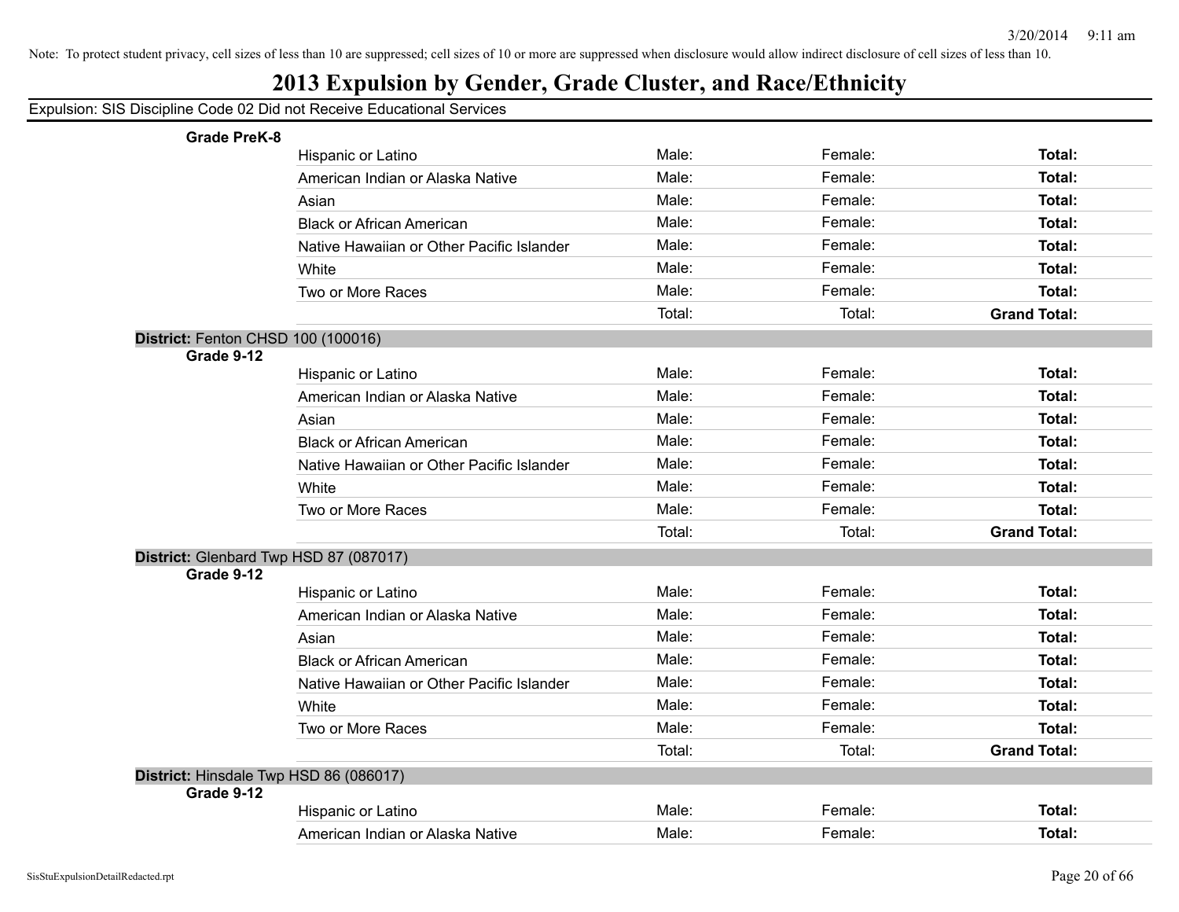Note: To protect student privacy, cell sizes of less than 10 are suppressed; cell sizes of 10 or more are suppressed when disclosure would allow indirect disclosure of cell sizes of less than 10.

# 2013 Expulsion by Gender, Grade Cluster, and Race/Ethnicity

## Expulsion: SIS Discipline Code 02 Did not Receive Educational Services

**Grade PreK-8**

| | Race/Ethnicity | | | |
|---|---|---|---|---|
| | Hispanic or Latino | Male: | Female: | **Total:** |
| | American Indian or Alaska Native | Male: | Female: | **Total:** |
| | Asian | Male: | Female: | **Total:** |
| | Black or African American | Male: | Female: | **Total:** |
| | Native Hawaiian or Other Pacific Islander | Male: | Female: | **Total:** |
| | White | Male: | Female: | **Total:** |
| | Two or More Races | Male: | Female: | **Total:** |
| | | Total: | Total: | **Grand Total:** |

**District:** Fenton CHSD 100 (100016)

**Grade 9-12**

| | Race/Ethnicity | | | |
|---|---|---|---|---|
| | Hispanic or Latino | Male: | Female: | **Total:** |
| | American Indian or Alaska Native | Male: | Female: | **Total:** |
| | Asian | Male: | Female: | **Total:** |
| | Black or African American | Male: | Female: | **Total:** |
| | Native Hawaiian or Other Pacific Islander | Male: | Female: | **Total:** |
| | White | Male: | Female: | **Total:** |
| | Two or More Races | Male: | Female: | **Total:** |
| | | Total: | Total: | **Grand Total:** |

**District:** Glenbard Twp HSD 87 (087017)

**Grade 9-12**

| | Race/Ethnicity | | | |
|---|---|---|---|---|
| | Hispanic or Latino | Male: | Female: | **Total:** |
| | American Indian or Alaska Native | Male: | Female: | **Total:** |
| | Asian | Male: | Female: | **Total:** |
| | Black or African American | Male: | Female: | **Total:** |
| | Native Hawaiian or Other Pacific Islander | Male: | Female: | **Total:** |
| | White | Male: | Female: | **Total:** |
| | Two or More Races | Male: | Female: | **Total:** |
| | | Total: | Total: | **Grand Total:** |

**District:** Hinsdale Twp HSD 86 (086017)

**Grade 9-12**

| | Race/Ethnicity | | | |
|---|---|---|---|---|
| | Hispanic or Latino | Male: | Female: | **Total:** |
| | American Indian or Alaska Native | Male: | Female: | **Total:** |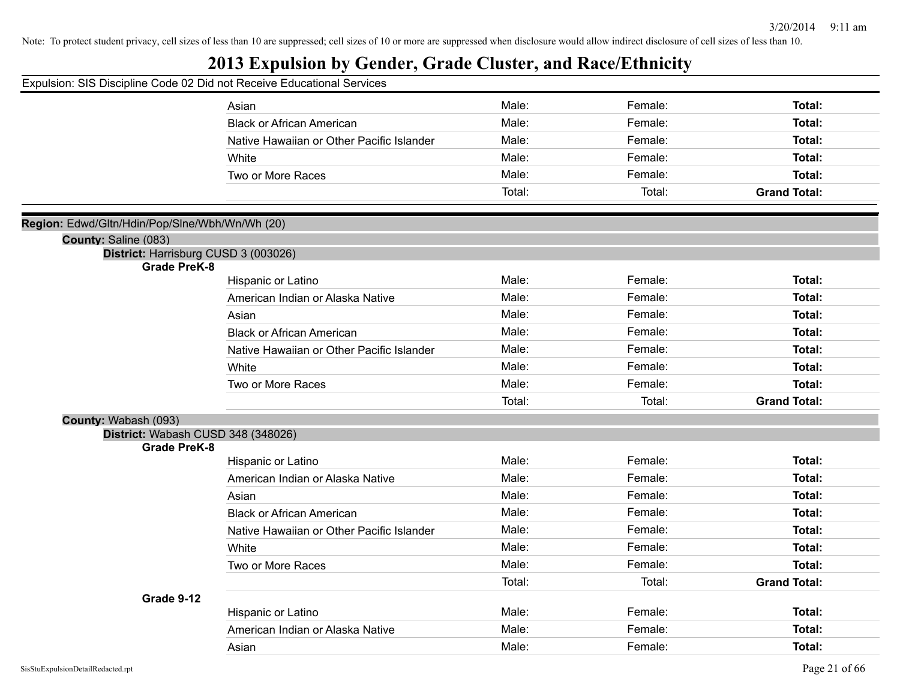Note: To protect student privacy, cell sizes of less than 10 are suppressed; cell sizes of 10 or more are suppressed when disclosure would allow indirect disclosure of cell sizes of less than 10.

# 2013 Expulsion by Gender, Grade Cluster, and Race/Ethnicity

Expulsion: SIS Discipline Code 02 Did not Receive Educational Services

| | | | |
|---|---|---|---|
| Asian | Male: | Female: | **Total:** |
| Black or African American | Male: | Female: | **Total:** |
| Native Hawaiian or Other Pacific Islander | Male: | Female: | **Total:** |
| White | Male: | Female: | **Total:** |
| Two or More Races | Male: | Female: | **Total:** |
| | Total: | Total: | **Grand Total:** |

**Region:** Edwd/Gltn/Hdin/Pop/Slne/Wbh/Wn/Wh (20)

**County:** Saline (083)

**District:** Harrisburg CUSD 3 (003026)

**Grade PreK-8**

| | | | |
|---|---|---|---|
| Hispanic or Latino | Male: | Female: | **Total:** |
| American Indian or Alaska Native | Male: | Female: | **Total:** |
| Asian | Male: | Female: | **Total:** |
| Black or African American | Male: | Female: | **Total:** |
| Native Hawaiian or Other Pacific Islander | Male: | Female: | **Total:** |
| White | Male: | Female: | **Total:** |
| Two or More Races | Male: | Female: | **Total:** |
| | Total: | Total: | **Grand Total:** |

**County:** Wabash (093)

**District:** Wabash CUSD 348 (348026)

**Grade PreK-8**

| | | | |
|---|---|---|---|
| Hispanic or Latino | Male: | Female: | **Total:** |
| American Indian or Alaska Native | Male: | Female: | **Total:** |
| Asian | Male: | Female: | **Total:** |
| Black or African American | Male: | Female: | **Total:** |
| Native Hawaiian or Other Pacific Islander | Male: | Female: | **Total:** |
| White | Male: | Female: | **Total:** |
| Two or More Races | Male: | Female: | **Total:** |
| | Total: | Total: | **Grand Total:** |

**Grade 9-12**

| | | | |
|---|---|---|---|
| Hispanic or Latino | Male: | Female: | **Total:** |
| American Indian or Alaska Native | Male: | Female: | **Total:** |
| Asian | Male: | Female: | **Total:** |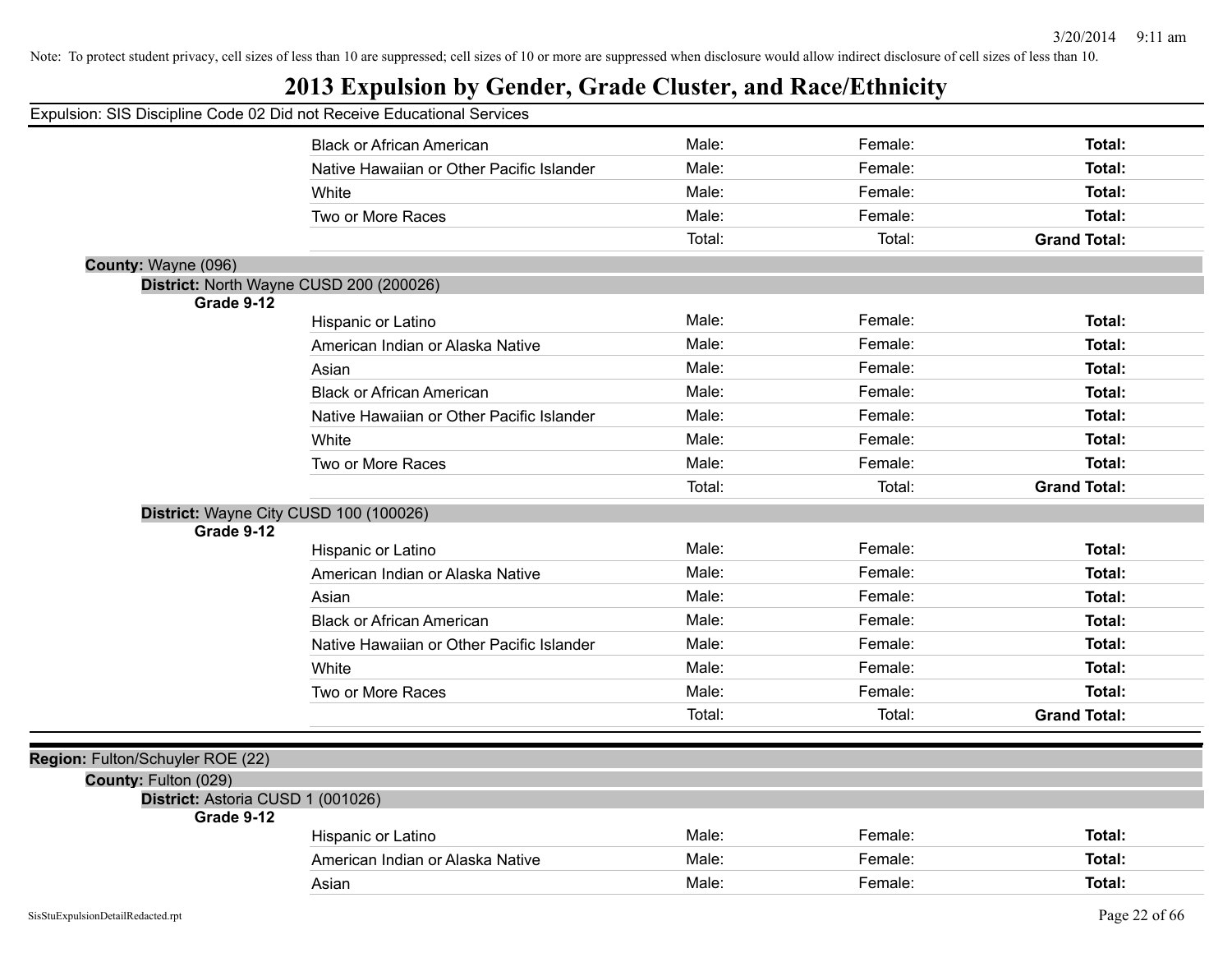Note: To protect student privacy, cell sizes of less than 10 are suppressed; cell sizes of 10 or more are suppressed when disclosure would allow indirect disclosure of cell sizes of less than 10.

# 2013 Expulsion by Gender, Grade Cluster, and Race/Ethnicity

Expulsion: SIS Discipline Code 02 Did not Receive Educational Services

| | | | | |
|---|---|---|---|---|
| | Black or African American | Male: | Female: | **Total:** |
| | Native Hawaiian or Other Pacific Islander | Male: | Female: | **Total:** |
| | White | Male: | Female: | **Total:** |
| | Two or More Races | Male: | Female: | **Total:** |
| | | Total: | Total: | **Grand Total:** |

**County:** Wayne (096)

**District:** North Wayne CUSD 200 (200026)

| | | | | |
|---|---|---|---|---|
| **Grade 9-12** | Hispanic or Latino | Male: | Female: | **Total:** |
| | American Indian or Alaska Native | Male: | Female: | **Total:** |
| | Asian | Male: | Female: | **Total:** |
| | Black or African American | Male: | Female: | **Total:** |
| | Native Hawaiian or Other Pacific Islander | Male: | Female: | **Total:** |
| | White | Male: | Female: | **Total:** |
| | Two or More Races | Male: | Female: | **Total:** |
| | | Total: | Total: | **Grand Total:** |

**District:** Wayne City CUSD 100 (100026)

| | | | | |
|---|---|---|---|---|
| **Grade 9-12** | Hispanic or Latino | Male: | Female: | **Total:** |
| | American Indian or Alaska Native | Male: | Female: | **Total:** |
| | Asian | Male: | Female: | **Total:** |
| | Black or African American | Male: | Female: | **Total:** |
| | Native Hawaiian or Other Pacific Islander | Male: | Female: | **Total:** |
| | White | Male: | Female: | **Total:** |
| | Two or More Races | Male: | Female: | **Total:** |
| | | Total: | Total: | **Grand Total:** |

**Region:** Fulton/Schuyler ROE (22)

**County:** Fulton (029)

**District:** Astoria CUSD 1 (001026)

| | | | | |
|---|---|---|---|---|
| **Grade 9-12** | Hispanic or Latino | Male: | Female: | **Total:** |
| | American Indian or Alaska Native | Male: | Female: | **Total:** |
| | Asian | Male: | Female: | **Total:** |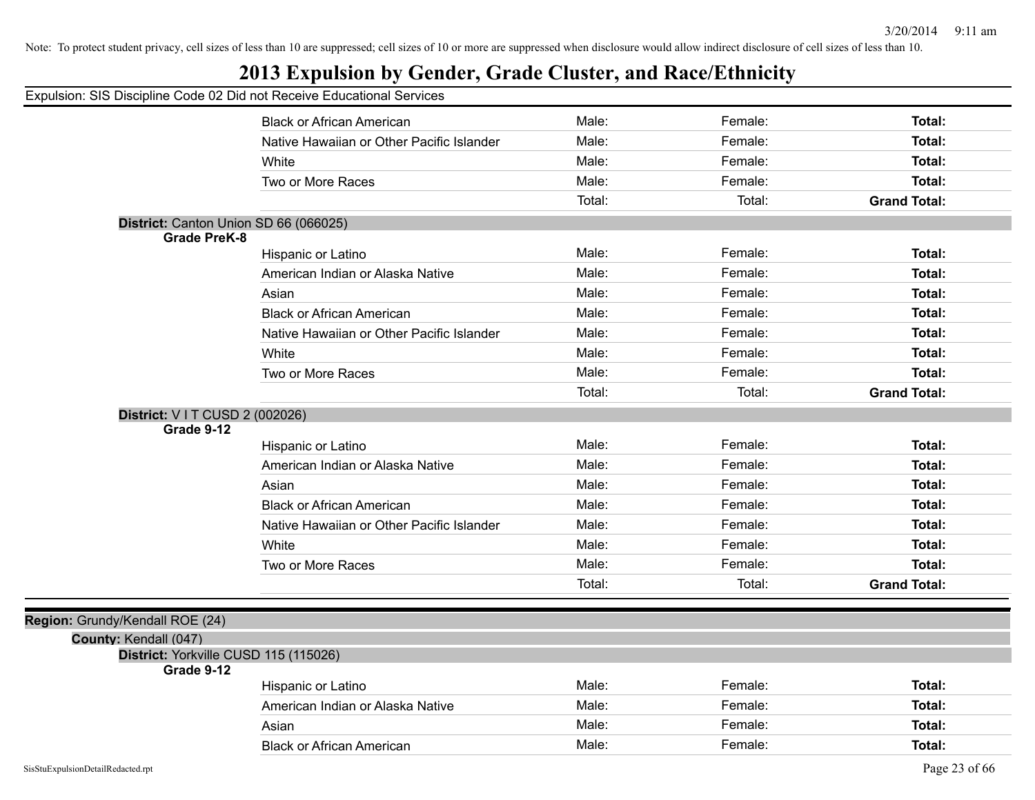Note: To protect student privacy, cell sizes of less than 10 are suppressed; cell sizes of 10 or more are suppressed when disclosure would allow indirect disclosure of cell sizes of less than 10.

# 2013 Expulsion by Gender, Grade Cluster, and Race/Ethnicity

Expulsion: SIS Discipline Code 02 Did not Receive Educational Services

| | | | | |
|---|---|---|---|---|
| | Black or African American | Male: | Female: | **Total:** |
| | Native Hawaiian or Other Pacific Islander | Male: | Female: | **Total:** |
| | White | Male: | Female: | **Total:** |
| | Two or More Races | Male: | Female: | **Total:** |
| | | Total: | Total: | **Grand Total:** |

**District:** Canton Union SD 66 (066025)

| **Grade PreK-8** | | | | |
|---|---|---|---|---|
| | Hispanic or Latino | Male: | Female: | **Total:** |
| | American Indian or Alaska Native | Male: | Female: | **Total:** |
| | Asian | Male: | Female: | **Total:** |
| | Black or African American | Male: | Female: | **Total:** |
| | Native Hawaiian or Other Pacific Islander | Male: | Female: | **Total:** |
| | White | Male: | Female: | **Total:** |
| | Two or More Races | Male: | Female: | **Total:** |
| | | Total: | Total: | **Grand Total:** |

**District:** V I T CUSD 2 (002026)

| **Grade 9-12** | | | | |
|---|---|---|---|---|
| | Hispanic or Latino | Male: | Female: | **Total:** |
| | American Indian or Alaska Native | Male: | Female: | **Total:** |
| | Asian | Male: | Female: | **Total:** |
| | Black or African American | Male: | Female: | **Total:** |
| | Native Hawaiian or Other Pacific Islander | Male: | Female: | **Total:** |
| | White | Male: | Female: | **Total:** |
| | Two or More Races | Male: | Female: | **Total:** |
| | | Total: | Total: | **Grand Total:** |

**Region:** Grundy/Kendall ROE (24)

**County:** Kendall (047)

**District:** Yorkville CUSD 115 (115026)

| **Grade 9-12** | | | | |
|---|---|---|---|---|
| | Hispanic or Latino | Male: | Female: | **Total:** |
| | American Indian or Alaska Native | Male: | Female: | **Total:** |
| | Asian | Male: | Female: | **Total:** |
| | Black or African American | Male: | Female: | **Total:** |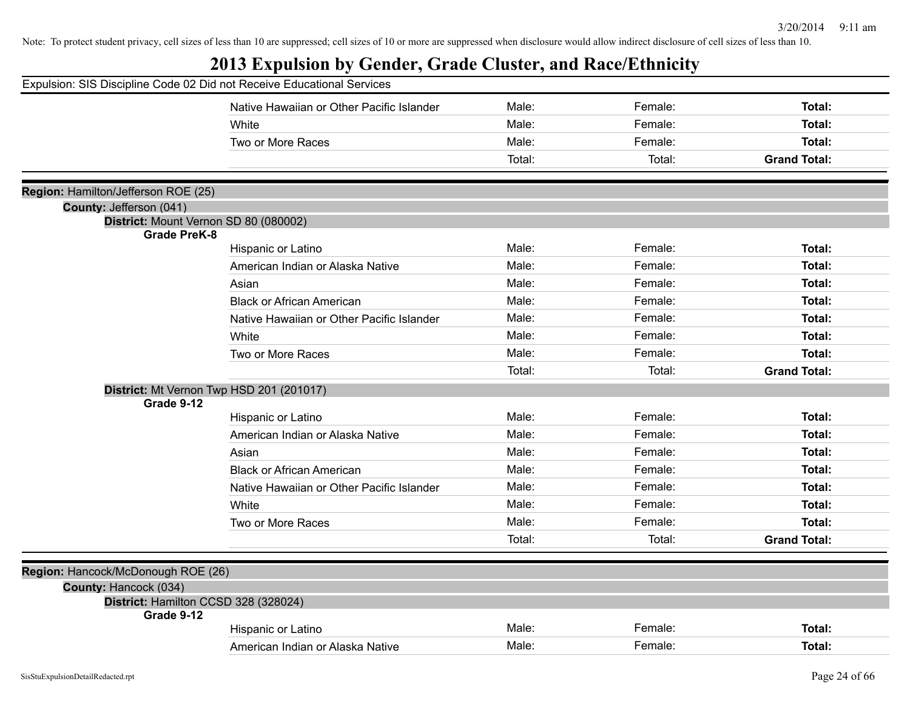Note: To protect student privacy, cell sizes of less than 10 are suppressed; cell sizes of 10 or more are suppressed when disclosure would allow indirect disclosure of cell sizes of less than 10.

# 2013 Expulsion by Gender, Grade Cluster, and Race/Ethnicity

Expulsion: SIS Discipline Code 02 Did not Receive Educational Services

| | | | |
|---|---|---|---|
| Native Hawaiian or Other Pacific Islander | Male: | Female: | **Total:** |
| White | Male: | Female: | **Total:** |
| Two or More Races | Male: | Female: | **Total:** |
| | Total: | Total: | **Grand Total:** |

**Region:** Hamilton/Jefferson ROE (25)

**County:** Jefferson (041)

**District:** Mount Vernon SD 80 (080002)

**Grade PreK-8**

| | | | |
|---|---|---|---|
| Hispanic or Latino | Male: | Female: | **Total:** |
| American Indian or Alaska Native | Male: | Female: | **Total:** |
| Asian | Male: | Female: | **Total:** |
| Black or African American | Male: | Female: | **Total:** |
| Native Hawaiian or Other Pacific Islander | Male: | Female: | **Total:** |
| White | Male: | Female: | **Total:** |
| Two or More Races | Male: | Female: | **Total:** |
| | Total: | Total: | **Grand Total:** |

**District:** Mt Vernon Twp HSD 201 (201017)

**Grade 9-12**

| | | | |
|---|---|---|---|
| Hispanic or Latino | Male: | Female: | **Total:** |
| American Indian or Alaska Native | Male: | Female: | **Total:** |
| Asian | Male: | Female: | **Total:** |
| Black or African American | Male: | Female: | **Total:** |
| Native Hawaiian or Other Pacific Islander | Male: | Female: | **Total:** |
| White | Male: | Female: | **Total:** |
| Two or More Races | Male: | Female: | **Total:** |
| | Total: | Total: | **Grand Total:** |

**Region:** Hancock/McDonough ROE (26)

**County:** Hancock (034)

**District:** Hamilton CCSD 328 (328024)

**Grade 9-12**

| | | | |
|---|---|---|---|
| Hispanic or Latino | Male: | Female: | **Total:** |
| American Indian or Alaska Native | Male: | Female: | **Total:** |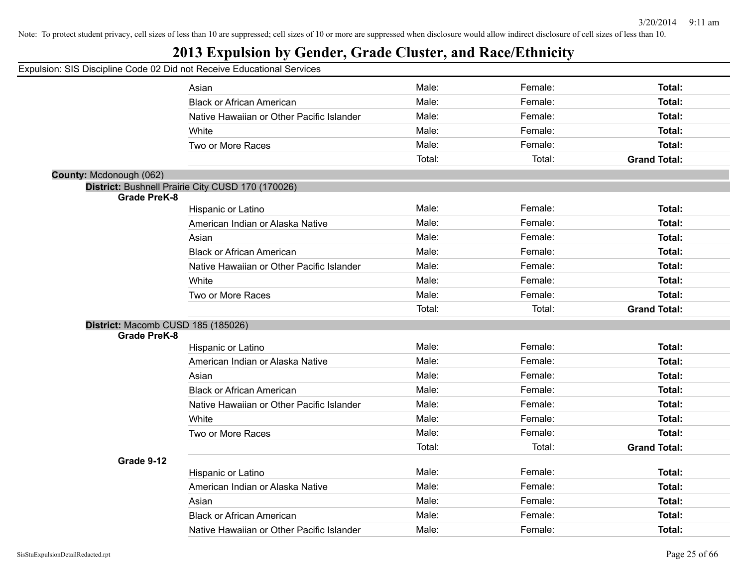Note: To protect student privacy, cell sizes of less than 10 are suppressed; cell sizes of 10 or more are suppressed when disclosure would allow indirect disclosure of cell sizes of less than 10.

# 2013 Expulsion by Gender, Grade Cluster, and Race/Ethnicity

Expulsion: SIS Discipline Code 02 Did not Receive Educational Services

| | | | | |
|---|---|---|---|---|
| | Asian | Male: | Female: | **Total:** |
| | Black or African American | Male: | Female: | **Total:** |
| | Native Hawaiian or Other Pacific Islander | Male: | Female: | **Total:** |
| | White | Male: | Female: | **Total:** |
| | Two or More Races | Male: | Female: | **Total:** |
| | | Total: | Total: | **Grand Total:** |

**County:** Mcdonough (062)

**District:** Bushnell Prairie City CUSD 170 (170026)

| | | | | |
|---|---|---|---|---|
| **Grade PreK-8** | | | | |
| | Hispanic or Latino | Male: | Female: | **Total:** |
| | American Indian or Alaska Native | Male: | Female: | **Total:** |
| | Asian | Male: | Female: | **Total:** |
| | Black or African American | Male: | Female: | **Total:** |
| | Native Hawaiian or Other Pacific Islander | Male: | Female: | **Total:** |
| | White | Male: | Female: | **Total:** |
| | Two or More Races | Male: | Female: | **Total:** |
| | | Total: | Total: | **Grand Total:** |

**District:** Macomb CUSD 185 (185026)

| | | | | |
|---|---|---|---|---|
| **Grade PreK-8** | | | | |
| | Hispanic or Latino | Male: | Female: | **Total:** |
| | American Indian or Alaska Native | Male: | Female: | **Total:** |
| | Asian | Male: | Female: | **Total:** |
| | Black or African American | Male: | Female: | **Total:** |
| | Native Hawaiian or Other Pacific Islander | Male: | Female: | **Total:** |
| | White | Male: | Female: | **Total:** |
| | Two or More Races | Male: | Female: | **Total:** |
| | | Total: | Total: | **Grand Total:** |
| **Grade 9-12** | | | | |
| | Hispanic or Latino | Male: | Female: | **Total:** |
| | American Indian or Alaska Native | Male: | Female: | **Total:** |
| | Asian | Male: | Female: | **Total:** |
| | Black or African American | Male: | Female: | **Total:** |
| | Native Hawaiian or Other Pacific Islander | Male: | Female: | **Total:** |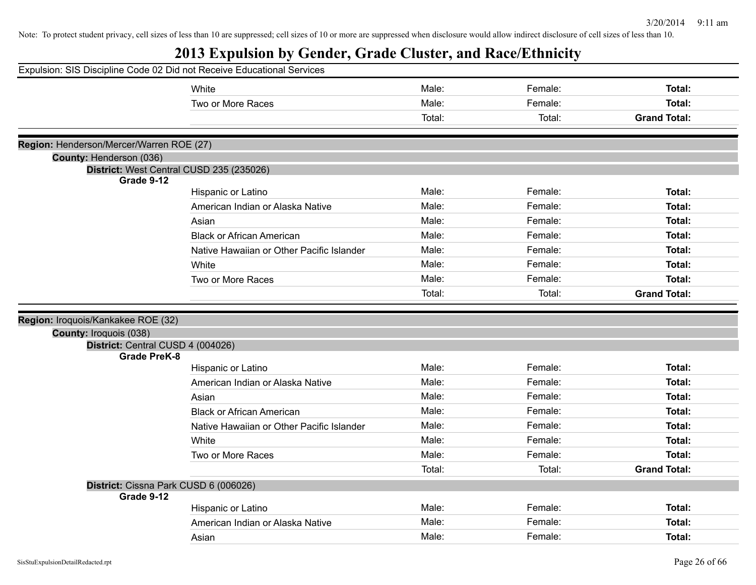Note: To protect student privacy, cell sizes of less than 10 are suppressed; cell sizes of 10 or more are suppressed when disclosure would allow indirect disclosure of cell sizes of less than 10.

# 2013 Expulsion by Gender, Grade Cluster, and Race/Ethnicity

Expulsion: SIS Discipline Code 02 Did not Receive Educational Services

| | | | |
|---|---|---|---|
| White | Male: | Female: | **Total:** |
| Two or More Races | Male: | Female: | **Total:** |
| | Total: | Total: | **Grand Total:** |

**Region:** Henderson/Mercer/Warren ROE (27)

**County:** Henderson (036)

**District:** West Central CUSD 235 (235026)

**Grade 9-12**

| | | | |
|---|---|---|---|
| Hispanic or Latino | Male: | Female: | **Total:** |
| American Indian or Alaska Native | Male: | Female: | **Total:** |
| Asian | Male: | Female: | **Total:** |
| Black or African American | Male: | Female: | **Total:** |
| Native Hawaiian or Other Pacific Islander | Male: | Female: | **Total:** |
| White | Male: | Female: | **Total:** |
| Two or More Races | Male: | Female: | **Total:** |
| | Total: | Total: | **Grand Total:** |

**Region:** Iroquois/Kankakee ROE (32)

**County:** Iroquois (038)

**District:** Central CUSD 4 (004026)

**Grade PreK-8**

| | | | |
|---|---|---|---|
| Hispanic or Latino | Male: | Female: | **Total:** |
| American Indian or Alaska Native | Male: | Female: | **Total:** |
| Asian | Male: | Female: | **Total:** |
| Black or African American | Male: | Female: | **Total:** |
| Native Hawaiian or Other Pacific Islander | Male: | Female: | **Total:** |
| White | Male: | Female: | **Total:** |
| Two or More Races | Male: | Female: | **Total:** |
| | Total: | Total: | **Grand Total:** |

**District:** Cissna Park CUSD 6 (006026)

**Grade 9-12**

| | | | |
|---|---|---|---|
| Hispanic or Latino | Male: | Female: | **Total:** |
| American Indian or Alaska Native | Male: | Female: | **Total:** |
| Asian | Male: | Female: | **Total:** |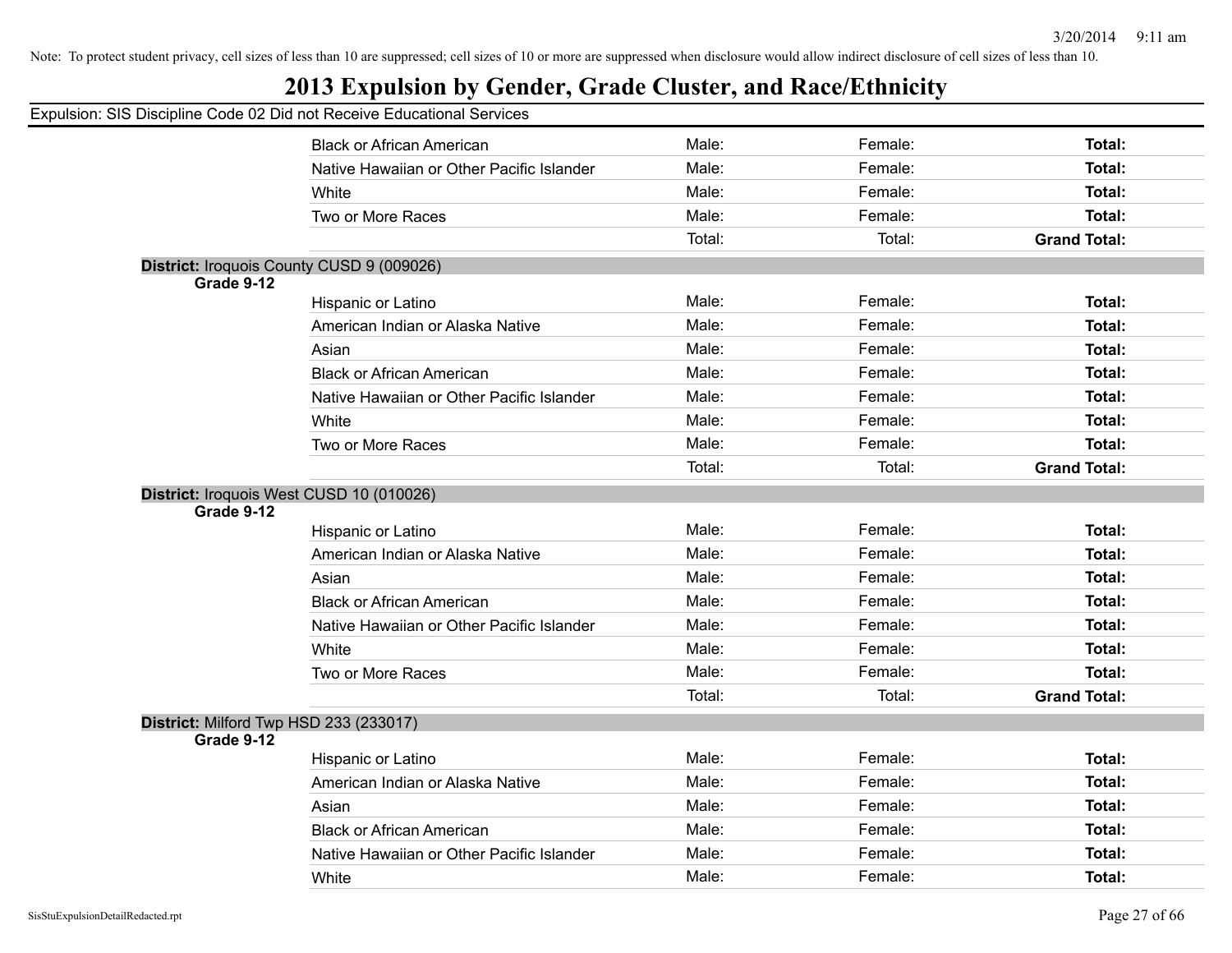Note: To protect student privacy, cell sizes of less than 10 are suppressed; cell sizes of 10 or more are suppressed when disclosure would allow indirect disclosure of cell sizes of less than 10.

# 2013 Expulsion by Gender, Grade Cluster, and Race/Ethnicity

Expulsion: SIS Discipline Code 02 Did not Receive Educational Services

| | | | | |
|---|---|---|---|---|
| | Black or African American | Male: | Female: | **Total:** |
| | Native Hawaiian or Other Pacific Islander | Male: | Female: | **Total:** |
| | White | Male: | Female: | **Total:** |
| | Two or More Races | Male: | Female: | **Total:** |
| | | Total: | Total: | **Grand Total:** |

**District:** Iroquois County CUSD 9 (009026)

| **Grade 9-12** | | | | |
|---|---|---|---|---|
| | Hispanic or Latino | Male: | Female: | **Total:** |
| | American Indian or Alaska Native | Male: | Female: | **Total:** |
| | Asian | Male: | Female: | **Total:** |
| | Black or African American | Male: | Female: | **Total:** |
| | Native Hawaiian or Other Pacific Islander | Male: | Female: | **Total:** |
| | White | Male: | Female: | **Total:** |
| | Two or More Races | Male: | Female: | **Total:** |
| | | Total: | Total: | **Grand Total:** |

**District:** Iroquois West CUSD 10 (010026)

| **Grade 9-12** | | | | |
|---|---|---|---|---|
| | Hispanic or Latino | Male: | Female: | **Total:** |
| | American Indian or Alaska Native | Male: | Female: | **Total:** |
| | Asian | Male: | Female: | **Total:** |
| | Black or African American | Male: | Female: | **Total:** |
| | Native Hawaiian or Other Pacific Islander | Male: | Female: | **Total:** |
| | White | Male: | Female: | **Total:** |
| | Two or More Races | Male: | Female: | **Total:** |
| | | Total: | Total: | **Grand Total:** |

**District:** Milford Twp HSD 233 (233017)

| **Grade 9-12** | | | | |
|---|---|---|---|---|
| | Hispanic or Latino | Male: | Female: | **Total:** |
| | American Indian or Alaska Native | Male: | Female: | **Total:** |
| | Asian | Male: | Female: | **Total:** |
| | Black or African American | Male: | Female: | **Total:** |
| | Native Hawaiian or Other Pacific Islander | Male: | Female: | **Total:** |
| | White | Male: | Female: | **Total:** |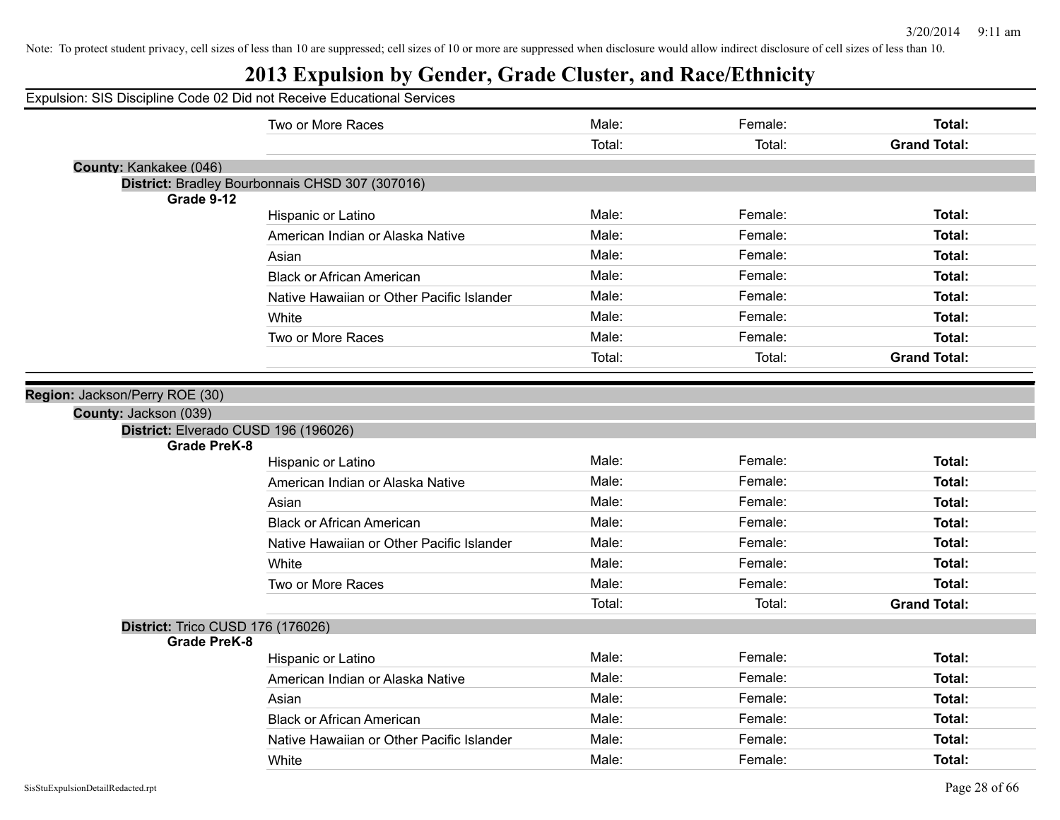Note: To protect student privacy, cell sizes of less than 10 are suppressed; cell sizes of 10 or more are suppressed when disclosure would allow indirect disclosure of cell sizes of less than 10.

# 2013 Expulsion by Gender, Grade Cluster, and Race/Ethnicity

Expulsion: SIS Discipline Code 02 Did not Receive Educational Services

| | | | | |
|---|---|---|---|---|
| | Two or More Races | Male: | Female: | **Total:** |
| | | Total: | Total: | **Grand Total:** |

**County:** Kankakee (046)

**District:** Bradley Bourbonnais CHSD 307 (307016)

| Grade | Race/Ethnicity | Male | Female | Total |
|---|---|---|---|---|
| **Grade 9-12** | Hispanic or Latino | Male: | Female: | **Total:** |
| | American Indian or Alaska Native | Male: | Female: | **Total:** |
| | Asian | Male: | Female: | **Total:** |
| | Black or African American | Male: | Female: | **Total:** |
| | Native Hawaiian or Other Pacific Islander | Male: | Female: | **Total:** |
| | White | Male: | Female: | **Total:** |
| | Two or More Races | Male: | Female: | **Total:** |
| | | Total: | Total: | **Grand Total:** |

**Region:** Jackson/Perry ROE (30)

**County:** Jackson (039)

**District:** Elverado CUSD 196 (196026)

| Grade | Race/Ethnicity | Male | Female | Total |
|---|---|---|---|---|
| **Grade PreK-8** | Hispanic or Latino | Male: | Female: | **Total:** |
| | American Indian or Alaska Native | Male: | Female: | **Total:** |
| | Asian | Male: | Female: | **Total:** |
| | Black or African American | Male: | Female: | **Total:** |
| | Native Hawaiian or Other Pacific Islander | Male: | Female: | **Total:** |
| | White | Male: | Female: | **Total:** |
| | Two or More Races | Male: | Female: | **Total:** |
| | | Total: | Total: | **Grand Total:** |

**District:** Trico CUSD 176 (176026)

| Grade | Race/Ethnicity | Male | Female | Total |
|---|---|---|---|---|
| **Grade PreK-8** | Hispanic or Latino | Male: | Female: | **Total:** |
| | American Indian or Alaska Native | Male: | Female: | **Total:** |
| | Asian | Male: | Female: | **Total:** |
| | Black or African American | Male: | Female: | **Total:** |
| | Native Hawaiian or Other Pacific Islander | Male: | Female: | **Total:** |
| | White | Male: | Female: | **Total:** |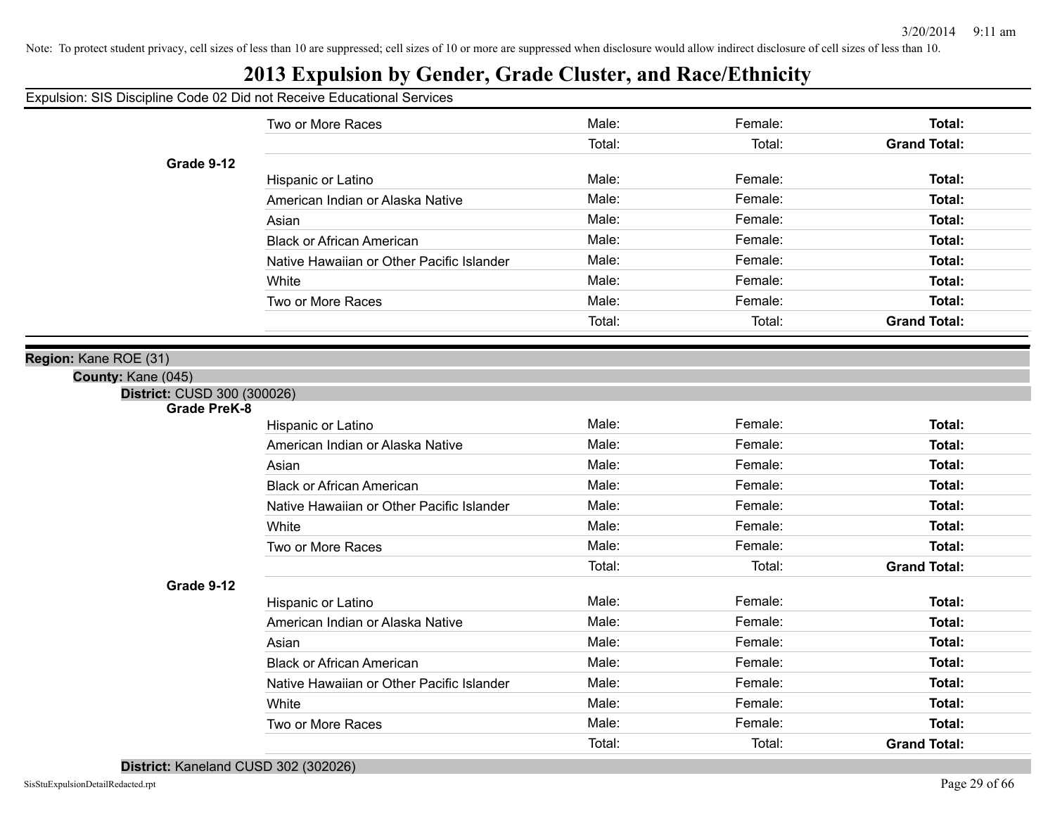Note: To protect student privacy, cell sizes of less than 10 are suppressed; cell sizes of 10 or more are suppressed when disclosure would allow indirect disclosure of cell sizes of less than 10.

# 2013 Expulsion by Gender, Grade Cluster, and Race/Ethnicity

Expulsion: SIS Discipline Code 02 Did not Receive Educational Services

| | | | | |
|---|---|---|---|---|
| | Two or More Races | Male: | Female: | **Total:** |
| | | Total: | Total: | **Grand Total:** |
| **Grade 9-12** | | | | |
| | Hispanic or Latino | Male: | Female: | **Total:** |
| | American Indian or Alaska Native | Male: | Female: | **Total:** |
| | Asian | Male: | Female: | **Total:** |
| | Black or African American | Male: | Female: | **Total:** |
| | Native Hawaiian or Other Pacific Islander | Male: | Female: | **Total:** |
| | White | Male: | Female: | **Total:** |
| | Two or More Races | Male: | Female: | **Total:** |
| | | Total: | Total: | **Grand Total:** |

**Region:** Kane ROE (31)

**County:** Kane (045)

**District:** CUSD 300 (300026)

| | | | | |
|---|---|---|---|---|
| **Grade PreK-8** | | | | |
| | Hispanic or Latino | Male: | Female: | **Total:** |
| | American Indian or Alaska Native | Male: | Female: | **Total:** |
| | Asian | Male: | Female: | **Total:** |
| | Black or African American | Male: | Female: | **Total:** |
| | Native Hawaiian or Other Pacific Islander | Male: | Female: | **Total:** |
| | White | Male: | Female: | **Total:** |
| | Two or More Races | Male: | Female: | **Total:** |
| | | Total: | Total: | **Grand Total:** |
| **Grade 9-12** | | | | |
| | Hispanic or Latino | Male: | Female: | **Total:** |
| | American Indian or Alaska Native | Male: | Female: | **Total:** |
| | Asian | Male: | Female: | **Total:** |
| | Black or African American | Male: | Female: | **Total:** |
| | Native Hawaiian or Other Pacific Islander | Male: | Female: | **Total:** |
| | White | Male: | Female: | **Total:** |
| | Two or More Races | Male: | Female: | **Total:** |
| | | Total: | Total: | **Grand Total:** |

**District:** Kaneland CUSD 302 (302026)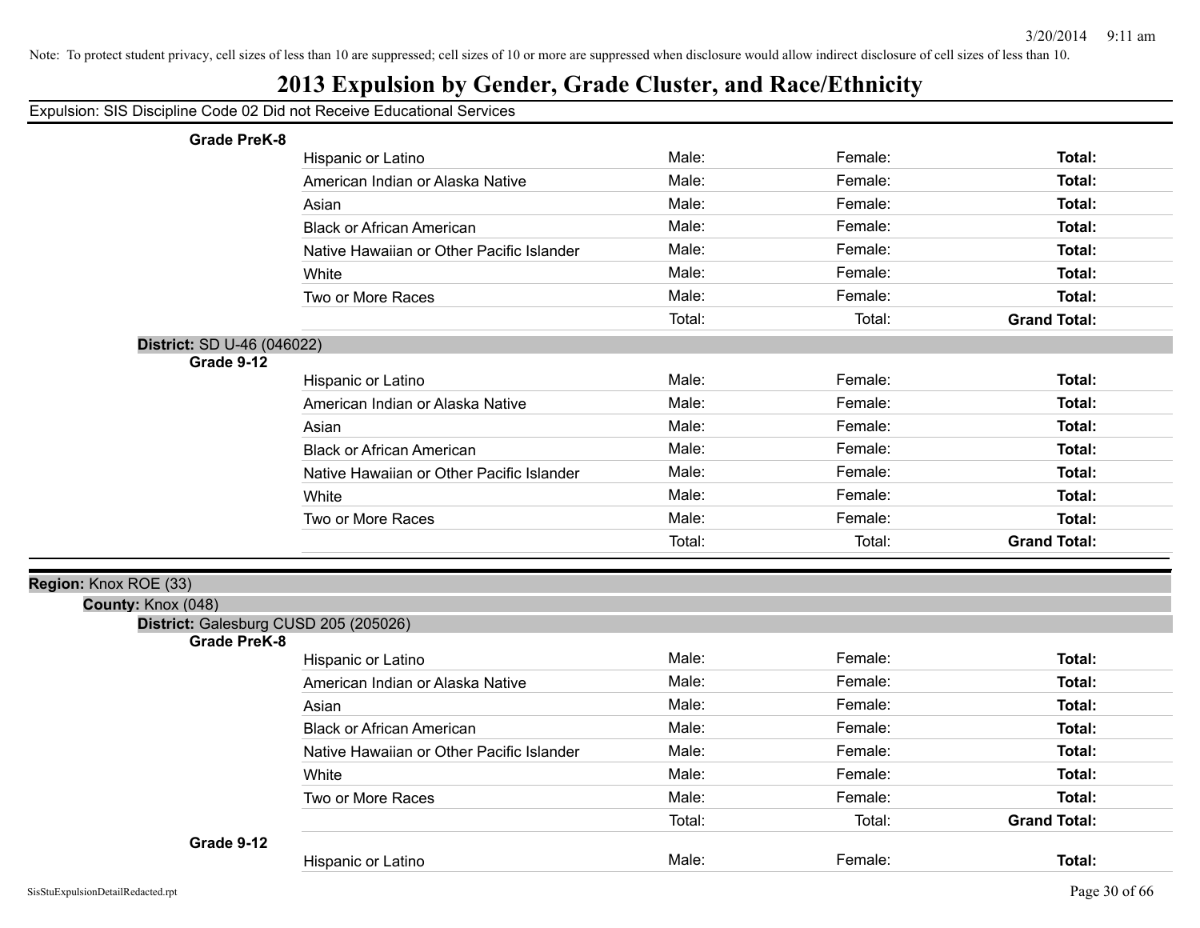Note: To protect student privacy, cell sizes of less than 10 are suppressed; cell sizes of 10 or more are suppressed when disclosure would allow indirect disclosure of cell sizes of less than 10.

# 2013 Expulsion by Gender, Grade Cluster, and Race/Ethnicity

Expulsion: SIS Discipline Code 02 Did not Receive Educational Services

**Grade PreK-8**

| | | | |
|---|---|---|---|
| Hispanic or Latino | Male: | Female: | **Total:** |
| American Indian or Alaska Native | Male: | Female: | **Total:** |
| Asian | Male: | Female: | **Total:** |
| Black or African American | Male: | Female: | **Total:** |
| Native Hawaiian or Other Pacific Islander | Male: | Female: | **Total:** |
| White | Male: | Female: | **Total:** |
| Two or More Races | Male: | Female: | **Total:** |
| | Total: | Total: | **Grand Total:** |

**District:** SD U-46 (046022)

**Grade 9-12**

| | | | |
|---|---|---|---|
| Hispanic or Latino | Male: | Female: | **Total:** |
| American Indian or Alaska Native | Male: | Female: | **Total:** |
| Asian | Male: | Female: | **Total:** |
| Black or African American | Male: | Female: | **Total:** |
| Native Hawaiian or Other Pacific Islander | Male: | Female: | **Total:** |
| White | Male: | Female: | **Total:** |
| Two or More Races | Male: | Female: | **Total:** |
| | Total: | Total: | **Grand Total:** |

**Region:** Knox ROE (33)

**County:** Knox (048)

**District:** Galesburg CUSD 205 (205026)

**Grade PreK-8**

| | | | |
|---|---|---|---|
| Hispanic or Latino | Male: | Female: | **Total:** |
| American Indian or Alaska Native | Male: | Female: | **Total:** |
| Asian | Male: | Female: | **Total:** |
| Black or African American | Male: | Female: | **Total:** |
| Native Hawaiian or Other Pacific Islander | Male: | Female: | **Total:** |
| White | Male: | Female: | **Total:** |
| Two or More Races | Male: | Female: | **Total:** |
| | Total: | Total: | **Grand Total:** |

**Grade 9-12**

| | | | |
|---|---|---|---|
| Hispanic or Latino | Male: | Female: | **Total:** |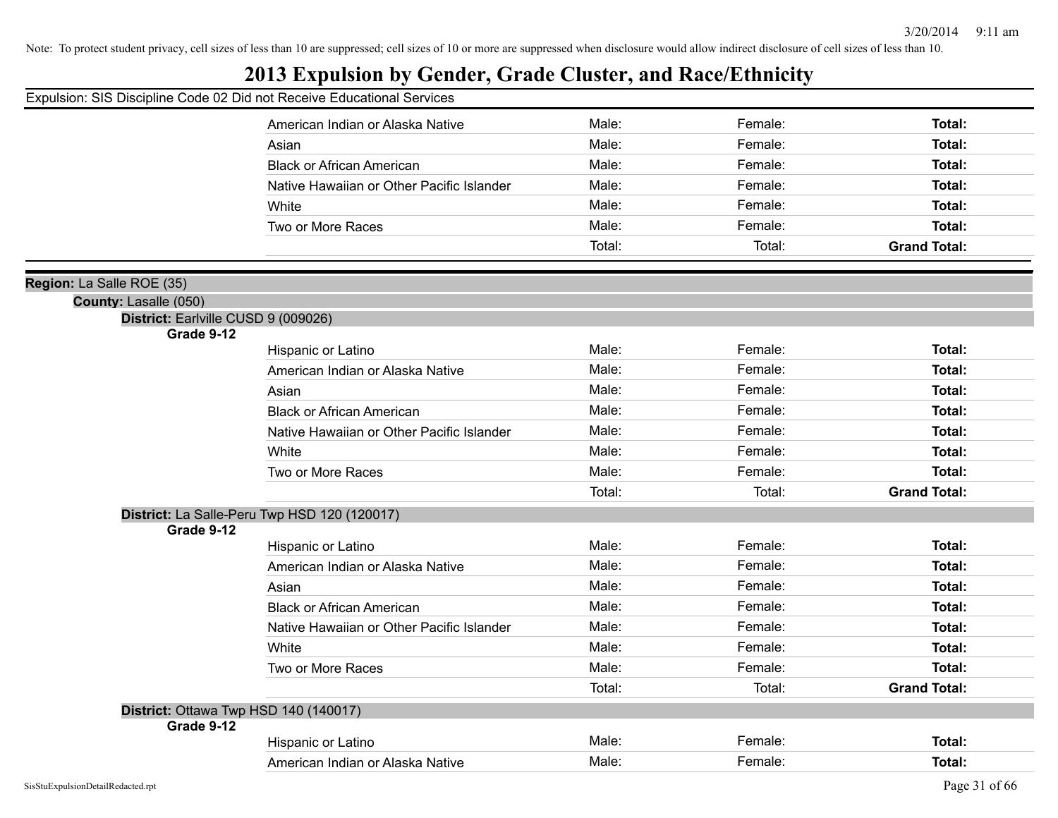Note: To protect student privacy, cell sizes of less than 10 are suppressed; cell sizes of 10 or more are suppressed when disclosure would allow indirect disclosure of cell sizes of less than 10.

# 2013 Expulsion by Gender, Grade Cluster, and Race/Ethnicity

Expulsion: SIS Discipline Code 02 Did not Receive Educational Services

| | Male | Female | Total |
|---|---|---|---|
| American Indian or Alaska Native | Male: | Female: | **Total:** |
| Asian | Male: | Female: | **Total:** |
| Black or African American | Male: | Female: | **Total:** |
| Native Hawaiian or Other Pacific Islander | Male: | Female: | **Total:** |
| White | Male: | Female: | **Total:** |
| Two or More Races | Male: | Female: | **Total:** |
| | Total: | Total: | **Grand Total:** |

**Region:** La Salle ROE (35)

**County:** Lasalle (050)

**District:** Earlville CUSD 9 (009026)

**Grade 9-12**

| | Male | Female | Total |
|---|---|---|---|
| Hispanic or Latino | Male: | Female: | **Total:** |
| American Indian or Alaska Native | Male: | Female: | **Total:** |
| Asian | Male: | Female: | **Total:** |
| Black or African American | Male: | Female: | **Total:** |
| Native Hawaiian or Other Pacific Islander | Male: | Female: | **Total:** |
| White | Male: | Female: | **Total:** |
| Two or More Races | Male: | Female: | **Total:** |
| | Total: | Total: | **Grand Total:** |

**District:** La Salle-Peru Twp HSD 120 (120017)

**Grade 9-12**

| | Male | Female | Total |
|---|---|---|---|
| Hispanic or Latino | Male: | Female: | **Total:** |
| American Indian or Alaska Native | Male: | Female: | **Total:** |
| Asian | Male: | Female: | **Total:** |
| Black or African American | Male: | Female: | **Total:** |
| Native Hawaiian or Other Pacific Islander | Male: | Female: | **Total:** |
| White | Male: | Female: | **Total:** |
| Two or More Races | Male: | Female: | **Total:** |
| | Total: | Total: | **Grand Total:** |

**District:** Ottawa Twp HSD 140 (140017)

**Grade 9-12**

| | Male | Female | Total |
|---|---|---|---|
| Hispanic or Latino | Male: | Female: | **Total:** |
| American Indian or Alaska Native | Male: | Female: | **Total:** |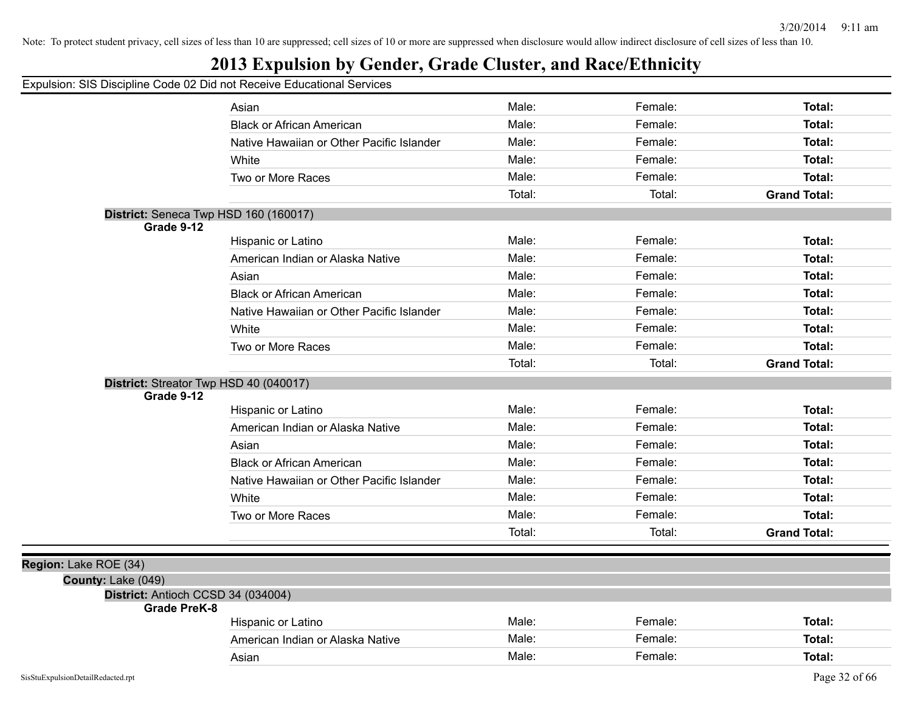Note: To protect student privacy, cell sizes of less than 10 are suppressed; cell sizes of 10 or more are suppressed when disclosure would allow indirect disclosure of cell sizes of less than 10.

# 2013 Expulsion by Gender, Grade Cluster, and Race/Ethnicity

Expulsion: SIS Discipline Code 02 Did not Receive Educational Services

| | | | | |
|---|---|---|---|---|
| | Asian | Male: | Female: | **Total:** |
| | Black or African American | Male: | Female: | **Total:** |
| | Native Hawaiian or Other Pacific Islander | Male: | Female: | **Total:** |
| | White | Male: | Female: | **Total:** |
| | Two or More Races | Male: | Female: | **Total:** |
| | | Total: | Total: | **Grand Total:** |

**District:** Seneca Twp HSD 160 (160017)

| **Grade 9-12** | | | | |
|---|---|---|---|---|
| | Hispanic or Latino | Male: | Female: | **Total:** |
| | American Indian or Alaska Native | Male: | Female: | **Total:** |
| | Asian | Male: | Female: | **Total:** |
| | Black or African American | Male: | Female: | **Total:** |
| | Native Hawaiian or Other Pacific Islander | Male: | Female: | **Total:** |
| | White | Male: | Female: | **Total:** |
| | Two or More Races | Male: | Female: | **Total:** |
| | | Total: | Total: | **Grand Total:** |

**District:** Streator Twp HSD 40 (040017)

| **Grade 9-12** | | | | |
|---|---|---|---|---|
| | Hispanic or Latino | Male: | Female: | **Total:** |
| | American Indian or Alaska Native | Male: | Female: | **Total:** |
| | Asian | Male: | Female: | **Total:** |
| | Black or African American | Male: | Female: | **Total:** |
| | Native Hawaiian or Other Pacific Islander | Male: | Female: | **Total:** |
| | White | Male: | Female: | **Total:** |
| | Two or More Races | Male: | Female: | **Total:** |
| | | Total: | Total: | **Grand Total:** |

**Region:** Lake ROE (34)

**County:** Lake (049)

**District:** Antioch CCSD 34 (034004)

| **Grade PreK-8** | | | | |
|---|---|---|---|---|
| | Hispanic or Latino | Male: | Female: | **Total:** |
| | American Indian or Alaska Native | Male: | Female: | **Total:** |
| | Asian | Male: | Female: | **Total:** |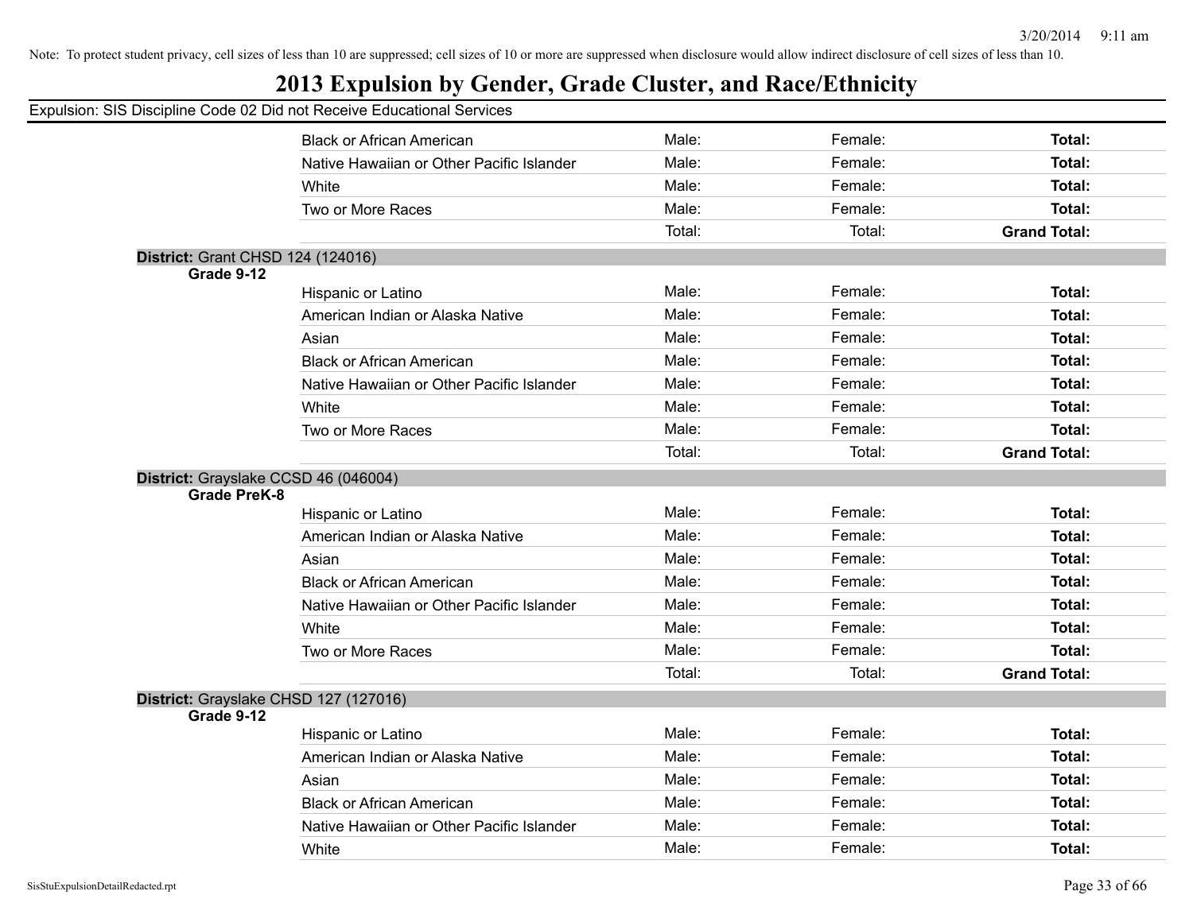Note: To protect student privacy, cell sizes of less than 10 are suppressed; cell sizes of 10 or more are suppressed when disclosure would allow indirect disclosure of cell sizes of less than 10.

# 2013 Expulsion by Gender, Grade Cluster, and Race/Ethnicity

Expulsion: SIS Discipline Code 02 Did not Receive Educational Services

| | | | | |
|---|---|---|---|---|
| | Black or African American | Male: | Female: | **Total:** |
| | Native Hawaiian or Other Pacific Islander | Male: | Female: | **Total:** |
| | White | Male: | Female: | **Total:** |
| | Two or More Races | Male: | Female: | **Total:** |
| | | Total: | Total: | **Grand Total:** |

**District:** Grant CHSD 124 (124016)

| **Grade 9-12** | | | | |
|---|---|---|---|---|
| | Hispanic or Latino | Male: | Female: | **Total:** |
| | American Indian or Alaska Native | Male: | Female: | **Total:** |
| | Asian | Male: | Female: | **Total:** |
| | Black or African American | Male: | Female: | **Total:** |
| | Native Hawaiian or Other Pacific Islander | Male: | Female: | **Total:** |
| | White | Male: | Female: | **Total:** |
| | Two or More Races | Male: | Female: | **Total:** |
| | | Total: | Total: | **Grand Total:** |

**District:** Grayslake CCSD 46 (046004)

| **Grade PreK-8** | | | | |
|---|---|---|---|---|
| | Hispanic or Latino | Male: | Female: | **Total:** |
| | American Indian or Alaska Native | Male: | Female: | **Total:** |
| | Asian | Male: | Female: | **Total:** |
| | Black or African American | Male: | Female: | **Total:** |
| | Native Hawaiian or Other Pacific Islander | Male: | Female: | **Total:** |
| | White | Male: | Female: | **Total:** |
| | Two or More Races | Male: | Female: | **Total:** |
| | | Total: | Total: | **Grand Total:** |

**District:** Grayslake CHSD 127 (127016)

| **Grade 9-12** | | | | |
|---|---|---|---|---|
| | Hispanic or Latino | Male: | Female: | **Total:** |
| | American Indian or Alaska Native | Male: | Female: | **Total:** |
| | Asian | Male: | Female: | **Total:** |
| | Black or African American | Male: | Female: | **Total:** |
| | Native Hawaiian or Other Pacific Islander | Male: | Female: | **Total:** |
| | White | Male: | Female: | **Total:** |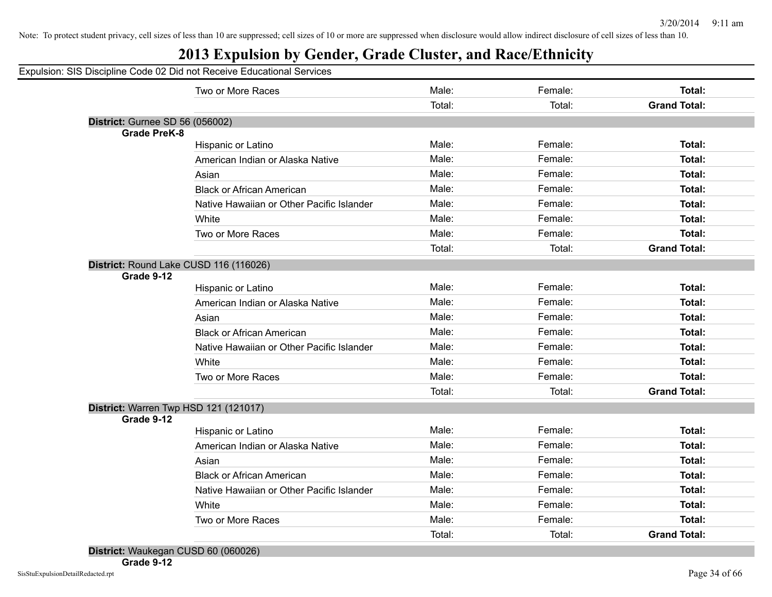Note: To protect student privacy, cell sizes of less than 10 are suppressed; cell sizes of 10 or more are suppressed when disclosure would allow indirect disclosure of cell sizes of less than 10.

# 2013 Expulsion by Gender, Grade Cluster, and Race/Ethnicity

Expulsion: SIS Discipline Code 02 Did not Receive Educational Services

| | | | | |
|---|---|---|---|---|
| | Two or More Races | Male: | Female: | **Total:** |
| | | Total: | Total: | **Grand Total:** |

**District:** Gurnee SD 56 (056002)

**Grade PreK-8**

| | | | |
|---|---|---|---|
| Hispanic or Latino | Male: | Female: | **Total:** |
| American Indian or Alaska Native | Male: | Female: | **Total:** |
| Asian | Male: | Female: | **Total:** |
| Black or African American | Male: | Female: | **Total:** |
| Native Hawaiian or Other Pacific Islander | Male: | Female: | **Total:** |
| White | Male: | Female: | **Total:** |
| Two or More Races | Male: | Female: | **Total:** |
| | Total: | Total: | **Grand Total:** |

**District:** Round Lake CUSD 116 (116026)

**Grade 9-12**

| | | | |
|---|---|---|---|
| Hispanic or Latino | Male: | Female: | **Total:** |
| American Indian or Alaska Native | Male: | Female: | **Total:** |
| Asian | Male: | Female: | **Total:** |
| Black or African American | Male: | Female: | **Total:** |
| Native Hawaiian or Other Pacific Islander | Male: | Female: | **Total:** |
| White | Male: | Female: | **Total:** |
| Two or More Races | Male: | Female: | **Total:** |
| | Total: | Total: | **Grand Total:** |

**District:** Warren Twp HSD 121 (121017)

**Grade 9-12**

| | | | |
|---|---|---|---|
| Hispanic or Latino | Male: | Female: | **Total:** |
| American Indian or Alaska Native | Male: | Female: | **Total:** |
| Asian | Male: | Female: | **Total:** |
| Black or African American | Male: | Female: | **Total:** |
| Native Hawaiian or Other Pacific Islander | Male: | Female: | **Total:** |
| White | Male: | Female: | **Total:** |
| Two or More Races | Male: | Female: | **Total:** |
| | Total: | Total: | **Grand Total:** |

**District:** Waukegan CUSD 60 (060026)

**Grade 9-12**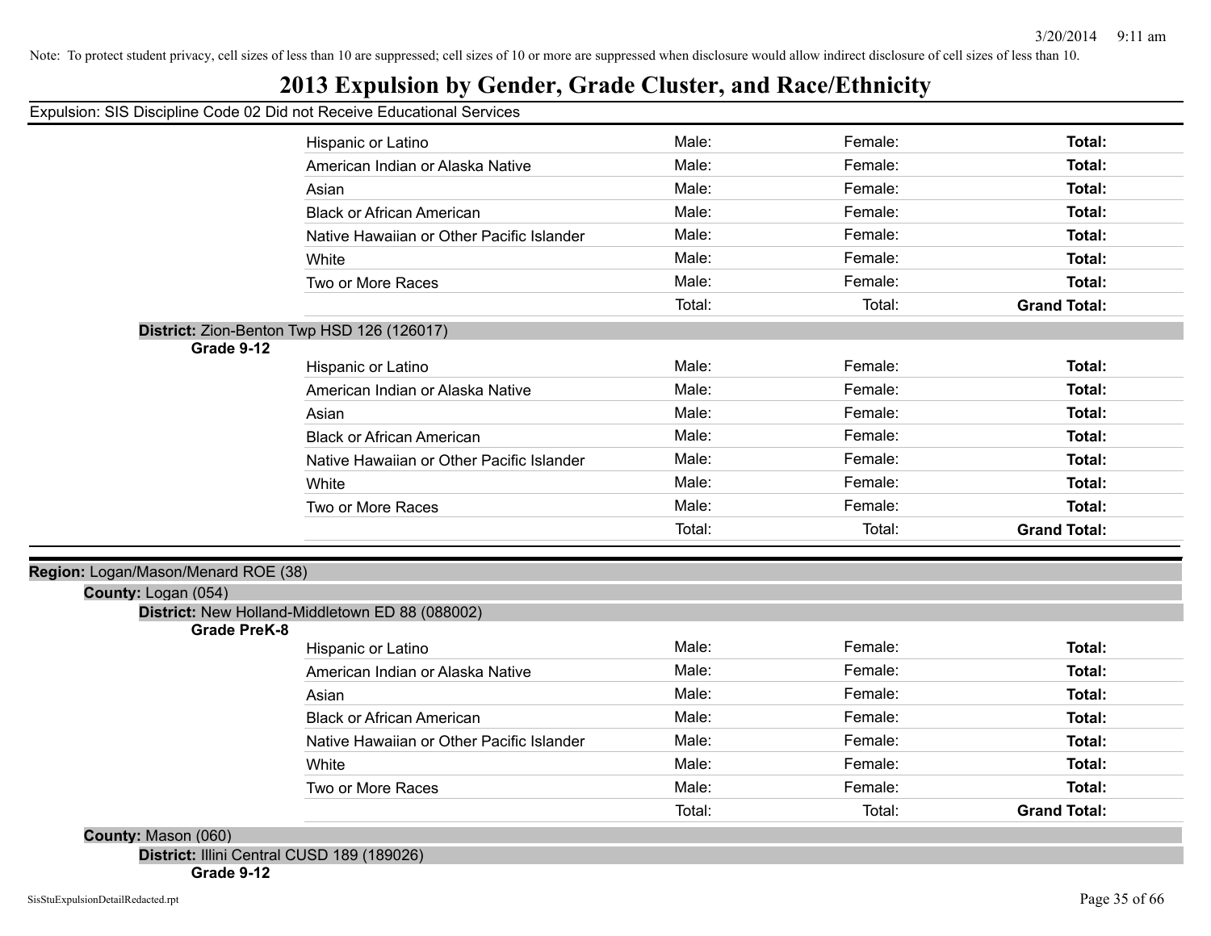Note: To protect student privacy, cell sizes of less than 10 are suppressed; cell sizes of 10 or more are suppressed when disclosure would allow indirect disclosure of cell sizes of less than 10.

# 2013 Expulsion by Gender, Grade Cluster, and Race/Ethnicity

Expulsion: SIS Discipline Code 02 Did not Receive Educational Services

| Race/Ethnicity | Male | Female | Total |
|---|---|---|---|
| Hispanic or Latino | Male: | Female: | **Total:** |
| American Indian or Alaska Native | Male: | Female: | **Total:** |
| Asian | Male: | Female: | **Total:** |
| Black or African American | Male: | Female: | **Total:** |
| Native Hawaiian or Other Pacific Islander | Male: | Female: | **Total:** |
| White | Male: | Female: | **Total:** |
| Two or More Races | Male: | Female: | **Total:** |
| | Total: | Total: | **Grand Total:** |

**District:** Zion-Benton Twp HSD 126 (126017)

**Grade 9-12**

| Race/Ethnicity | Male | Female | Total |
|---|---|---|---|
| Hispanic or Latino | Male: | Female: | **Total:** |
| American Indian or Alaska Native | Male: | Female: | **Total:** |
| Asian | Male: | Female: | **Total:** |
| Black or African American | Male: | Female: | **Total:** |
| Native Hawaiian or Other Pacific Islander | Male: | Female: | **Total:** |
| White | Male: | Female: | **Total:** |
| Two or More Races | Male: | Female: | **Total:** |
| | Total: | Total: | **Grand Total:** |

**Region:** Logan/Mason/Menard ROE (38)

**County:** Logan (054)

**District:** New Holland-Middletown ED 88 (088002)

**Grade PreK-8**

| Race/Ethnicity | Male | Female | Total |
|---|---|---|---|
| Hispanic or Latino | Male: | Female: | **Total:** |
| American Indian or Alaska Native | Male: | Female: | **Total:** |
| Asian | Male: | Female: | **Total:** |
| Black or African American | Male: | Female: | **Total:** |
| Native Hawaiian or Other Pacific Islander | Male: | Female: | **Total:** |
| White | Male: | Female: | **Total:** |
| Two or More Races | Male: | Female: | **Total:** |
| | Total: | Total: | **Grand Total:** |

**County:** Mason (060)

**District:** Illini Central CUSD 189 (189026)

**Grade 9-12**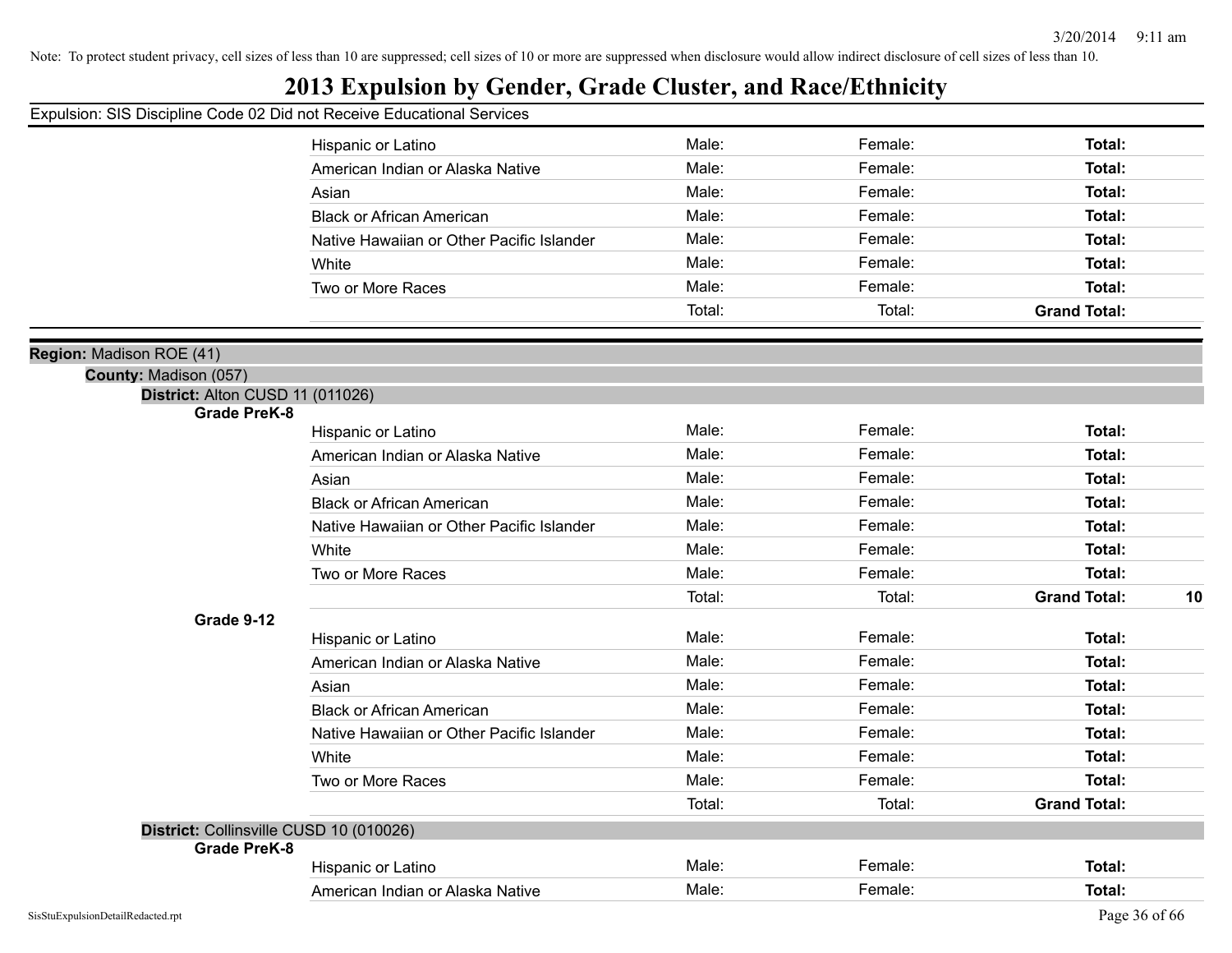Note: To protect student privacy, cell sizes of less than 10 are suppressed; cell sizes of 10 or more are suppressed when disclosure would allow indirect disclosure of cell sizes of less than 10.

# 2013 Expulsion by Gender, Grade Cluster, and Race/Ethnicity

Expulsion: SIS Discipline Code 02 Did not Receive Educational Services

| | Male | Female | Total |
|---|---|---|---|
| Hispanic or Latino | Male: | Female: | **Total:** |
| American Indian or Alaska Native | Male: | Female: | **Total:** |
| Asian | Male: | Female: | **Total:** |
| Black or African American | Male: | Female: | **Total:** |
| Native Hawaiian or Other Pacific Islander | Male: | Female: | **Total:** |
| White | Male: | Female: | **Total:** |
| Two or More Races | Male: | Female: | **Total:** |
| | Total: | Total: | **Grand Total:** |

**Region:** Madison ROE (41)

**County:** Madison (057)

**District:** Alton CUSD 11 (011026)

**Grade PreK-8**

| | Male | Female | Total |
|---|---|---|---|
| Hispanic or Latino | Male: | Female: | **Total:** |
| American Indian or Alaska Native | Male: | Female: | **Total:** |
| Asian | Male: | Female: | **Total:** |
| Black or African American | Male: | Female: | **Total:** |
| Native Hawaiian or Other Pacific Islander | Male: | Female: | **Total:** |
| White | Male: | Female: | **Total:** |
| Two or More Races | Male: | Female: | **Total:** |
| | Total: | Total: | **Grand Total:** 10 |

**Grade 9-12**

| | Male | Female | Total |
|---|---|---|---|
| Hispanic or Latino | Male: | Female: | **Total:** |
| American Indian or Alaska Native | Male: | Female: | **Total:** |
| Asian | Male: | Female: | **Total:** |
| Black or African American | Male: | Female: | **Total:** |
| Native Hawaiian or Other Pacific Islander | Male: | Female: | **Total:** |
| White | Male: | Female: | **Total:** |
| Two or More Races | Male: | Female: | **Total:** |
| | Total: | Total: | **Grand Total:** |

**District:** Collinsville CUSD 10 (010026)

**Grade PreK-8**

| | Male | Female | Total |
|---|---|---|---|
| Hispanic or Latino | Male: | Female: | **Total:** |
| American Indian or Alaska Native | Male: | Female: | **Total:** |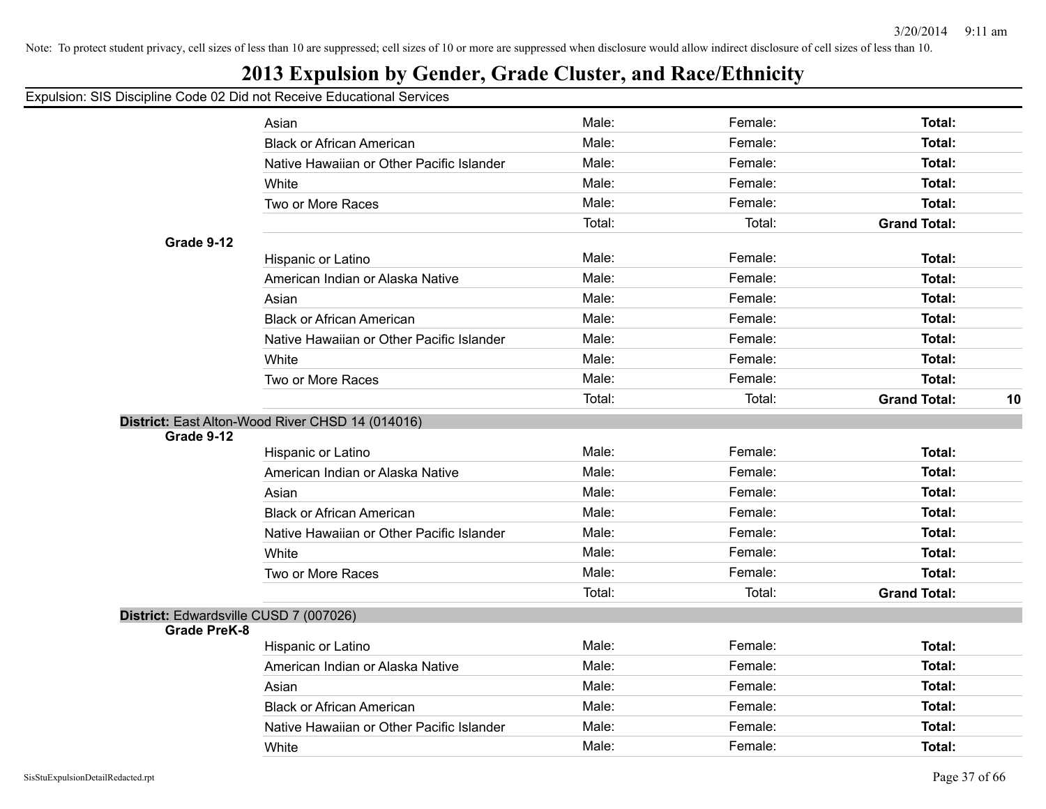Note: To protect student privacy, cell sizes of less than 10 are suppressed; cell sizes of 10 or more are suppressed when disclosure would allow indirect disclosure of cell sizes of less than 10.

# 2013 Expulsion by Gender, Grade Cluster, and Race/Ethnicity

Expulsion: SIS Discipline Code 02 Did not Receive Educational Services

| | | | | | |
|---|---|---|---|---|---|
| | Asian | Male: | Female: | **Total:** | |
| | Black or African American | Male: | Female: | **Total:** | |
| | Native Hawaiian or Other Pacific Islander | Male: | Female: | **Total:** | |
| | White | Male: | Female: | **Total:** | |
| | Two or More Races | Male: | Female: | **Total:** | |
| | | Total: | Total: | **Grand Total:** | |
| **Grade 9-12** | | | | | |
| | Hispanic or Latino | Male: | Female: | **Total:** | |
| | American Indian or Alaska Native | Male: | Female: | **Total:** | |
| | Asian | Male: | Female: | **Total:** | |
| | Black or African American | Male: | Female: | **Total:** | |
| | Native Hawaiian or Other Pacific Islander | Male: | Female: | **Total:** | |
| | White | Male: | Female: | **Total:** | |
| | Two or More Races | Male: | Female: | **Total:** | |
| | | Total: | Total: | **Grand Total:** | **10** |

**District:** East Alton-Wood River CHSD 14 (014016)

| | | | | | |
|---|---|---|---|---|---|
| **Grade 9-12** | | | | | |
| | Hispanic or Latino | Male: | Female: | **Total:** | |
| | American Indian or Alaska Native | Male: | Female: | **Total:** | |
| | Asian | Male: | Female: | **Total:** | |
| | Black or African American | Male: | Female: | **Total:** | |
| | Native Hawaiian or Other Pacific Islander | Male: | Female: | **Total:** | |
| | White | Male: | Female: | **Total:** | |
| | Two or More Races | Male: | Female: | **Total:** | |
| | | Total: | Total: | **Grand Total:** | |

**District:** Edwardsville CUSD 7 (007026)

| | | | | | |
|---|---|---|---|---|---|
| **Grade PreK-8** | | | | | |
| | Hispanic or Latino | Male: | Female: | **Total:** | |
| | American Indian or Alaska Native | Male: | Female: | **Total:** | |
| | Asian | Male: | Female: | **Total:** | |
| | Black or African American | Male: | Female: | **Total:** | |
| | Native Hawaiian or Other Pacific Islander | Male: | Female: | **Total:** | |
| | White | Male: | Female: | **Total:** | |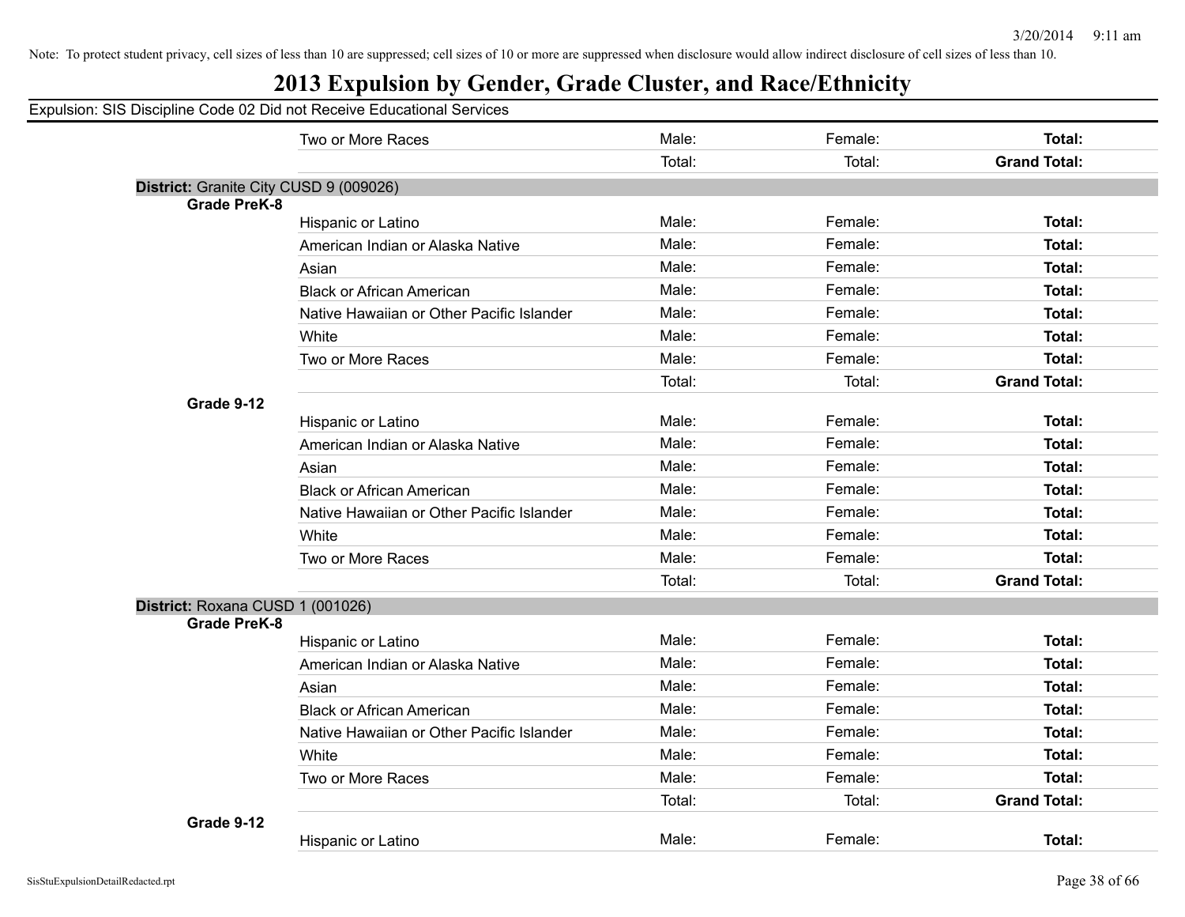Note: To protect student privacy, cell sizes of less than 10 are suppressed; cell sizes of 10 or more are suppressed when disclosure would allow indirect disclosure of cell sizes of less than 10.

# 2013 Expulsion by Gender, Grade Cluster, and Race/Ethnicity

Expulsion: SIS Discipline Code 02 Did not Receive Educational Services

| | | | | |
|---|---|---|---|---|
| | Two or More Races | Male: | Female: | **Total:** |
| | | Total: | Total: | **Grand Total:** |
| **District:** Granite City CUSD 9 (009026) | | | | |
| **Grade PreK-8** | | | | |
| | Hispanic or Latino | Male: | Female: | **Total:** |
| | American Indian or Alaska Native | Male: | Female: | **Total:** |
| | Asian | Male: | Female: | **Total:** |
| | Black or African American | Male: | Female: | **Total:** |
| | Native Hawaiian or Other Pacific Islander | Male: | Female: | **Total:** |
| | White | Male: | Female: | **Total:** |
| | Two or More Races | Male: | Female: | **Total:** |
| | | Total: | Total: | **Grand Total:** |
| **Grade 9-12** | | | | |
| | Hispanic or Latino | Male: | Female: | **Total:** |
| | American Indian or Alaska Native | Male: | Female: | **Total:** |
| | Asian | Male: | Female: | **Total:** |
| | Black or African American | Male: | Female: | **Total:** |
| | Native Hawaiian or Other Pacific Islander | Male: | Female: | **Total:** |
| | White | Male: | Female: | **Total:** |
| | Two or More Races | Male: | Female: | **Total:** |
| | | Total: | Total: | **Grand Total:** |
| **District:** Roxana CUSD 1 (001026) | | | | |
| **Grade PreK-8** | | | | |
| | Hispanic or Latino | Male: | Female: | **Total:** |
| | American Indian or Alaska Native | Male: | Female: | **Total:** |
| | Asian | Male: | Female: | **Total:** |
| | Black or African American | Male: | Female: | **Total:** |
| | Native Hawaiian or Other Pacific Islander | Male: | Female: | **Total:** |
| | White | Male: | Female: | **Total:** |
| | Two or More Races | Male: | Female: | **Total:** |
| | | Total: | Total: | **Grand Total:** |
| **Grade 9-12** | | | | |
| | Hispanic or Latino | Male: | Female: | **Total:** |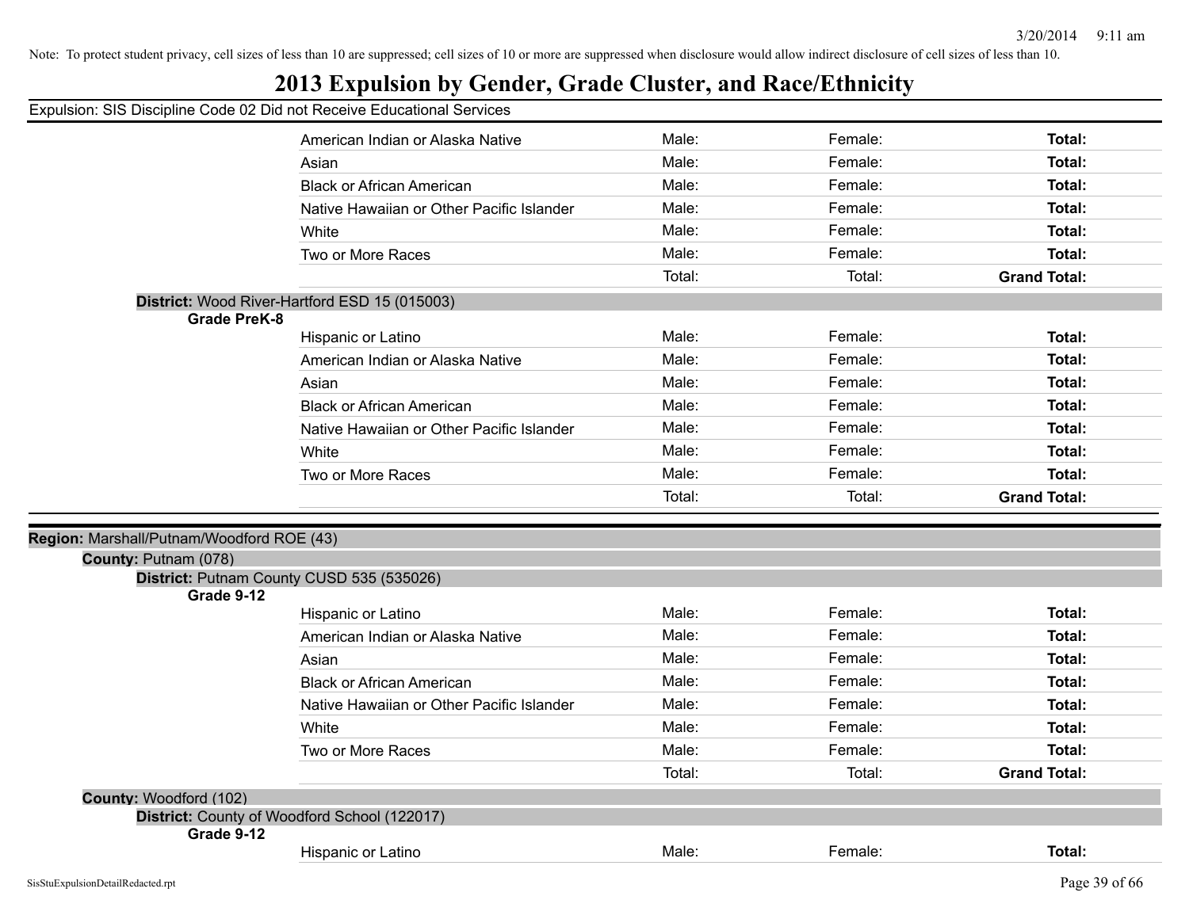Note: To protect student privacy, cell sizes of less than 10 are suppressed; cell sizes of 10 or more are suppressed when disclosure would allow indirect disclosure of cell sizes of less than 10.

# 2013 Expulsion by Gender, Grade Cluster, and Race/Ethnicity

Expulsion: SIS Discipline Code 02 Did not Receive Educational Services

| | | | |
|---|---|---|---|
| American Indian or Alaska Native | Male: | Female: | **Total:** |
| Asian | Male: | Female: | **Total:** |
| Black or African American | Male: | Female: | **Total:** |
| Native Hawaiian or Other Pacific Islander | Male: | Female: | **Total:** |
| White | Male: | Female: | **Total:** |
| Two or More Races | Male: | Female: | **Total:** |
| | Total: | Total: | **Grand Total:** |

**District:** Wood River-Hartford ESD 15 (015003)

**Grade PreK-8**

| | | | |
|---|---|---|---|
| Hispanic or Latino | Male: | Female: | **Total:** |
| American Indian or Alaska Native | Male: | Female: | **Total:** |
| Asian | Male: | Female: | **Total:** |
| Black or African American | Male: | Female: | **Total:** |
| Native Hawaiian or Other Pacific Islander | Male: | Female: | **Total:** |
| White | Male: | Female: | **Total:** |
| Two or More Races | Male: | Female: | **Total:** |
| | Total: | Total: | **Grand Total:** |

**Region:** Marshall/Putnam/Woodford ROE (43)

**County:** Putnam (078)

**District:** Putnam County CUSD 535 (535026)

**Grade 9-12**

| | | | |
|---|---|---|---|
| Hispanic or Latino | Male: | Female: | **Total:** |
| American Indian or Alaska Native | Male: | Female: | **Total:** |
| Asian | Male: | Female: | **Total:** |
| Black or African American | Male: | Female: | **Total:** |
| Native Hawaiian or Other Pacific Islander | Male: | Female: | **Total:** |
| White | Male: | Female: | **Total:** |
| Two or More Races | Male: | Female: | **Total:** |
| | Total: | Total: | **Grand Total:** |

**County:** Woodford (102)

**District:** County of Woodford School (122017)

**Grade 9-12**

| | | | |
|---|---|---|---|
| Hispanic or Latino | Male: | Female: | **Total:** |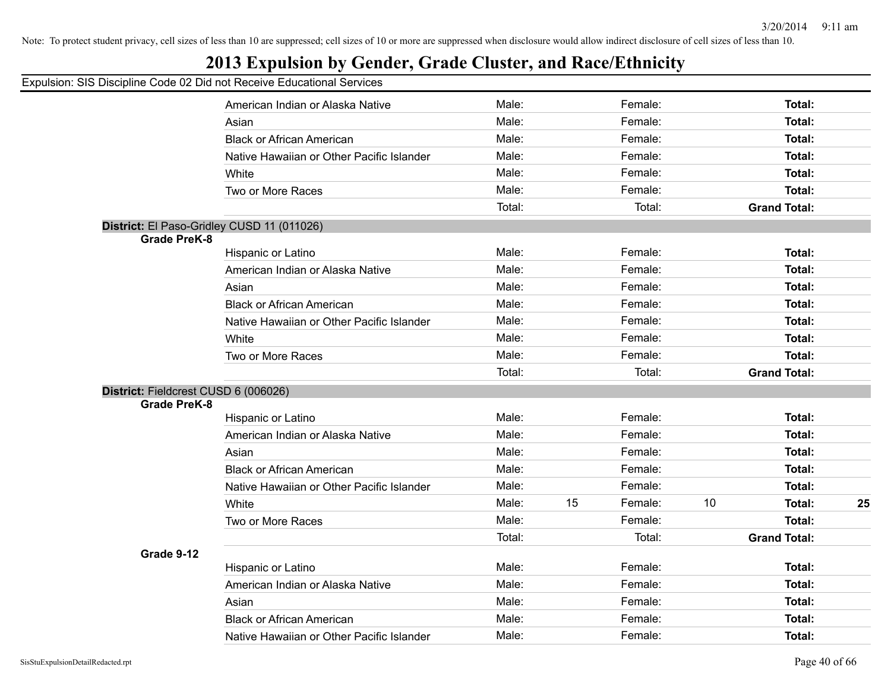Note: To protect student privacy, cell sizes of less than 10 are suppressed; cell sizes of 10 or more are suppressed when disclosure would allow indirect disclosure of cell sizes of less than 10.

# 2013 Expulsion by Gender, Grade Cluster, and Race/Ethnicity

Expulsion: SIS Discipline Code 02 Did not Receive Educational Services

| | | | | | | | |
|---|---|---|---|---|---|---|---|
| American Indian or Alaska Native | Male: | | Female: | | **Total:** | |
| Asian | Male: | | Female: | | **Total:** | |
| Black or African American | Male: | | Female: | | **Total:** | |
| Native Hawaiian or Other Pacific Islander | Male: | | Female: | | **Total:** | |
| White | Male: | | Female: | | **Total:** | |
| Two or More Races | Male: | | Female: | | **Total:** | |
| | Total: | | Total: | | **Grand Total:** | |

**District:** El Paso-Gridley CUSD 11 (011026)

**Grade PreK-8**

| | | | | | | |
|---|---|---|---|---|---|---|
| Hispanic or Latino | Male: | | Female: | | **Total:** | |
| American Indian or Alaska Native | Male: | | Female: | | **Total:** | |
| Asian | Male: | | Female: | | **Total:** | |
| Black or African American | Male: | | Female: | | **Total:** | |
| Native Hawaiian or Other Pacific Islander | Male: | | Female: | | **Total:** | |
| White | Male: | | Female: | | **Total:** | |
| Two or More Races | Male: | | Female: | | **Total:** | |
| | Total: | | Total: | | **Grand Total:** | |

**District:** Fieldcrest CUSD 6 (006026)

**Grade PreK-8**

| | | | | | | |
|---|---|---|---|---|---|---|
| Hispanic or Latino | Male: | | Female: | | **Total:** | |
| American Indian or Alaska Native | Male: | | Female: | | **Total:** | |
| Asian | Male: | | Female: | | **Total:** | |
| Black or African American | Male: | | Female: | | **Total:** | |
| Native Hawaiian or Other Pacific Islander | Male: | | Female: | | **Total:** | |
| White | Male: | 15 | Female: | 10 | **Total:** | **25** |
| Two or More Races | Male: | | Female: | | **Total:** | |
| | Total: | | Total: | | **Grand Total:** | |

**Grade 9-12**

| | | | | | | |
|---|---|---|---|---|---|---|
| Hispanic or Latino | Male: | | Female: | | **Total:** | |
| American Indian or Alaska Native | Male: | | Female: | | **Total:** | |
| Asian | Male: | | Female: | | **Total:** | |
| Black or African American | Male: | | Female: | | **Total:** | |
| Native Hawaiian or Other Pacific Islander | Male: | | Female: | | **Total:** | |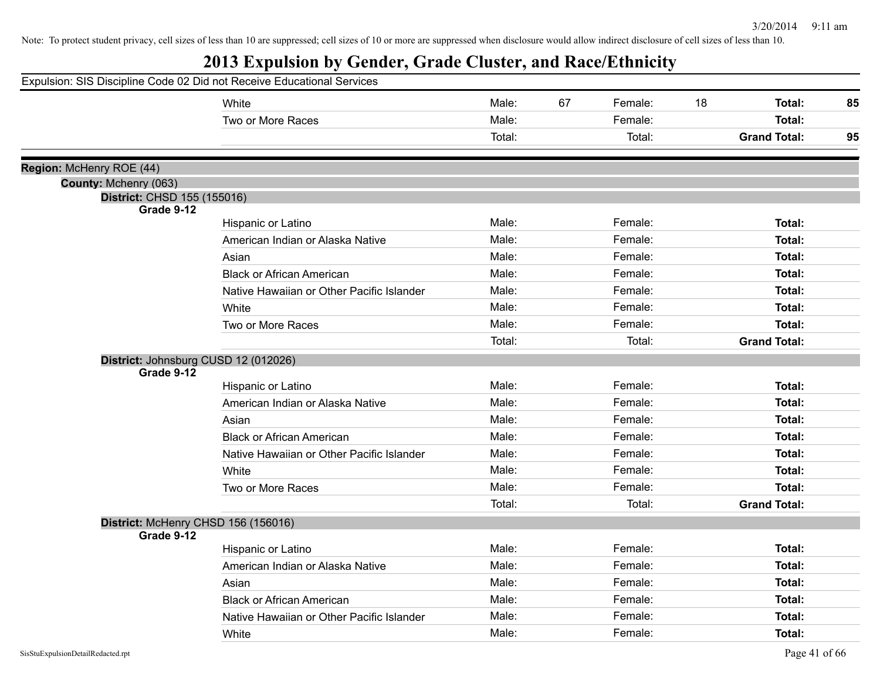Note: To protect student privacy, cell sizes of less than 10 are suppressed; cell sizes of 10 or more are suppressed when disclosure would allow indirect disclosure of cell sizes of less than 10.

# 2013 Expulsion by Gender, Grade Cluster, and Race/Ethnicity

Expulsion: SIS Discipline Code 02 Did not Receive Educational Services

| | | | | | | |
|---|---|---|---|---|---|---|
| White | Male: | 67 | Female: | 18 | **Total:** | **85** |
| Two or More Races | Male: | | Female: | | **Total:** | |
| | Total: | | Total: | | **Grand Total:** | **95** |

**Region:** McHenry ROE (44)

**County:** Mchenry (063)

**District:** CHSD 155 (155016)

**Grade 9-12**

| | | | | | | |
|---|---|---|---|---|---|---|
| Hispanic or Latino | Male: | | Female: | | **Total:** | |
| American Indian or Alaska Native | Male: | | Female: | | **Total:** | |
| Asian | Male: | | Female: | | **Total:** | |
| Black or African American | Male: | | Female: | | **Total:** | |
| Native Hawaiian or Other Pacific Islander | Male: | | Female: | | **Total:** | |
| White | Male: | | Female: | | **Total:** | |
| Two or More Races | Male: | | Female: | | **Total:** | |
| | Total: | | Total: | | **Grand Total:** | |

**District:** Johnsburg CUSD 12 (012026)

**Grade 9-12**

| | | | | | | |
|---|---|---|---|---|---|---|
| Hispanic or Latino | Male: | | Female: | | **Total:** | |
| American Indian or Alaska Native | Male: | | Female: | | **Total:** | |
| Asian | Male: | | Female: | | **Total:** | |
| Black or African American | Male: | | Female: | | **Total:** | |
| Native Hawaiian or Other Pacific Islander | Male: | | Female: | | **Total:** | |
| White | Male: | | Female: | | **Total:** | |
| Two or More Races | Male: | | Female: | | **Total:** | |
| | Total: | | Total: | | **Grand Total:** | |

**District:** McHenry CHSD 156 (156016)

**Grade 9-12**

| | | | | | | |
|---|---|---|---|---|---|---|
| Hispanic or Latino | Male: | | Female: | | **Total:** | |
| American Indian or Alaska Native | Male: | | Female: | | **Total:** | |
| Asian | Male: | | Female: | | **Total:** | |
| Black or African American | Male: | | Female: | | **Total:** | |
| Native Hawaiian or Other Pacific Islander | Male: | | Female: | | **Total:** | |
| White | Male: | | Female: | | **Total:** | |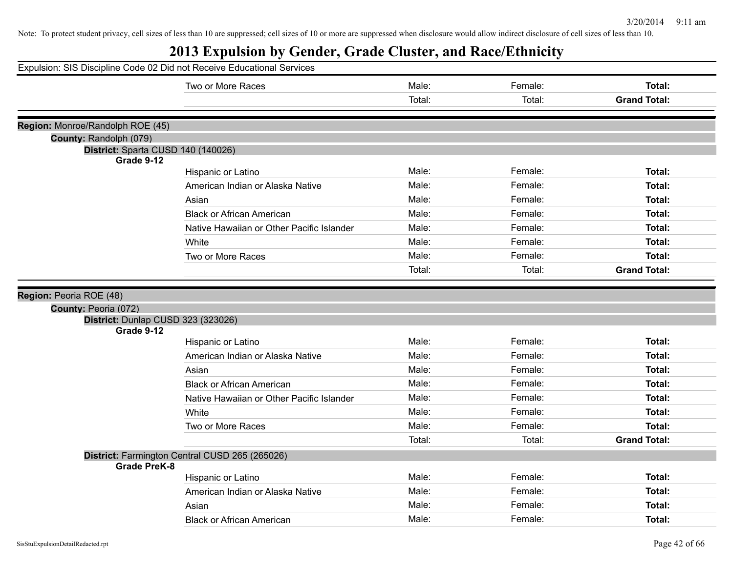Note: To protect student privacy, cell sizes of less than 10 are suppressed; cell sizes of 10 or more are suppressed when disclosure would allow indirect disclosure of cell sizes of less than 10.

# 2013 Expulsion by Gender, Grade Cluster, and Race/Ethnicity

Expulsion: SIS Discipline Code 02 Did not Receive Educational Services

| | | | | |
|---|---|---|---|---|
| | Two or More Races | Male: | Female: | **Total:** |
| | | Total: | Total: | **Grand Total:** |

**Region:** Monroe/Randolph ROE (45)

**County:** Randolph (079)

**District:** Sparta CUSD 140 (140026)

| Grade 9-12 | | | | |
|---|---|---|---|---|
| | Hispanic or Latino | Male: | Female: | **Total:** |
| | American Indian or Alaska Native | Male: | Female: | **Total:** |
| | Asian | Male: | Female: | **Total:** |
| | Black or African American | Male: | Female: | **Total:** |
| | Native Hawaiian or Other Pacific Islander | Male: | Female: | **Total:** |
| | White | Male: | Female: | **Total:** |
| | Two or More Races | Male: | Female: | **Total:** |
| | | Total: | Total: | **Grand Total:** |

**Region:** Peoria ROE (48)

**County:** Peoria (072)

**District:** Dunlap CUSD 323 (323026)

| Grade 9-12 | | | | |
|---|---|---|---|---|
| | Hispanic or Latino | Male: | Female: | **Total:** |
| | American Indian or Alaska Native | Male: | Female: | **Total:** |
| | Asian | Male: | Female: | **Total:** |
| | Black or African American | Male: | Female: | **Total:** |
| | Native Hawaiian or Other Pacific Islander | Male: | Female: | **Total:** |
| | White | Male: | Female: | **Total:** |
| | Two or More Races | Male: | Female: | **Total:** |
| | | Total: | Total: | **Grand Total:** |

**District:** Farmington Central CUSD 265 (265026)

| Grade PreK-8 | | | | |
|---|---|---|---|---|
| | Hispanic or Latino | Male: | Female: | **Total:** |
| | American Indian or Alaska Native | Male: | Female: | **Total:** |
| | Asian | Male: | Female: | **Total:** |
| | Black or African American | Male: | Female: | **Total:** |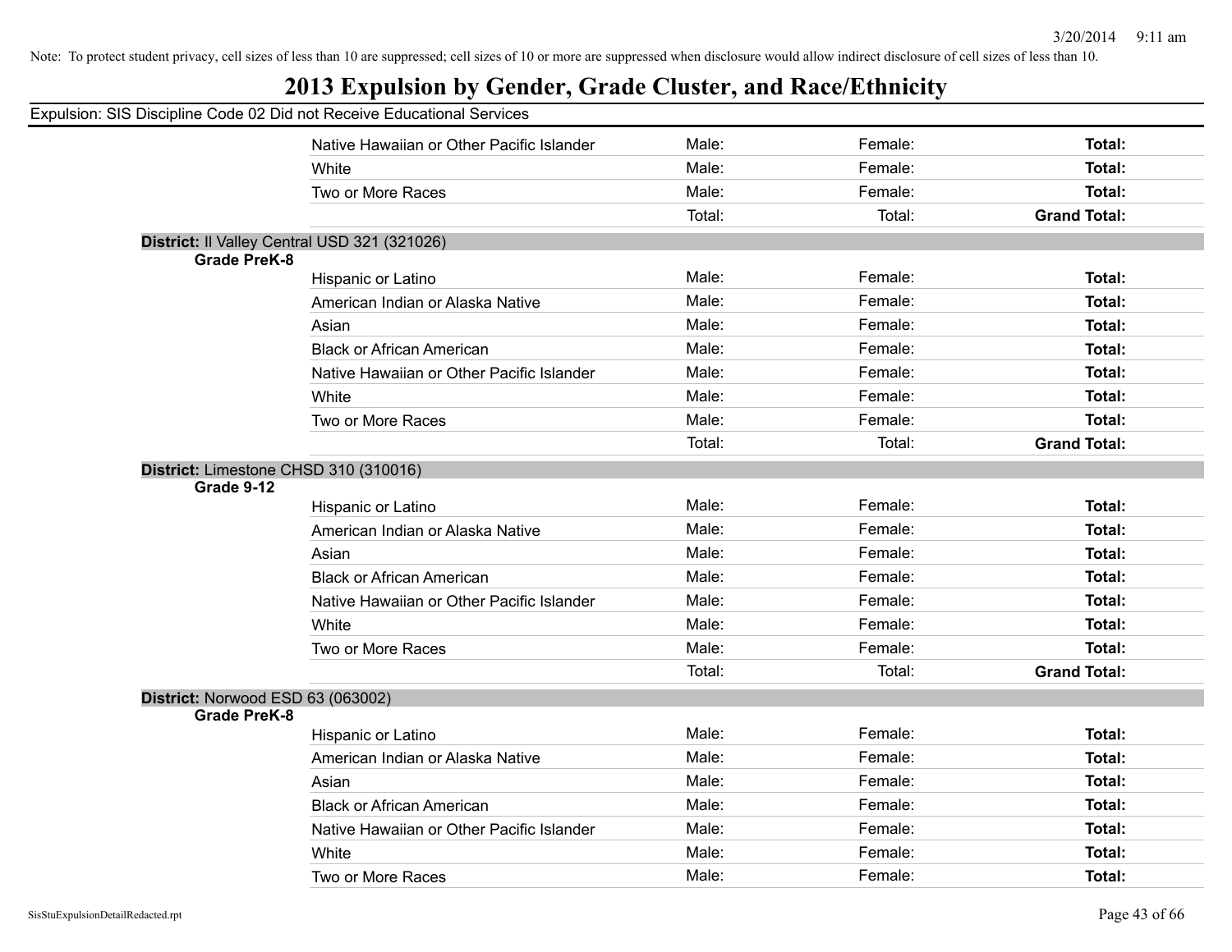Note: To protect student privacy, cell sizes of less than 10 are suppressed; cell sizes of 10 or more are suppressed when disclosure would allow indirect disclosure of cell sizes of less than 10.

# 2013 Expulsion by Gender, Grade Cluster, and Race/Ethnicity

Expulsion: SIS Discipline Code 02 Did not Receive Educational Services

| | | | | |
|---|---|---|---|---|
| | Native Hawaiian or Other Pacific Islander | Male: | Female: | **Total:** |
| | White | Male: | Female: | **Total:** |
| | Two or More Races | Male: | Female: | **Total:** |
| | | Total: | Total: | **Grand Total:** |

**District:** Il Valley Central USD 321 (321026)

| | | | | |
|---|---|---|---|---|
| **Grade PreK-8** | | | | |
| | Hispanic or Latino | Male: | Female: | **Total:** |
| | American Indian or Alaska Native | Male: | Female: | **Total:** |
| | Asian | Male: | Female: | **Total:** |
| | Black or African American | Male: | Female: | **Total:** |
| | Native Hawaiian or Other Pacific Islander | Male: | Female: | **Total:** |
| | White | Male: | Female: | **Total:** |
| | Two or More Races | Male: | Female: | **Total:** |
| | | Total: | Total: | **Grand Total:** |

**District:** Limestone CHSD 310 (310016)

| | | | | |
|---|---|---|---|---|
| **Grade 9-12** | | | | |
| | Hispanic or Latino | Male: | Female: | **Total:** |
| | American Indian or Alaska Native | Male: | Female: | **Total:** |
| | Asian | Male: | Female: | **Total:** |
| | Black or African American | Male: | Female: | **Total:** |
| | Native Hawaiian or Other Pacific Islander | Male: | Female: | **Total:** |
| | White | Male: | Female: | **Total:** |
| | Two or More Races | Male: | Female: | **Total:** |
| | | Total: | Total: | **Grand Total:** |

**District:** Norwood ESD 63 (063002)

| | | | | |
|---|---|---|---|---|
| **Grade PreK-8** | | | | |
| | Hispanic or Latino | Male: | Female: | **Total:** |
| | American Indian or Alaska Native | Male: | Female: | **Total:** |
| | Asian | Male: | Female: | **Total:** |
| | Black or African American | Male: | Female: | **Total:** |
| | Native Hawaiian or Other Pacific Islander | Male: | Female: | **Total:** |
| | White | Male: | Female: | **Total:** |
| | Two or More Races | Male: | Female: | **Total:** |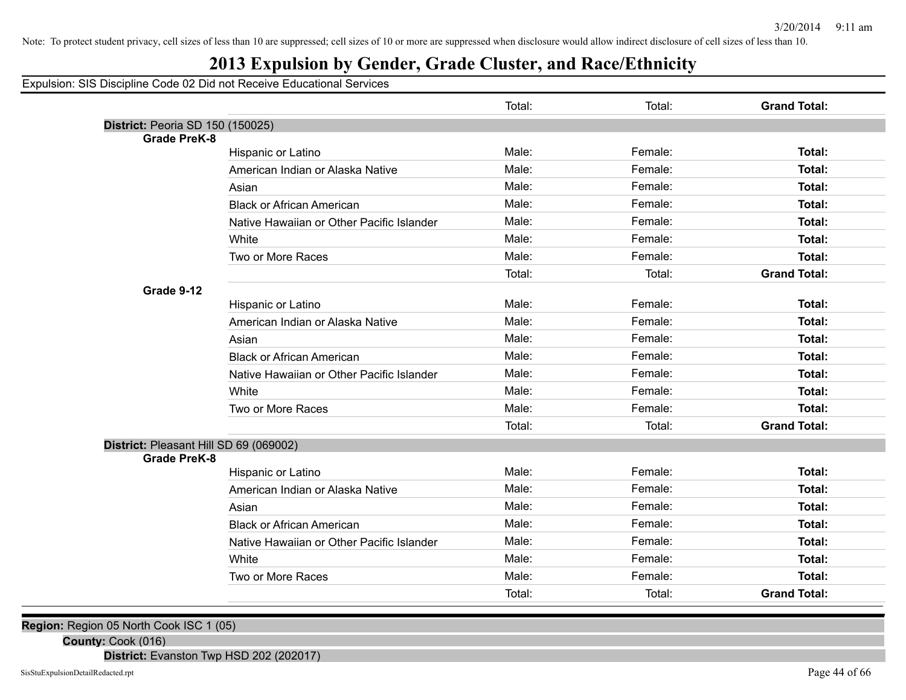Note: To protect student privacy, cell sizes of less than 10 are suppressed; cell sizes of 10 or more are suppressed when disclosure would allow indirect disclosure of cell sizes of less than 10.

# 2013 Expulsion by Gender, Grade Cluster, and Race/Ethnicity

Expulsion: SIS Discipline Code 02 Did not Receive Educational Services

| | | | | |
|---|---|---|---|---|
| | | Total: | Total: | **Grand Total:** |
| **District:** Peoria SD 150 (150025) | | | | |
| **Grade PreK-8** | | | | |
| | Hispanic or Latino | Male: | Female: | **Total:** |
| | American Indian or Alaska Native | Male: | Female: | **Total:** |
| | Asian | Male: | Female: | **Total:** |
| | Black or African American | Male: | Female: | **Total:** |
| | Native Hawaiian or Other Pacific Islander | Male: | Female: | **Total:** |
| | White | Male: | Female: | **Total:** |
| | Two or More Races | Male: | Female: | **Total:** |
| | | Total: | Total: | **Grand Total:** |
| **Grade 9-12** | | | | |
| | Hispanic or Latino | Male: | Female: | **Total:** |
| | American Indian or Alaska Native | Male: | Female: | **Total:** |
| | Asian | Male: | Female: | **Total:** |
| | Black or African American | Male: | Female: | **Total:** |
| | Native Hawaiian or Other Pacific Islander | Male: | Female: | **Total:** |
| | White | Male: | Female: | **Total:** |
| | Two or More Races | Male: | Female: | **Total:** |
| | | Total: | Total: | **Grand Total:** |
| **District:** Pleasant Hill SD 69 (069002) | | | | |
| **Grade PreK-8** | | | | |
| | Hispanic or Latino | Male: | Female: | **Total:** |
| | American Indian or Alaska Native | Male: | Female: | **Total:** |
| | Asian | Male: | Female: | **Total:** |
| | Black or African American | Male: | Female: | **Total:** |
| | Native Hawaiian or Other Pacific Islander | Male: | Female: | **Total:** |
| | White | Male: | Female: | **Total:** |
| | Two or More Races | Male: | Female: | **Total:** |
| | | Total: | Total: | **Grand Total:** |

**Region:** Region 05 North Cook ISC 1 (05)

**County:** Cook (016)

**District:** Evanston Twp HSD 202 (202017)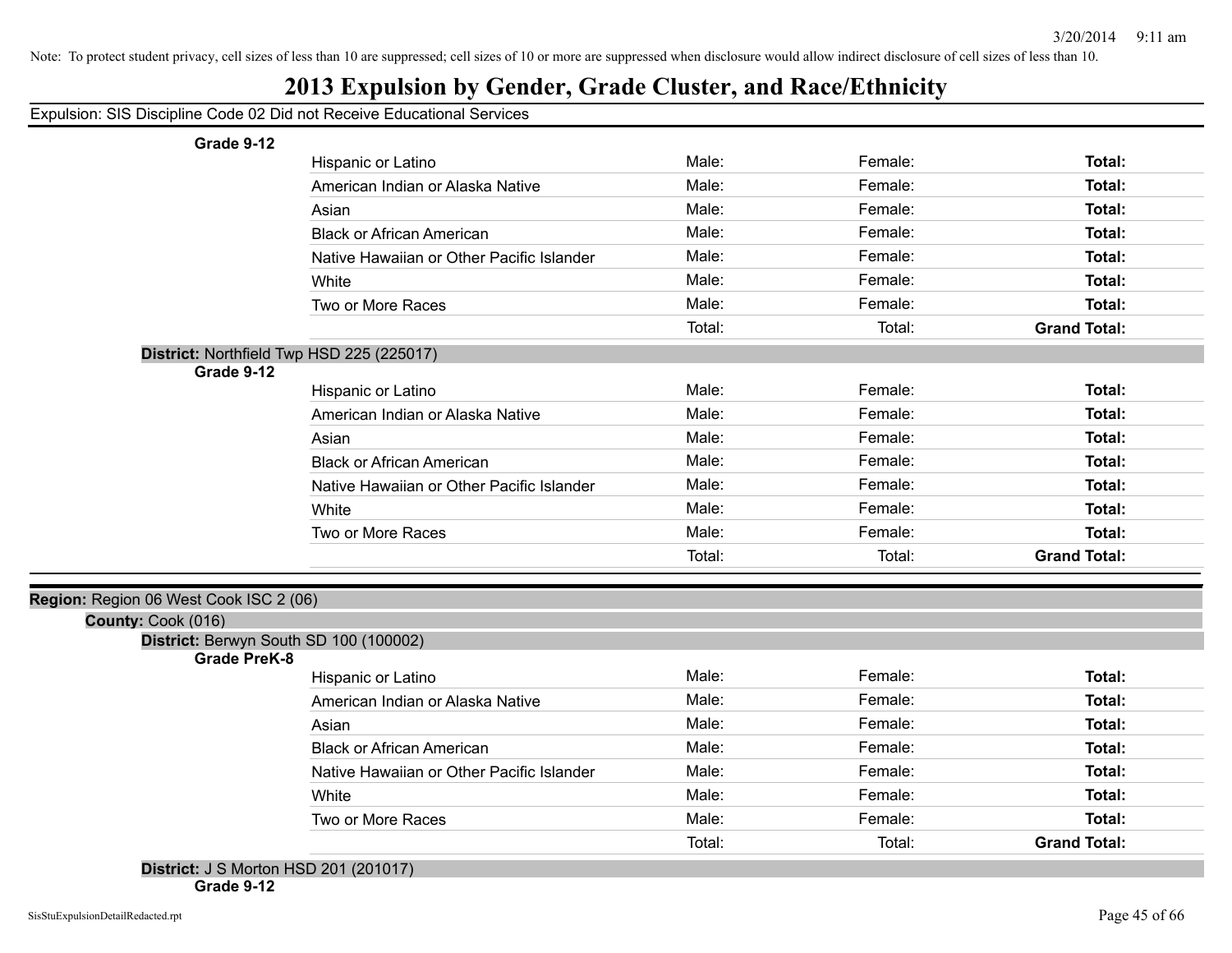Note: To protect student privacy, cell sizes of less than 10 are suppressed; cell sizes of 10 or more are suppressed when disclosure would allow indirect disclosure of cell sizes of less than 10.

# 2013 Expulsion by Gender, Grade Cluster, and Race/Ethnicity

Expulsion: SIS Discipline Code 02 Did not Receive Educational Services

**Grade 9-12**

| | | | |
|---|---|---|---|
| Hispanic or Latino | Male: | Female: | **Total:** |
| American Indian or Alaska Native | Male: | Female: | **Total:** |
| Asian | Male: | Female: | **Total:** |
| Black or African American | Male: | Female: | **Total:** |
| Native Hawaiian or Other Pacific Islander | Male: | Female: | **Total:** |
| White | Male: | Female: | **Total:** |
| Two or More Races | Male: | Female: | **Total:** |
| | Total: | Total: | **Grand Total:** |

**District:** Northfield Twp HSD 225 (225017)

**Grade 9-12**

| | | | |
|---|---|---|---|
| Hispanic or Latino | Male: | Female: | **Total:** |
| American Indian or Alaska Native | Male: | Female: | **Total:** |
| Asian | Male: | Female: | **Total:** |
| Black or African American | Male: | Female: | **Total:** |
| Native Hawaiian or Other Pacific Islander | Male: | Female: | **Total:** |
| White | Male: | Female: | **Total:** |
| Two or More Races | Male: | Female: | **Total:** |
| | Total: | Total: | **Grand Total:** |

**Region:** Region 06 West Cook ISC 2 (06)

**County:** Cook (016)

**District:** Berwyn South SD 100 (100002)

**Grade PreK-8**

| | | | |
|---|---|---|---|
| Hispanic or Latino | Male: | Female: | **Total:** |
| American Indian or Alaska Native | Male: | Female: | **Total:** |
| Asian | Male: | Female: | **Total:** |
| Black or African American | Male: | Female: | **Total:** |
| Native Hawaiian or Other Pacific Islander | Male: | Female: | **Total:** |
| White | Male: | Female: | **Total:** |
| Two or More Races | Male: | Female: | **Total:** |
| | Total: | Total: | **Grand Total:** |

**District:** J S Morton HSD 201 (201017)

**Grade 9-12**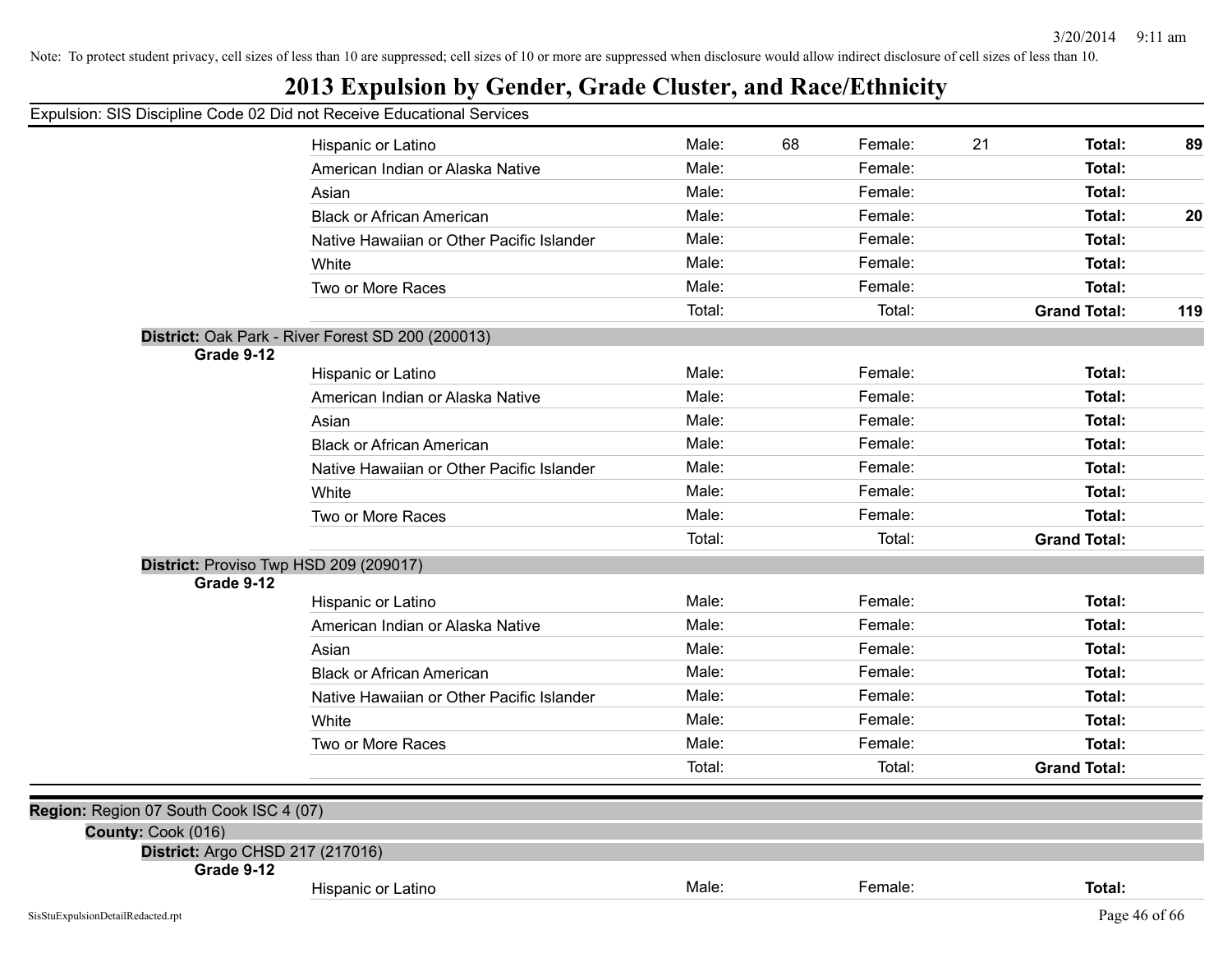Note: To protect student privacy, cell sizes of less than 10 are suppressed; cell sizes of 10 or more are suppressed when disclosure would allow indirect disclosure of cell sizes of less than 10.

# 2013 Expulsion by Gender, Grade Cluster, and Race/Ethnicity

Expulsion: SIS Discipline Code 02 Did not Receive Educational Services

| | | | | | |
|---|---|---|---|---|---|
| Hispanic or Latino | Male: 68 | Female: 21 | Total: | 89 |
| American Indian or Alaska Native | Male: | Female: | Total: | |
| Asian | Male: | Female: | Total: | |
| Black or African American | Male: | Female: | Total: | 20 |
| Native Hawaiian or Other Pacific Islander | Male: | Female: | Total: | |
| White | Male: | Female: | Total: | |
| Two or More Races | Male: | Female: | Total: | |
| | Total: | Total: | **Grand Total:** | **119** |

**District:** Oak Park - River Forest SD 200 (200013)

**Grade 9-12**

| | | | | |
|---|---|---|---|---|
| Hispanic or Latino | Male: | Female: | Total: | |
| American Indian or Alaska Native | Male: | Female: | Total: | |
| Asian | Male: | Female: | Total: | |
| Black or African American | Male: | Female: | Total: | |
| Native Hawaiian or Other Pacific Islander | Male: | Female: | Total: | |
| White | Male: | Female: | Total: | |
| Two or More Races | Male: | Female: | Total: | |
| | Total: | Total: | **Grand Total:** | |

**District:** Proviso Twp HSD 209 (209017)

**Grade 9-12**

| | | | | |
|---|---|---|---|---|
| Hispanic or Latino | Male: | Female: | Total: | |
| American Indian or Alaska Native | Male: | Female: | Total: | |
| Asian | Male: | Female: | Total: | |
| Black or African American | Male: | Female: | Total: | |
| Native Hawaiian or Other Pacific Islander | Male: | Female: | Total: | |
| White | Male: | Female: | Total: | |
| Two or More Races | Male: | Female: | Total: | |
| | Total: | Total: | **Grand Total:** | |

**Region:** Region 07 South Cook ISC 4 (07)

**County:** Cook (016)

**District:** Argo CHSD 217 (217016)

**Grade 9-12**

| | | | | |
|---|---|---|---|---|
| Hispanic or Latino | Male: | Female: | Total: | |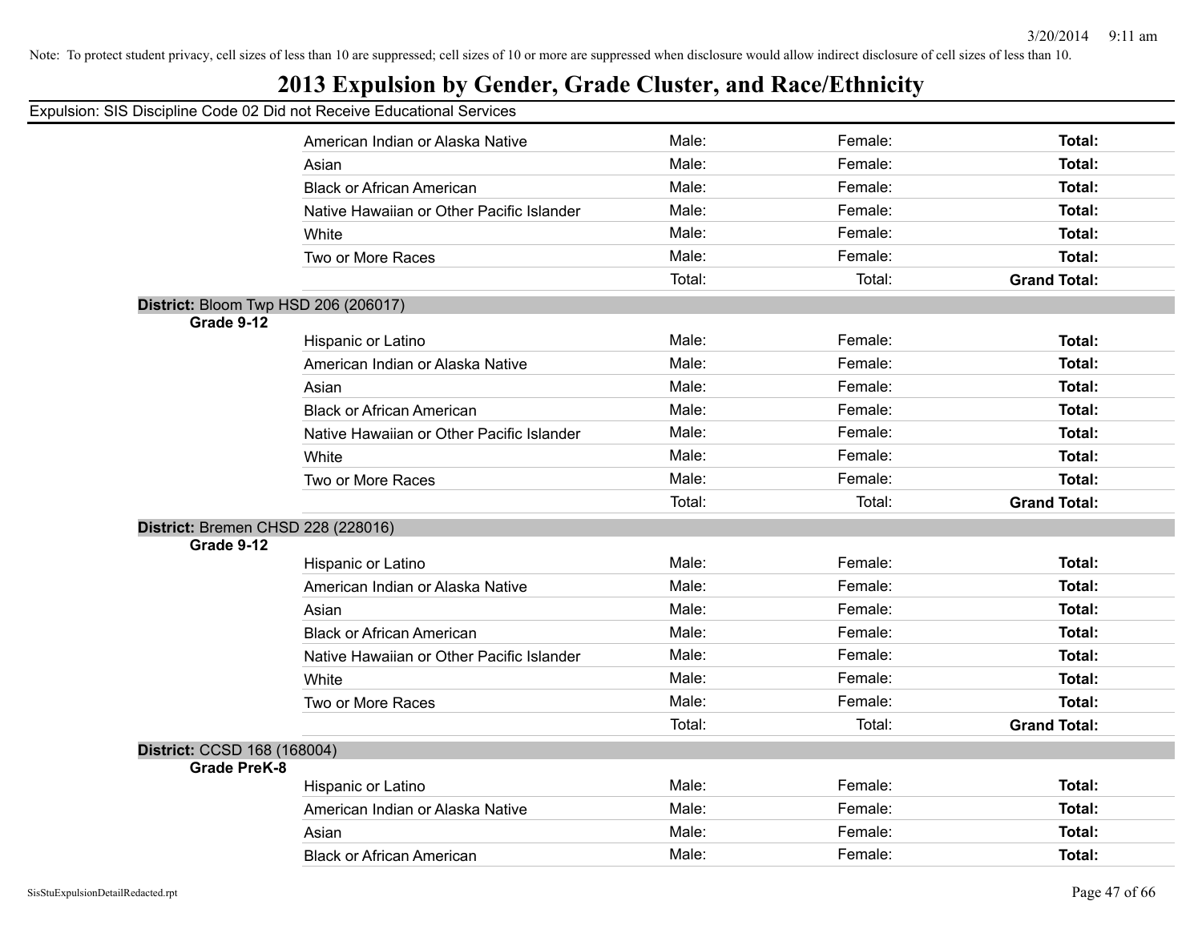Note: To protect student privacy, cell sizes of less than 10 are suppressed; cell sizes of 10 or more are suppressed when disclosure would allow indirect disclosure of cell sizes of less than 10.

# 2013 Expulsion by Gender, Grade Cluster, and Race/Ethnicity

Expulsion: SIS Discipline Code 02 Did not Receive Educational Services

| | | | | |
|---|---|---|---|---|
| | American Indian or Alaska Native | Male: | Female: | **Total:** |
| | Asian | Male: | Female: | **Total:** |
| | Black or African American | Male: | Female: | **Total:** |
| | Native Hawaiian or Other Pacific Islander | Male: | Female: | **Total:** |
| | White | Male: | Female: | **Total:** |
| | Two or More Races | Male: | Female: | **Total:** |
| | | Total: | Total: | **Grand Total:** |

**District:** Bloom Twp HSD 206 (206017)

| **Grade 9-12** | | | | |
|---|---|---|---|---|
| | Hispanic or Latino | Male: | Female: | **Total:** |
| | American Indian or Alaska Native | Male: | Female: | **Total:** |
| | Asian | Male: | Female: | **Total:** |
| | Black or African American | Male: | Female: | **Total:** |
| | Native Hawaiian or Other Pacific Islander | Male: | Female: | **Total:** |
| | White | Male: | Female: | **Total:** |
| | Two or More Races | Male: | Female: | **Total:** |
| | | Total: | Total: | **Grand Total:** |

**District:** Bremen CHSD 228 (228016)

| **Grade 9-12** | | | | |
|---|---|---|---|---|
| | Hispanic or Latino | Male: | Female: | **Total:** |
| | American Indian or Alaska Native | Male: | Female: | **Total:** |
| | Asian | Male: | Female: | **Total:** |
| | Black or African American | Male: | Female: | **Total:** |
| | Native Hawaiian or Other Pacific Islander | Male: | Female: | **Total:** |
| | White | Male: | Female: | **Total:** |
| | Two or More Races | Male: | Female: | **Total:** |
| | | Total: | Total: | **Grand Total:** |

**District:** CCSD 168 (168004)

| **Grade PreK-8** | | | | |
|---|---|---|---|---|
| | Hispanic or Latino | Male: | Female: | **Total:** |
| | American Indian or Alaska Native | Male: | Female: | **Total:** |
| | Asian | Male: | Female: | **Total:** |
| | Black or African American | Male: | Female: | **Total:** |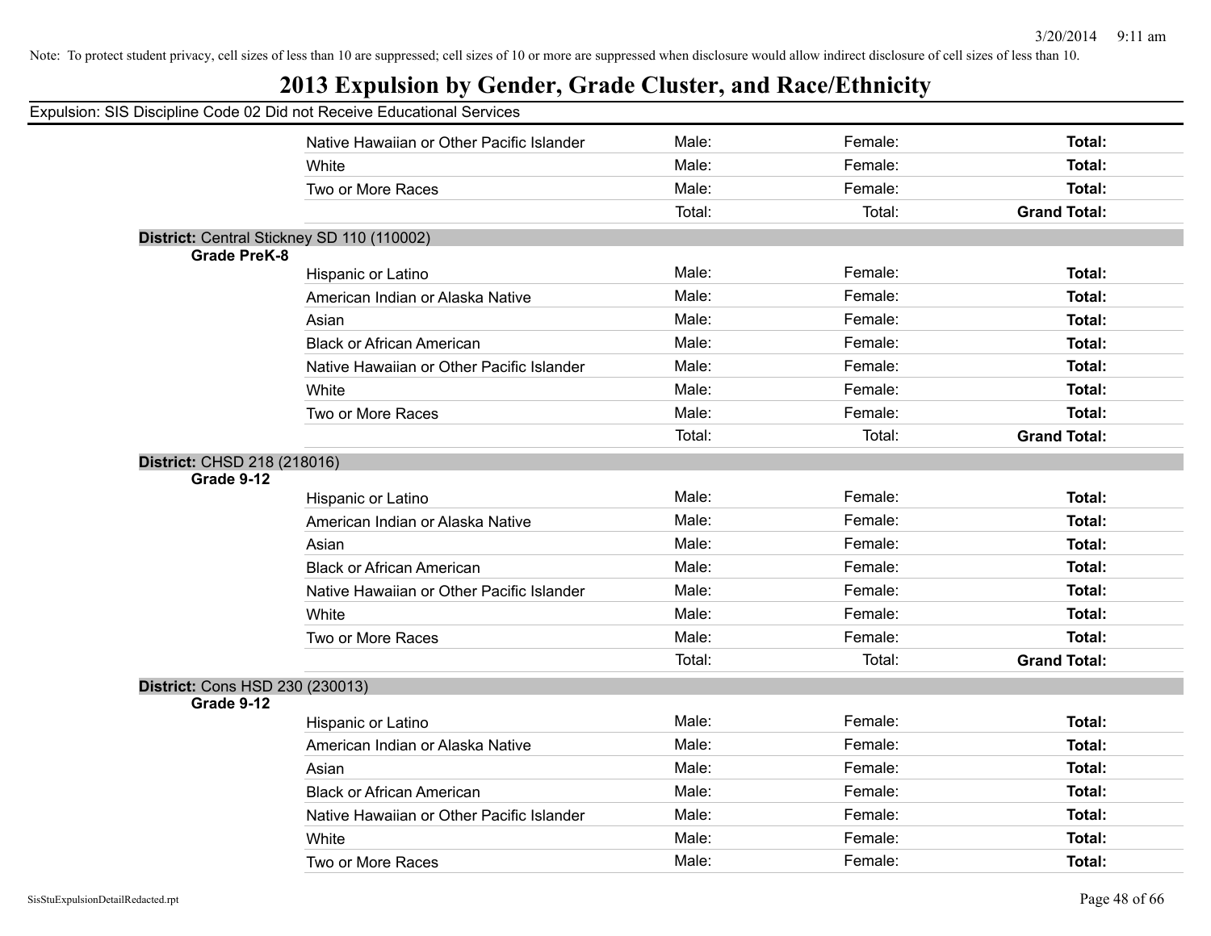Note: To protect student privacy, cell sizes of less than 10 are suppressed; cell sizes of 10 or more are suppressed when disclosure would allow indirect disclosure of cell sizes of less than 10.

# 2013 Expulsion by Gender, Grade Cluster, and Race/Ethnicity

Expulsion: SIS Discipline Code 02 Did not Receive Educational Services

| | | | | |
|---|---|---|---|---|
| | Native Hawaiian or Other Pacific Islander | Male: | Female: | **Total:** |
| | White | Male: | Female: | **Total:** |
| | Two or More Races | Male: | Female: | **Total:** |
| | | Total: | Total: | **Grand Total:** |

**District:** Central Stickney SD 110 (110002)

| **Grade PreK-8** | | | | |
|---|---|---|---|---|
| | Hispanic or Latino | Male: | Female: | **Total:** |
| | American Indian or Alaska Native | Male: | Female: | **Total:** |
| | Asian | Male: | Female: | **Total:** |
| | Black or African American | Male: | Female: | **Total:** |
| | Native Hawaiian or Other Pacific Islander | Male: | Female: | **Total:** |
| | White | Male: | Female: | **Total:** |
| | Two or More Races | Male: | Female: | **Total:** |
| | | Total: | Total: | **Grand Total:** |

**District:** CHSD 218 (218016)

| **Grade 9-12** | | | | |
|---|---|---|---|---|
| | Hispanic or Latino | Male: | Female: | **Total:** |
| | American Indian or Alaska Native | Male: | Female: | **Total:** |
| | Asian | Male: | Female: | **Total:** |
| | Black or African American | Male: | Female: | **Total:** |
| | Native Hawaiian or Other Pacific Islander | Male: | Female: | **Total:** |
| | White | Male: | Female: | **Total:** |
| | Two or More Races | Male: | Female: | **Total:** |
| | | Total: | Total: | **Grand Total:** |

**District:** Cons HSD 230 (230013)

| **Grade 9-12** | | | | |
|---|---|---|---|---|
| | Hispanic or Latino | Male: | Female: | **Total:** |
| | American Indian or Alaska Native | Male: | Female: | **Total:** |
| | Asian | Male: | Female: | **Total:** |
| | Black or African American | Male: | Female: | **Total:** |
| | Native Hawaiian or Other Pacific Islander | Male: | Female: | **Total:** |
| | White | Male: | Female: | **Total:** |
| | Two or More Races | Male: | Female: | **Total:** |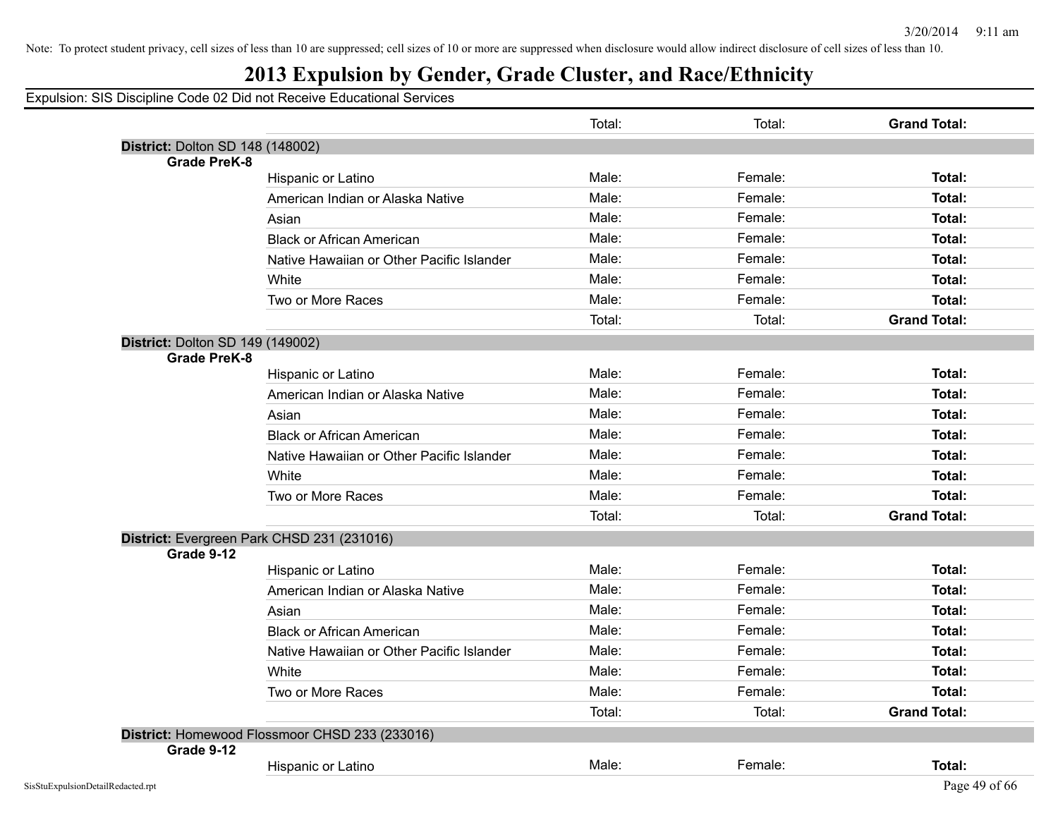Note: To protect student privacy, cell sizes of less than 10 are suppressed; cell sizes of 10 or more are suppressed when disclosure would allow indirect disclosure of cell sizes of less than 10.

# 2013 Expulsion by Gender, Grade Cluster, and Race/Ethnicity

Expulsion: SIS Discipline Code 02 Did not Receive Educational Services

| | | | | |
|---|---|---|---|---|
| | | Total: | Total: | **Grand Total:** |
| **District:** Dolton SD 148 (148002) | | | | |
| **Grade PreK-8** | | | | |
| | Hispanic or Latino | Male: | Female: | **Total:** |
| | American Indian or Alaska Native | Male: | Female: | **Total:** |
| | Asian | Male: | Female: | **Total:** |
| | Black or African American | Male: | Female: | **Total:** |
| | Native Hawaiian or Other Pacific Islander | Male: | Female: | **Total:** |
| | White | Male: | Female: | **Total:** |
| | Two or More Races | Male: | Female: | **Total:** |
| | | Total: | Total: | **Grand Total:** |
| **District:** Dolton SD 149 (149002) | | | | |
| **Grade PreK-8** | | | | |
| | Hispanic or Latino | Male: | Female: | **Total:** |
| | American Indian or Alaska Native | Male: | Female: | **Total:** |
| | Asian | Male: | Female: | **Total:** |
| | Black or African American | Male: | Female: | **Total:** |
| | Native Hawaiian or Other Pacific Islander | Male: | Female: | **Total:** |
| | White | Male: | Female: | **Total:** |
| | Two or More Races | Male: | Female: | **Total:** |
| | | Total: | Total: | **Grand Total:** |
| **District:** Evergreen Park CHSD 231 (231016) | | | | |
| **Grade 9-12** | | | | |
| | Hispanic or Latino | Male: | Female: | **Total:** |
| | American Indian or Alaska Native | Male: | Female: | **Total:** |
| | Asian | Male: | Female: | **Total:** |
| | Black or African American | Male: | Female: | **Total:** |
| | Native Hawaiian or Other Pacific Islander | Male: | Female: | **Total:** |
| | White | Male: | Female: | **Total:** |
| | Two or More Races | Male: | Female: | **Total:** |
| | | Total: | Total: | **Grand Total:** |
| **District:** Homewood Flossmoor CHSD 233 (233016) | | | | |
| **Grade 9-12** | | | | |
| | Hispanic or Latino | Male: | Female: | **Total:** |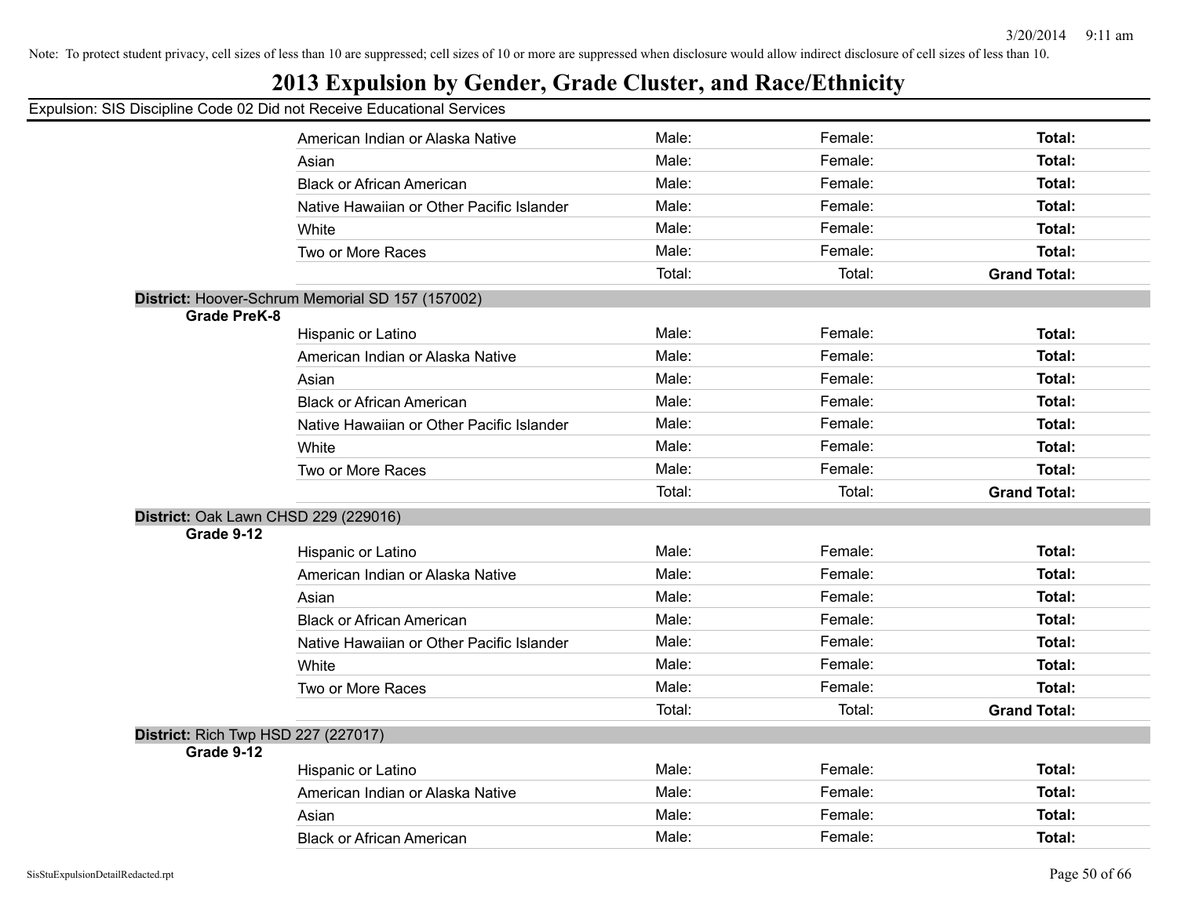Note: To protect student privacy, cell sizes of less than 10 are suppressed; cell sizes of 10 or more are suppressed when disclosure would allow indirect disclosure of cell sizes of less than 10.

# 2013 Expulsion by Gender, Grade Cluster, and Race/Ethnicity

Expulsion: SIS Discipline Code 02 Did not Receive Educational Services

| | | | | |
|---|---|---|---|---|
| | American Indian or Alaska Native | Male: | Female: | **Total:** |
| | Asian | Male: | Female: | **Total:** |
| | Black or African American | Male: | Female: | **Total:** |
| | Native Hawaiian or Other Pacific Islander | Male: | Female: | **Total:** |
| | White | Male: | Female: | **Total:** |
| | Two or More Races | Male: | Female: | **Total:** |
| | | Total: | Total: | **Grand Total:** |

**District:** Hoover-Schrum Memorial SD 157 (157002)

| | | | | |
|---|---|---|---|---|
| **Grade PreK-8** | | | | |
| | Hispanic or Latino | Male: | Female: | **Total:** |
| | American Indian or Alaska Native | Male: | Female: | **Total:** |
| | Asian | Male: | Female: | **Total:** |
| | Black or African American | Male: | Female: | **Total:** |
| | Native Hawaiian or Other Pacific Islander | Male: | Female: | **Total:** |
| | White | Male: | Female: | **Total:** |
| | Two or More Races | Male: | Female: | **Total:** |
| | | Total: | Total: | **Grand Total:** |

**District:** Oak Lawn CHSD 229 (229016)

| | | | | |
|---|---|---|---|---|
| **Grade 9-12** | | | | |
| | Hispanic or Latino | Male: | Female: | **Total:** |
| | American Indian or Alaska Native | Male: | Female: | **Total:** |
| | Asian | Male: | Female: | **Total:** |
| | Black or African American | Male: | Female: | **Total:** |
| | Native Hawaiian or Other Pacific Islander | Male: | Female: | **Total:** |
| | White | Male: | Female: | **Total:** |
| | Two or More Races | Male: | Female: | **Total:** |
| | | Total: | Total: | **Grand Total:** |

**District:** Rich Twp HSD 227 (227017)

| | | | | |
|---|---|---|---|---|
| **Grade 9-12** | | | | |
| | Hispanic or Latino | Male: | Female: | **Total:** |
| | American Indian or Alaska Native | Male: | Female: | **Total:** |
| | Asian | Male: | Female: | **Total:** |
| | Black or African American | Male: | Female: | **Total:** |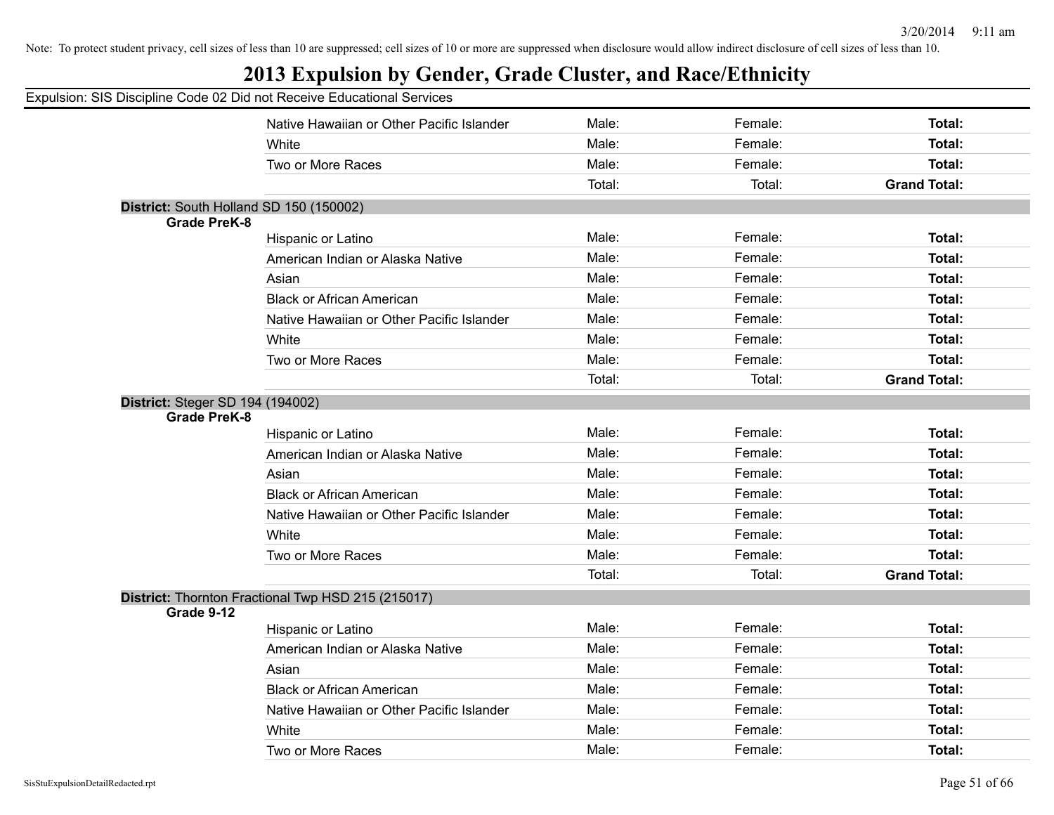Note: To protect student privacy, cell sizes of less than 10 are suppressed; cell sizes of 10 or more are suppressed when disclosure would allow indirect disclosure of cell sizes of less than 10.

# 2013 Expulsion by Gender, Grade Cluster, and Race/Ethnicity

Expulsion: SIS Discipline Code 02 Did not Receive Educational Services

| | | | | |
|---|---|---|---|---|
| | Native Hawaiian or Other Pacific Islander | Male: | Female: | **Total:** |
| | White | Male: | Female: | **Total:** |
| | Two or More Races | Male: | Female: | **Total:** |
| | | Total: | Total: | **Grand Total:** |

**District:** South Holland SD 150 (150002)

**Grade PreK-8**

| | | | |
|---|---|---|---|
| Hispanic or Latino | Male: | Female: | **Total:** |
| American Indian or Alaska Native | Male: | Female: | **Total:** |
| Asian | Male: | Female: | **Total:** |
| Black or African American | Male: | Female: | **Total:** |
| Native Hawaiian or Other Pacific Islander | Male: | Female: | **Total:** |
| White | Male: | Female: | **Total:** |
| Two or More Races | Male: | Female: | **Total:** |
| | Total: | Total: | **Grand Total:** |

**District:** Steger SD 194 (194002)

**Grade PreK-8**

| | | | |
|---|---|---|---|
| Hispanic or Latino | Male: | Female: | **Total:** |
| American Indian or Alaska Native | Male: | Female: | **Total:** |
| Asian | Male: | Female: | **Total:** |
| Black or African American | Male: | Female: | **Total:** |
| Native Hawaiian or Other Pacific Islander | Male: | Female: | **Total:** |
| White | Male: | Female: | **Total:** |
| Two or More Races | Male: | Female: | **Total:** |
| | Total: | Total: | **Grand Total:** |

**District:** Thornton Fractional Twp HSD 215 (215017)

**Grade 9-12**

| | | | |
|---|---|---|---|
| Hispanic or Latino | Male: | Female: | **Total:** |
| American Indian or Alaska Native | Male: | Female: | **Total:** |
| Asian | Male: | Female: | **Total:** |
| Black or African American | Male: | Female: | **Total:** |
| Native Hawaiian or Other Pacific Islander | Male: | Female: | **Total:** |
| White | Male: | Female: | **Total:** |
| Two or More Races | Male: | Female: | **Total:** |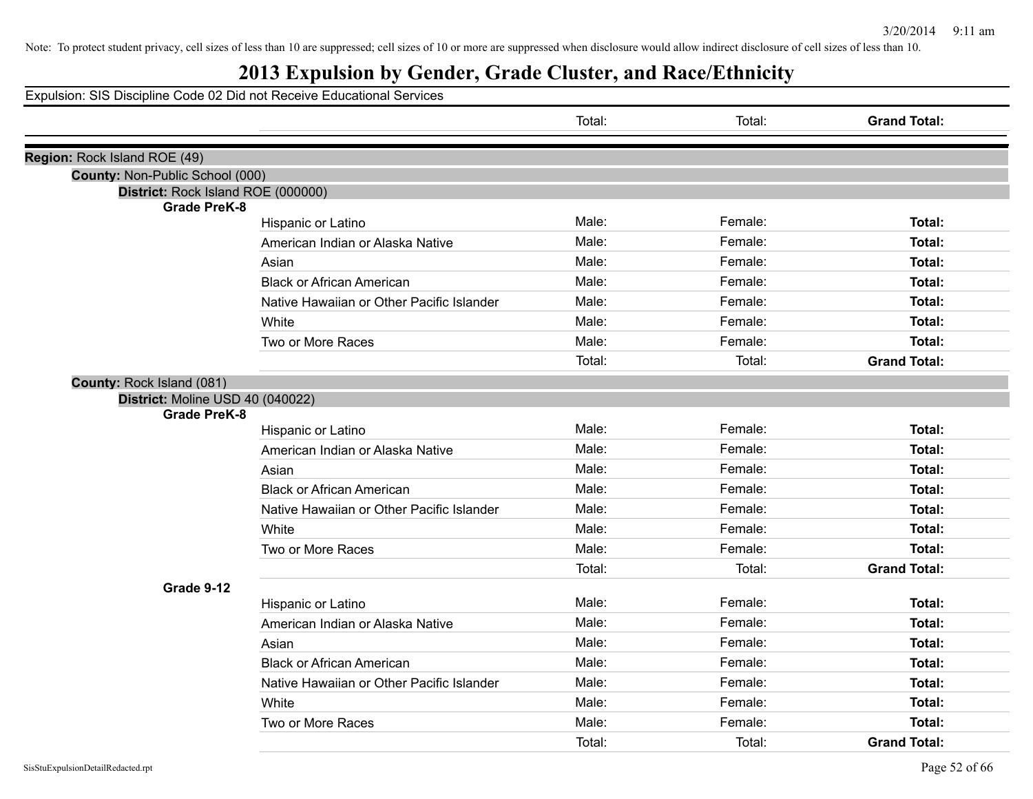Note: To protect student privacy, cell sizes of less than 10 are suppressed; cell sizes of 10 or more are suppressed when disclosure would allow indirect disclosure of cell sizes of less than 10.

# 2013 Expulsion by Gender, Grade Cluster, and Race/Ethnicity

Expulsion: SIS Discipline Code 02 Did not Receive Educational Services

| | | Total: | Total: | Grand Total: |
|---|---|---|---|---|
| **Region:** Rock Island ROE (49) | | | | |
| **County:** Non-Public School (000) | | | | |
| **District:** Rock Island ROE (000000) | | | | |
| **Grade PreK-8** | | | | |
| | Hispanic or Latino | Male: | Female: | **Total:** |
| | American Indian or Alaska Native | Male: | Female: | **Total:** |
| | Asian | Male: | Female: | **Total:** |
| | Black or African American | Male: | Female: | **Total:** |
| | Native Hawaiian or Other Pacific Islander | Male: | Female: | **Total:** |
| | White | Male: | Female: | **Total:** |
| | Two or More Races | Male: | Female: | **Total:** |
| | | Total: | Total: | **Grand Total:** |
| **County:** Rock Island (081) | | | | |
| **District:** Moline USD 40 (040022) | | | | |
| **Grade PreK-8** | | | | |
| | Hispanic or Latino | Male: | Female: | **Total:** |
| | American Indian or Alaska Native | Male: | Female: | **Total:** |
| | Asian | Male: | Female: | **Total:** |
| | Black or African American | Male: | Female: | **Total:** |
| | Native Hawaiian or Other Pacific Islander | Male: | Female: | **Total:** |
| | White | Male: | Female: | **Total:** |
| | Two or More Races | Male: | Female: | **Total:** |
| | | Total: | Total: | **Grand Total:** |
| **Grade 9-12** | | | | |
| | Hispanic or Latino | Male: | Female: | **Total:** |
| | American Indian or Alaska Native | Male: | Female: | **Total:** |
| | Asian | Male: | Female: | **Total:** |
| | Black or African American | Male: | Female: | **Total:** |
| | Native Hawaiian or Other Pacific Islander | Male: | Female: | **Total:** |
| | White | Male: | Female: | **Total:** |
| | Two or More Races | Male: | Female: | **Total:** |
| | | Total: | Total: | **Grand Total:** |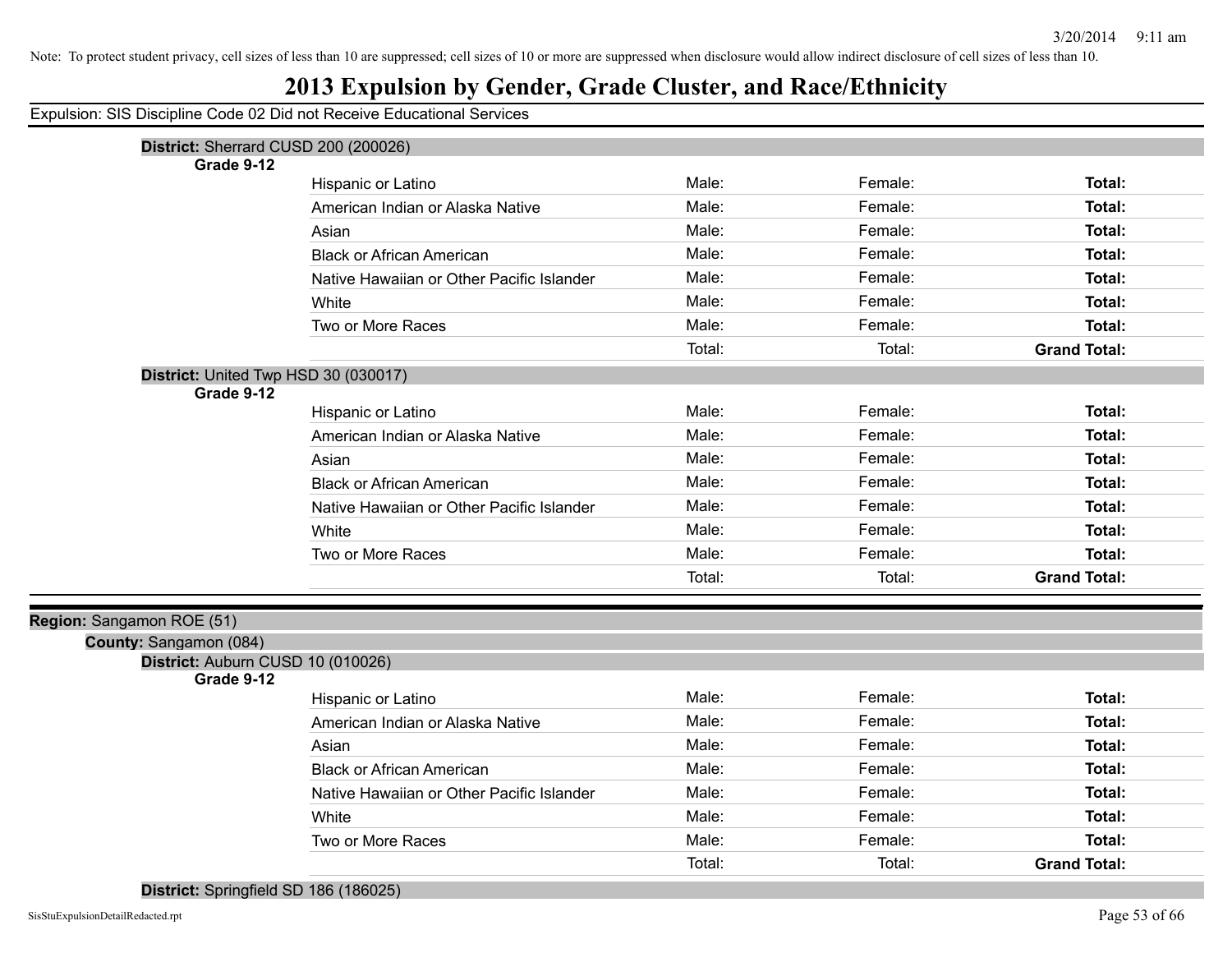Note: To protect student privacy, cell sizes of less than 10 are suppressed; cell sizes of 10 or more are suppressed when disclosure would allow indirect disclosure of cell sizes of less than 10.

# 2013 Expulsion by Gender, Grade Cluster, and Race/Ethnicity

Expulsion: SIS Discipline Code 02 Did not Receive Educational Services

**District:** Sherrard CUSD 200 (200026)

**Grade 9-12**

| | | | |
|---|---|---|---|
| Hispanic or Latino | Male: | Female: | **Total:** |
| American Indian or Alaska Native | Male: | Female: | **Total:** |
| Asian | Male: | Female: | **Total:** |
| Black or African American | Male: | Female: | **Total:** |
| Native Hawaiian or Other Pacific Islander | Male: | Female: | **Total:** |
| White | Male: | Female: | **Total:** |
| Two or More Races | Male: | Female: | **Total:** |
| | Total: | Total: | **Grand Total:** |

**District:** United Twp HSD 30 (030017)

**Grade 9-12**

| | | | |
|---|---|---|---|
| Hispanic or Latino | Male: | Female: | **Total:** |
| American Indian or Alaska Native | Male: | Female: | **Total:** |
| Asian | Male: | Female: | **Total:** |
| Black or African American | Male: | Female: | **Total:** |
| Native Hawaiian or Other Pacific Islander | Male: | Female: | **Total:** |
| White | Male: | Female: | **Total:** |
| Two or More Races | Male: | Female: | **Total:** |
| | Total: | Total: | **Grand Total:** |

**Region:** Sangamon ROE (51)

**County:** Sangamon (084)

**District:** Auburn CUSD 10 (010026)

**Grade 9-12**

| | | | |
|---|---|---|---|
| Hispanic or Latino | Male: | Female: | **Total:** |
| American Indian or Alaska Native | Male: | Female: | **Total:** |
| Asian | Male: | Female: | **Total:** |
| Black or African American | Male: | Female: | **Total:** |
| Native Hawaiian or Other Pacific Islander | Male: | Female: | **Total:** |
| White | Male: | Female: | **Total:** |
| Two or More Races | Male: | Female: | **Total:** |
| | Total: | Total: | **Grand Total:** |

**District:** Springfield SD 186 (186025)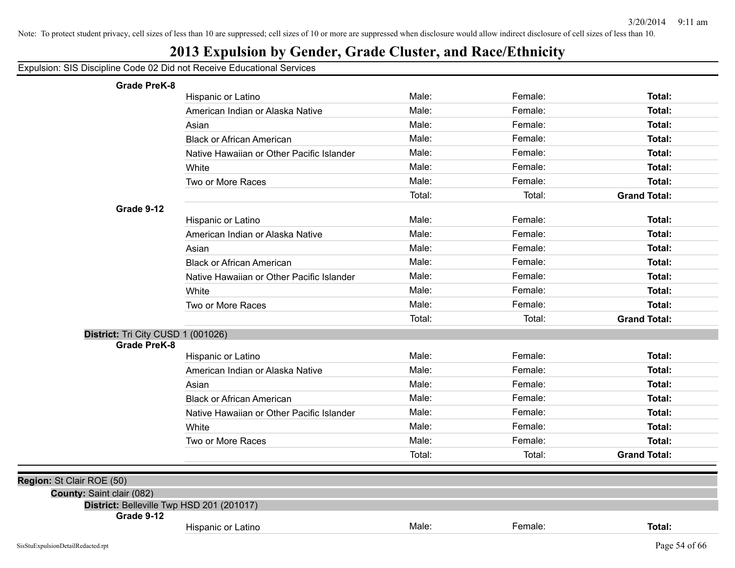Note: To protect student privacy, cell sizes of less than 10 are suppressed; cell sizes of 10 or more are suppressed when disclosure would allow indirect disclosure of cell sizes of less than 10.

# 2013 Expulsion by Gender, Grade Cluster, and Race/Ethnicity

Expulsion: SIS Discipline Code 02 Did not Receive Educational Services

**Grade PreK-8**

| | Male | Female | Total |
|---|---|---|---|
| Hispanic or Latino | Male: | Female: | **Total:** |
| American Indian or Alaska Native | Male: | Female: | **Total:** |
| Asian | Male: | Female: | **Total:** |
| Black or African American | Male: | Female: | **Total:** |
| Native Hawaiian or Other Pacific Islander | Male: | Female: | **Total:** |
| White | Male: | Female: | **Total:** |
| Two or More Races | Male: | Female: | **Total:** |
| | Total: | Total: | **Grand Total:** |

**Grade 9-12**

| | Male | Female | Total |
|---|---|---|---|
| Hispanic or Latino | Male: | Female: | **Total:** |
| American Indian or Alaska Native | Male: | Female: | **Total:** |
| Asian | Male: | Female: | **Total:** |
| Black or African American | Male: | Female: | **Total:** |
| Native Hawaiian or Other Pacific Islander | Male: | Female: | **Total:** |
| White | Male: | Female: | **Total:** |
| Two or More Races | Male: | Female: | **Total:** |
| | Total: | Total: | **Grand Total:** |

**District:** Tri City CUSD 1 (001026)

**Grade PreK-8**

| | Male | Female | Total |
|---|---|---|---|
| Hispanic or Latino | Male: | Female: | **Total:** |
| American Indian or Alaska Native | Male: | Female: | **Total:** |
| Asian | Male: | Female: | **Total:** |
| Black or African American | Male: | Female: | **Total:** |
| Native Hawaiian or Other Pacific Islander | Male: | Female: | **Total:** |
| White | Male: | Female: | **Total:** |
| Two or More Races | Male: | Female: | **Total:** |
| | Total: | Total: | **Grand Total:** |

**Region:** St Clair ROE (50)

**County:** Saint clair (082)

**District:** Belleville Twp HSD 201 (201017)

**Grade 9-12**

| | Male | Female | Total |
|---|---|---|---|
| Hispanic or Latino | Male: | Female: | **Total:** |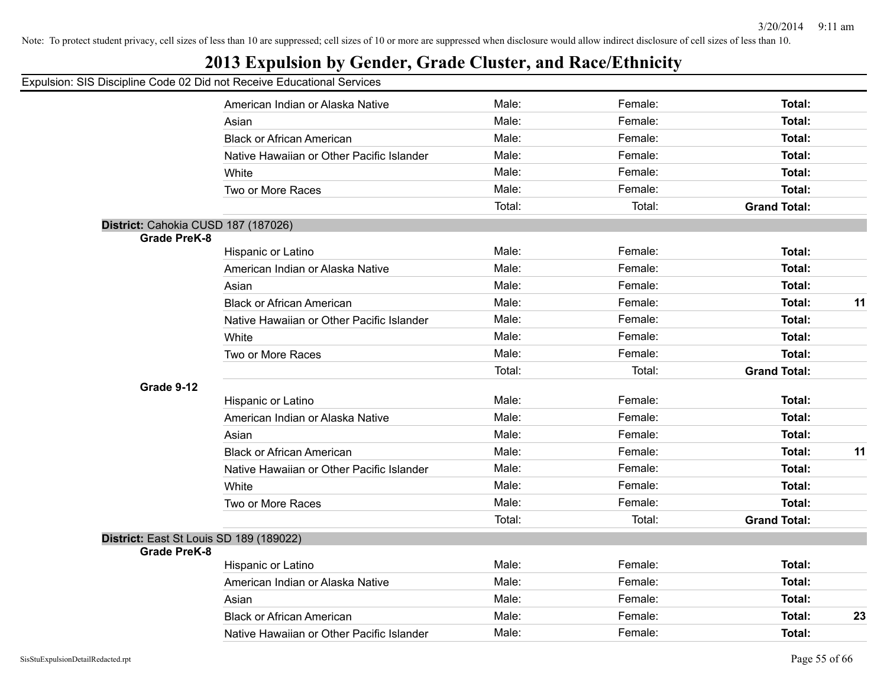Note: To protect student privacy, cell sizes of less than 10 are suppressed; cell sizes of 10 or more are suppressed when disclosure would allow indirect disclosure of cell sizes of less than 10.

# 2013 Expulsion by Gender, Grade Cluster, and Race/Ethnicity

Expulsion: SIS Discipline Code 02 Did not Receive Educational Services

| | | | | | |
|---|---|---|---|---|---|
| | American Indian or Alaska Native | Male: | Female: | **Total:** | |
| | Asian | Male: | Female: | **Total:** | |
| | Black or African American | Male: | Female: | **Total:** | |
| | Native Hawaiian or Other Pacific Islander | Male: | Female: | **Total:** | |
| | White | Male: | Female: | **Total:** | |
| | Two or More Races | Male: | Female: | **Total:** | |
| | | Total: | Total: | **Grand Total:** | |

**District:** Cahokia CUSD 187 (187026)

| | | | | | |
|---|---|---|---|---|---|
| **Grade PreK-8** | | | | | |
| | Hispanic or Latino | Male: | Female: | **Total:** | |
| | American Indian or Alaska Native | Male: | Female: | **Total:** | |
| | Asian | Male: | Female: | **Total:** | |
| | Black or African American | Male: | Female: | **Total:** | **11** |
| | Native Hawaiian or Other Pacific Islander | Male: | Female: | **Total:** | |
| | White | Male: | Female: | **Total:** | |
| | Two or More Races | Male: | Female: | **Total:** | |
| | | Total: | Total: | **Grand Total:** | |
| **Grade 9-12** | | | | | |
| | Hispanic or Latino | Male: | Female: | **Total:** | |
| | American Indian or Alaska Native | Male: | Female: | **Total:** | |
| | Asian | Male: | Female: | **Total:** | |
| | Black or African American | Male: | Female: | **Total:** | **11** |
| | Native Hawaiian or Other Pacific Islander | Male: | Female: | **Total:** | |
| | White | Male: | Female: | **Total:** | |
| | Two or More Races | Male: | Female: | **Total:** | |
| | | Total: | Total: | **Grand Total:** | |

**District:** East St Louis SD 189 (189022)

| | | | | | |
|---|---|---|---|---|---|
| **Grade PreK-8** | | | | | |
| | Hispanic or Latino | Male: | Female: | **Total:** | |
| | American Indian or Alaska Native | Male: | Female: | **Total:** | |
| | Asian | Male: | Female: | **Total:** | |
| | Black or African American | Male: | Female: | **Total:** | **23** |
| | Native Hawaiian or Other Pacific Islander | Male: | Female: | **Total:** | |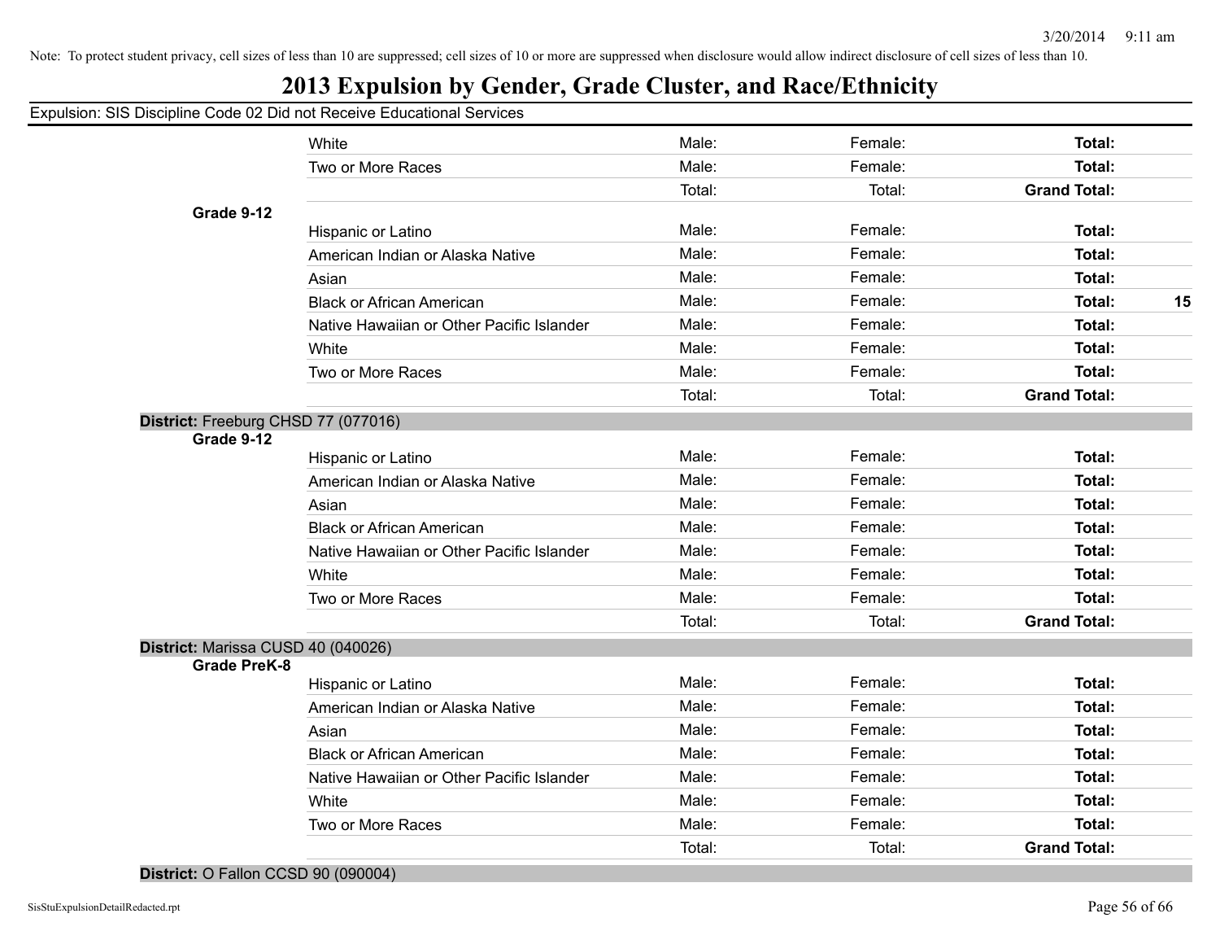Note: To protect student privacy, cell sizes of less than 10 are suppressed; cell sizes of 10 or more are suppressed when disclosure would allow indirect disclosure of cell sizes of less than 10.

# 2013 Expulsion by Gender, Grade Cluster, and Race/Ethnicity

Expulsion: SIS Discipline Code 02 Did not Receive Educational Services

| | | | | | |
|---|---|---|---|---|---|
| | White | Male: | Female: | **Total:** | |
| | Two or More Races | Male: | Female: | **Total:** | |
| | | Total: | Total: | **Grand Total:** | |
| **Grade 9-12** | | | | | |
| | Hispanic or Latino | Male: | Female: | **Total:** | |
| | American Indian or Alaska Native | Male: | Female: | **Total:** | |
| | Asian | Male: | Female: | **Total:** | |
| | Black or African American | Male: | Female: | **Total:** | **15** |
| | Native Hawaiian or Other Pacific Islander | Male: | Female: | **Total:** | |
| | White | Male: | Female: | **Total:** | |
| | Two or More Races | Male: | Female: | **Total:** | |
| | | Total: | Total: | **Grand Total:** | |
| **District:** Freeburg CHSD 77 (077016) | | | | | |
| **Grade 9-12** | | | | | |
| | Hispanic or Latino | Male: | Female: | **Total:** | |
| | American Indian or Alaska Native | Male: | Female: | **Total:** | |
| | Asian | Male: | Female: | **Total:** | |
| | Black or African American | Male: | Female: | **Total:** | |
| | Native Hawaiian or Other Pacific Islander | Male: | Female: | **Total:** | |
| | White | Male: | Female: | **Total:** | |
| | Two or More Races | Male: | Female: | **Total:** | |
| | | Total: | Total: | **Grand Total:** | |
| **District:** Marissa CUSD 40 (040026) | | | | | |
| **Grade PreK-8** | | | | | |
| | Hispanic or Latino | Male: | Female: | **Total:** | |
| | American Indian or Alaska Native | Male: | Female: | **Total:** | |
| | Asian | Male: | Female: | **Total:** | |
| | Black or African American | Male: | Female: | **Total:** | |
| | Native Hawaiian or Other Pacific Islander | Male: | Female: | **Total:** | |
| | White | Male: | Female: | **Total:** | |
| | Two or More Races | Male: | Female: | **Total:** | |
| | | Total: | Total: | **Grand Total:** | |
| **District:** O Fallon CCSD 90 (090004) | | | | | |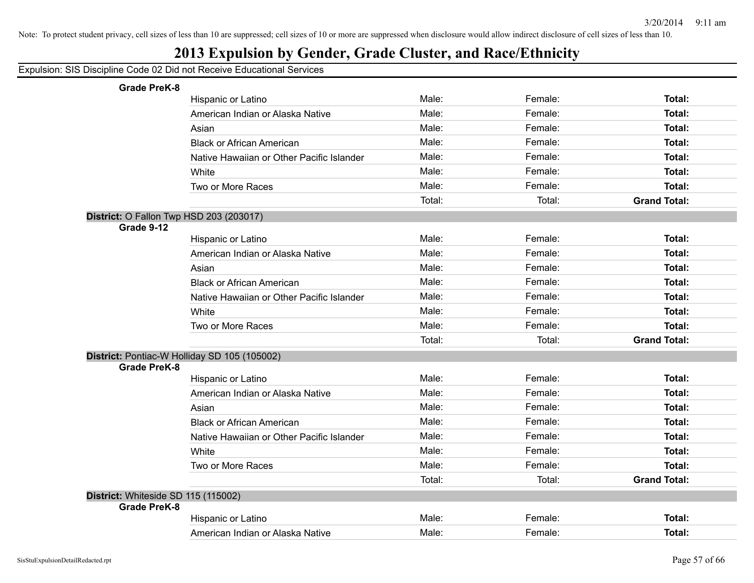Note: To protect student privacy, cell sizes of less than 10 are suppressed; cell sizes of 10 or more are suppressed when disclosure would allow indirect disclosure of cell sizes of less than 10.

# 2013 Expulsion by Gender, Grade Cluster, and Race/Ethnicity

Expulsion: SIS Discipline Code 02 Did not Receive Educational Services

**Grade PreK-8**

| | Male | Female | Total |
|---|---|---|---|
| Hispanic or Latino | Male: | Female: | **Total:** |
| American Indian or Alaska Native | Male: | Female: | **Total:** |
| Asian | Male: | Female: | **Total:** |
| Black or African American | Male: | Female: | **Total:** |
| Native Hawaiian or Other Pacific Islander | Male: | Female: | **Total:** |
| White | Male: | Female: | **Total:** |
| Two or More Races | Male: | Female: | **Total:** |
| | Total: | Total: | **Grand Total:** |

**District:** O Fallon Twp HSD 203 (203017)

**Grade 9-12**

| | Male | Female | Total |
|---|---|---|---|
| Hispanic or Latino | Male: | Female: | **Total:** |
| American Indian or Alaska Native | Male: | Female: | **Total:** |
| Asian | Male: | Female: | **Total:** |
| Black or African American | Male: | Female: | **Total:** |
| Native Hawaiian or Other Pacific Islander | Male: | Female: | **Total:** |
| White | Male: | Female: | **Total:** |
| Two or More Races | Male: | Female: | **Total:** |
| | Total: | Total: | **Grand Total:** |

**District:** Pontiac-W Holliday SD 105 (105002)

**Grade PreK-8**

| | Male | Female | Total |
|---|---|---|---|
| Hispanic or Latino | Male: | Female: | **Total:** |
| American Indian or Alaska Native | Male: | Female: | **Total:** |
| Asian | Male: | Female: | **Total:** |
| Black or African American | Male: | Female: | **Total:** |
| Native Hawaiian or Other Pacific Islander | Male: | Female: | **Total:** |
| White | Male: | Female: | **Total:** |
| Two or More Races | Male: | Female: | **Total:** |
| | Total: | Total: | **Grand Total:** |

**District:** Whiteside SD 115 (115002)

**Grade PreK-8**

| | Male | Female | Total |
|---|---|---|---|
| Hispanic or Latino | Male: | Female: | **Total:** |
| American Indian or Alaska Native | Male: | Female: | **Total:** |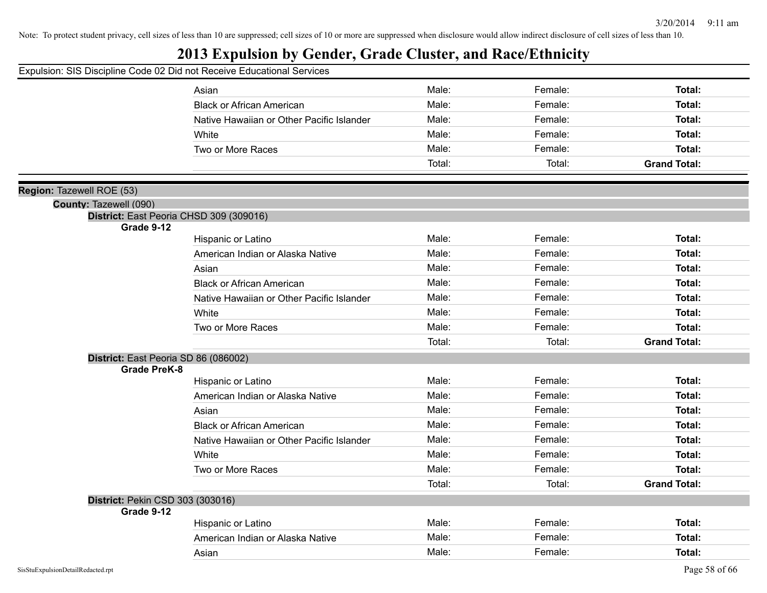Note: To protect student privacy, cell sizes of less than 10 are suppressed; cell sizes of 10 or more are suppressed when disclosure would allow indirect disclosure of cell sizes of less than 10.

# 2013 Expulsion by Gender, Grade Cluster, and Race/Ethnicity

Expulsion: SIS Discipline Code 02 Did not Receive Educational Services

| | | | |
|---|---|---|---|
| Asian | Male: | Female: | **Total:** |
| Black or African American | Male: | Female: | **Total:** |
| Native Hawaiian or Other Pacific Islander | Male: | Female: | **Total:** |
| White | Male: | Female: | **Total:** |
| Two or More Races | Male: | Female: | **Total:** |
| | Total: | Total: | **Grand Total:** |

**Region:** Tazewell ROE (53)

**County:** Tazewell (090)

**District:** East Peoria CHSD 309 (309016)

**Grade 9-12**

| | | | |
|---|---|---|---|
| Hispanic or Latino | Male: | Female: | **Total:** |
| American Indian or Alaska Native | Male: | Female: | **Total:** |
| Asian | Male: | Female: | **Total:** |
| Black or African American | Male: | Female: | **Total:** |
| Native Hawaiian or Other Pacific Islander | Male: | Female: | **Total:** |
| White | Male: | Female: | **Total:** |
| Two or More Races | Male: | Female: | **Total:** |
| | Total: | Total: | **Grand Total:** |

**District:** East Peoria SD 86 (086002)

**Grade PreK-8**

| | | | |
|---|---|---|---|
| Hispanic or Latino | Male: | Female: | **Total:** |
| American Indian or Alaska Native | Male: | Female: | **Total:** |
| Asian | Male: | Female: | **Total:** |
| Black or African American | Male: | Female: | **Total:** |
| Native Hawaiian or Other Pacific Islander | Male: | Female: | **Total:** |
| White | Male: | Female: | **Total:** |
| Two or More Races | Male: | Female: | **Total:** |
| | Total: | Total: | **Grand Total:** |

**District:** Pekin CSD 303 (303016)

**Grade 9-12**

| | | | |
|---|---|---|---|
| Hispanic or Latino | Male: | Female: | **Total:** |
| American Indian or Alaska Native | Male: | Female: | **Total:** |
| Asian | Male: | Female: | **Total:** |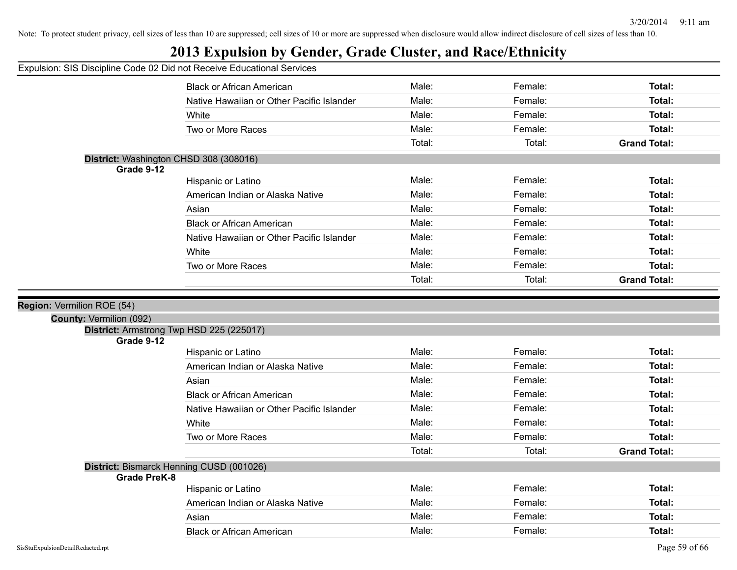Note: To protect student privacy, cell sizes of less than 10 are suppressed; cell sizes of 10 or more are suppressed when disclosure would allow indirect disclosure of cell sizes of less than 10.

# 2013 Expulsion by Gender, Grade Cluster, and Race/Ethnicity

Expulsion: SIS Discipline Code 02 Did not Receive Educational Services

| | | | |
|---|---|---|---|
| Black or African American | Male: | Female: | **Total:** |
| Native Hawaiian or Other Pacific Islander | Male: | Female: | **Total:** |
| White | Male: | Female: | **Total:** |
| Two or More Races | Male: | Female: | **Total:** |
| | Total: | Total: | **Grand Total:** |

**District:** Washington CHSD 308 (308016)

**Grade 9-12**

| | | | |
|---|---|---|---|
| Hispanic or Latino | Male: | Female: | **Total:** |
| American Indian or Alaska Native | Male: | Female: | **Total:** |
| Asian | Male: | Female: | **Total:** |
| Black or African American | Male: | Female: | **Total:** |
| Native Hawaiian or Other Pacific Islander | Male: | Female: | **Total:** |
| White | Male: | Female: | **Total:** |
| Two or More Races | Male: | Female: | **Total:** |
| | Total: | Total: | **Grand Total:** |

**Region:** Vermilion ROE (54)

**County:** Vermilion (092)

**District:** Armstrong Twp HSD 225 (225017)

**Grade 9-12**

| | | | |
|---|---|---|---|
| Hispanic or Latino | Male: | Female: | **Total:** |
| American Indian or Alaska Native | Male: | Female: | **Total:** |
| Asian | Male: | Female: | **Total:** |
| Black or African American | Male: | Female: | **Total:** |
| Native Hawaiian or Other Pacific Islander | Male: | Female: | **Total:** |
| White | Male: | Female: | **Total:** |
| Two or More Races | Male: | Female: | **Total:** |
| | Total: | Total: | **Grand Total:** |

**District:** Bismarck Henning CUSD (001026)

**Grade PreK-8**

| | | | |
|---|---|---|---|
| Hispanic or Latino | Male: | Female: | **Total:** |
| American Indian or Alaska Native | Male: | Female: | **Total:** |
| Asian | Male: | Female: | **Total:** |
| Black or African American | Male: | Female: | **Total:** |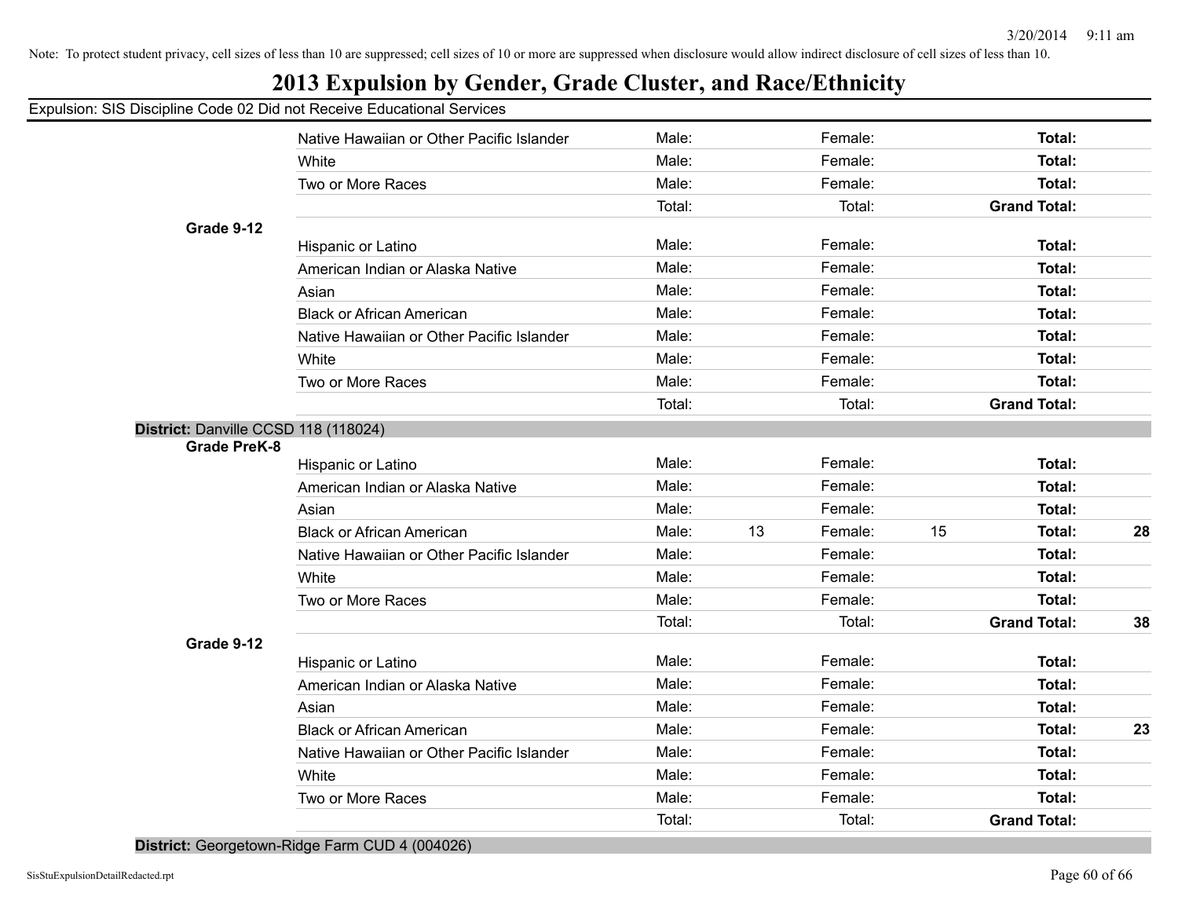Note: To protect student privacy, cell sizes of less than 10 are suppressed; cell sizes of 10 or more are suppressed when disclosure would allow indirect disclosure of cell sizes of less than 10.

# 2013 Expulsion by Gender, Grade Cluster, and Race/Ethnicity

Expulsion: SIS Discipline Code 02 Did not Receive Educational Services

| | | | | | | | |
|---|---|---|---|---|---|---|---|
| | Native Hawaiian or Other Pacific Islander | Male: | | Female: | | **Total:** | |
| | White | Male: | | Female: | | **Total:** | |
| | Two or More Races | Male: | | Female: | | **Total:** | |
| | | Total: | | Total: | | **Grand Total:** | |
| **Grade 9-12** | | | | | | | |
| | Hispanic or Latino | Male: | | Female: | | **Total:** | |
| | American Indian or Alaska Native | Male: | | Female: | | **Total:** | |
| | Asian | Male: | | Female: | | **Total:** | |
| | Black or African American | Male: | | Female: | | **Total:** | |
| | Native Hawaiian or Other Pacific Islander | Male: | | Female: | | **Total:** | |
| | White | Male: | | Female: | | **Total:** | |
| | Two or More Races | Male: | | Female: | | **Total:** | |
| | | Total: | | Total: | | **Grand Total:** | |

**District:** Danville CCSD 118 (118024)

| | | | | | | | |
|---|---|---|---|---|---|---|---|
| **Grade PreK-8** | | | | | | | |
| | Hispanic or Latino | Male: | | Female: | | **Total:** | |
| | American Indian or Alaska Native | Male: | | Female: | | **Total:** | |
| | Asian | Male: | | Female: | | **Total:** | |
| | Black or African American | Male: | 13 | Female: | 15 | **Total:** | **28** |
| | Native Hawaiian or Other Pacific Islander | Male: | | Female: | | **Total:** | |
| | White | Male: | | Female: | | **Total:** | |
| | Two or More Races | Male: | | Female: | | **Total:** | |
| | | Total: | | Total: | | **Grand Total:** | **38** |
| **Grade 9-12** | | | | | | | |
| | Hispanic or Latino | Male: | | Female: | | **Total:** | |
| | American Indian or Alaska Native | Male: | | Female: | | **Total:** | |
| | Asian | Male: | | Female: | | **Total:** | |
| | Black or African American | Male: | | Female: | | **Total:** | **23** |
| | Native Hawaiian or Other Pacific Islander | Male: | | Female: | | **Total:** | |
| | White | Male: | | Female: | | **Total:** | |
| | Two or More Races | Male: | | Female: | | **Total:** | |
| | | Total: | | Total: | | **Grand Total:** | |

**District:** Georgetown-Ridge Farm CUD 4 (004026)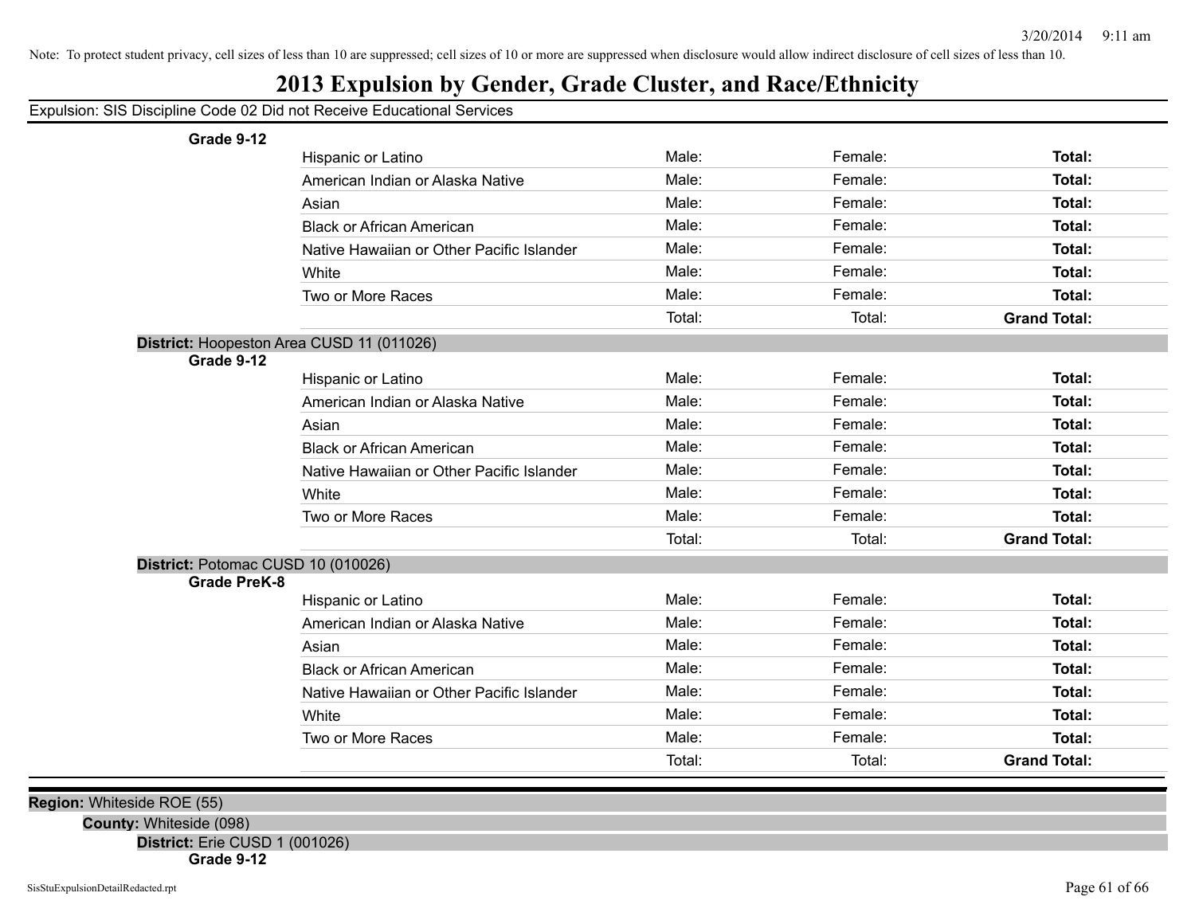Note: To protect student privacy, cell sizes of less than 10 are suppressed; cell sizes of 10 or more are suppressed when disclosure would allow indirect disclosure of cell sizes of less than 10.

# 2013 Expulsion by Gender, Grade Cluster, and Race/Ethnicity

Expulsion: SIS Discipline Code 02 Did not Receive Educational Services

**Grade 9-12**

| | | | |
|---|---|---|---|
| Hispanic or Latino | Male: | Female: | **Total:** |
| American Indian or Alaska Native | Male: | Female: | **Total:** |
| Asian | Male: | Female: | **Total:** |
| Black or African American | Male: | Female: | **Total:** |
| Native Hawaiian or Other Pacific Islander | Male: | Female: | **Total:** |
| White | Male: | Female: | **Total:** |
| Two or More Races | Male: | Female: | **Total:** |
| | Total: | Total: | **Grand Total:** |

**District:** Hoopeston Area CUSD 11 (011026)

**Grade 9-12**

| | | | |
|---|---|---|---|
| Hispanic or Latino | Male: | Female: | **Total:** |
| American Indian or Alaska Native | Male: | Female: | **Total:** |
| Asian | Male: | Female: | **Total:** |
| Black or African American | Male: | Female: | **Total:** |
| Native Hawaiian or Other Pacific Islander | Male: | Female: | **Total:** |
| White | Male: | Female: | **Total:** |
| Two or More Races | Male: | Female: | **Total:** |
| | Total: | Total: | **Grand Total:** |

**District:** Potomac CUSD 10 (010026)

**Grade PreK-8**

| | | | |
|---|---|---|---|
| Hispanic or Latino | Male: | Female: | **Total:** |
| American Indian or Alaska Native | Male: | Female: | **Total:** |
| Asian | Male: | Female: | **Total:** |
| Black or African American | Male: | Female: | **Total:** |
| Native Hawaiian or Other Pacific Islander | Male: | Female: | **Total:** |
| White | Male: | Female: | **Total:** |
| Two or More Races | Male: | Female: | **Total:** |
| | Total: | Total: | **Grand Total:** |

**Region:** Whiteside ROE (55)

**County:** Whiteside (098)

**District:** Erie CUSD 1 (001026)

**Grade 9-12**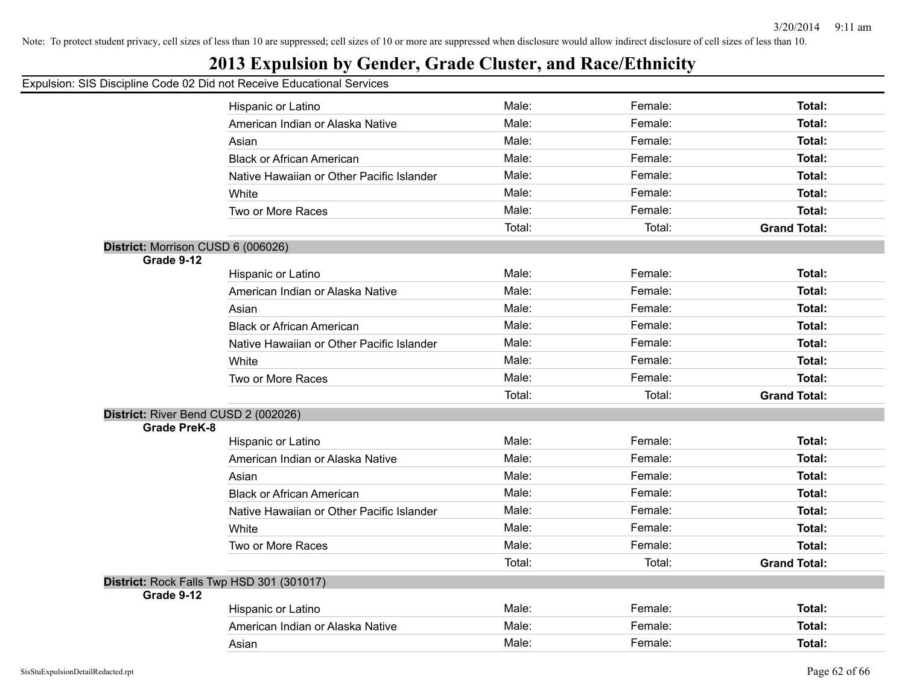Note: To protect student privacy, cell sizes of less than 10 are suppressed; cell sizes of 10 or more are suppressed when disclosure would allow indirect disclosure of cell sizes of less than 10.

# 2013 Expulsion by Gender, Grade Cluster, and Race/Ethnicity

Expulsion: SIS Discipline Code 02 Did not Receive Educational Services

| | | | |
|---|---|---|---|
| Hispanic or Latino | Male: | Female: | **Total:** |
| American Indian or Alaska Native | Male: | Female: | **Total:** |
| Asian | Male: | Female: | **Total:** |
| Black or African American | Male: | Female: | **Total:** |
| Native Hawaiian or Other Pacific Islander | Male: | Female: | **Total:** |
| White | Male: | Female: | **Total:** |
| Two or More Races | Male: | Female: | **Total:** |
| | Total: | Total: | **Grand Total:** |

**District:** Morrison CUSD 6 (006026)

**Grade 9-12**

| | | | |
|---|---|---|---|
| Hispanic or Latino | Male: | Female: | **Total:** |
| American Indian or Alaska Native | Male: | Female: | **Total:** |
| Asian | Male: | Female: | **Total:** |
| Black or African American | Male: | Female: | **Total:** |
| Native Hawaiian or Other Pacific Islander | Male: | Female: | **Total:** |
| White | Male: | Female: | **Total:** |
| Two or More Races | Male: | Female: | **Total:** |
| | Total: | Total: | **Grand Total:** |

**District:** River Bend CUSD 2 (002026)

**Grade PreK-8**

| | | | |
|---|---|---|---|
| Hispanic or Latino | Male: | Female: | **Total:** |
| American Indian or Alaska Native | Male: | Female: | **Total:** |
| Asian | Male: | Female: | **Total:** |
| Black or African American | Male: | Female: | **Total:** |
| Native Hawaiian or Other Pacific Islander | Male: | Female: | **Total:** |
| White | Male: | Female: | **Total:** |
| Two or More Races | Male: | Female: | **Total:** |
| | Total: | Total: | **Grand Total:** |

**District:** Rock Falls Twp HSD 301 (301017)

**Grade 9-12**

| | | | |
|---|---|---|---|
| Hispanic or Latino | Male: | Female: | **Total:** |
| American Indian or Alaska Native | Male: | Female: | **Total:** |
| Asian | Male: | Female: | **Total:** |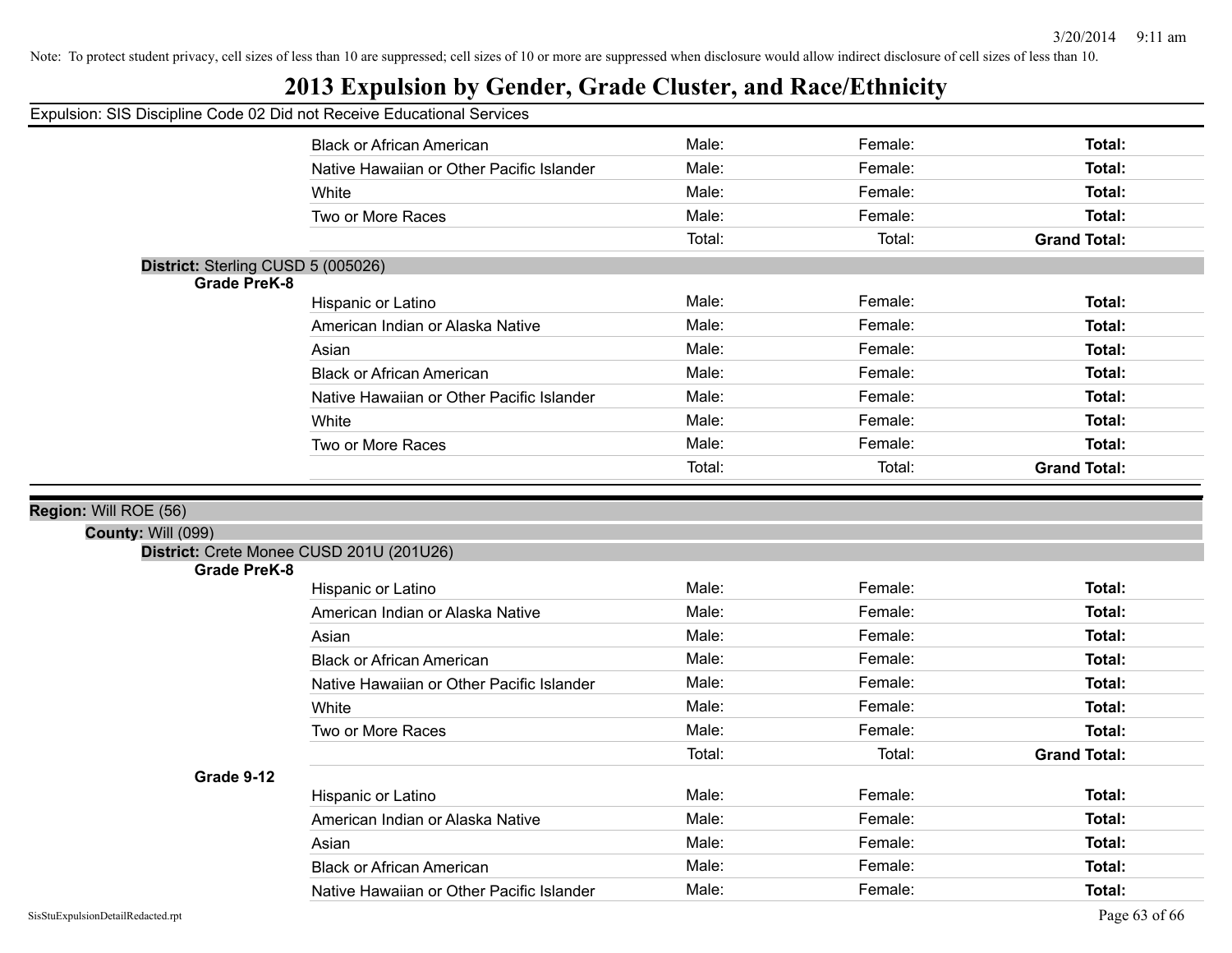Note: To protect student privacy, cell sizes of less than 10 are suppressed; cell sizes of 10 or more are suppressed when disclosure would allow indirect disclosure of cell sizes of less than 10.

# 2013 Expulsion by Gender, Grade Cluster, and Race/Ethnicity

Expulsion: SIS Discipline Code 02 Did not Receive Educational Services

| | | | | |
|---|---|---|---|---|
| | Black or African American | Male: | Female: | **Total:** |
| | Native Hawaiian or Other Pacific Islander | Male: | Female: | **Total:** |
| | White | Male: | Female: | **Total:** |
| | Two or More Races | Male: | Female: | **Total:** |
| | | Total: | Total: | **Grand Total:** |

**District:** Sterling CUSD 5 (005026)

| **Grade PreK-8** | | | | |
|---|---|---|---|---|
| | Hispanic or Latino | Male: | Female: | **Total:** |
| | American Indian or Alaska Native | Male: | Female: | **Total:** |
| | Asian | Male: | Female: | **Total:** |
| | Black or African American | Male: | Female: | **Total:** |
| | Native Hawaiian or Other Pacific Islander | Male: | Female: | **Total:** |
| | White | Male: | Female: | **Total:** |
| | Two or More Races | Male: | Female: | **Total:** |
| | | Total: | Total: | **Grand Total:** |

**Region:** Will ROE (56)

**County:** Will (099)

**District:** Crete Monee CUSD 201U (201U26)

| **Grade PreK-8** | | | | |
|---|---|---|---|---|
| | Hispanic or Latino | Male: | Female: | **Total:** |
| | American Indian or Alaska Native | Male: | Female: | **Total:** |
| | Asian | Male: | Female: | **Total:** |
| | Black or African American | Male: | Female: | **Total:** |
| | Native Hawaiian or Other Pacific Islander | Male: | Female: | **Total:** |
| | White | Male: | Female: | **Total:** |
| | Two or More Races | Male: | Female: | **Total:** |
| | | Total: | Total: | **Grand Total:** |

| **Grade 9-12** | | | | |
|---|---|---|---|---|
| | Hispanic or Latino | Male: | Female: | **Total:** |
| | American Indian or Alaska Native | Male: | Female: | **Total:** |
| | Asian | Male: | Female: | **Total:** |
| | Black or African American | Male: | Female: | **Total:** |
| | Native Hawaiian or Other Pacific Islander | Male: | Female: | **Total:** |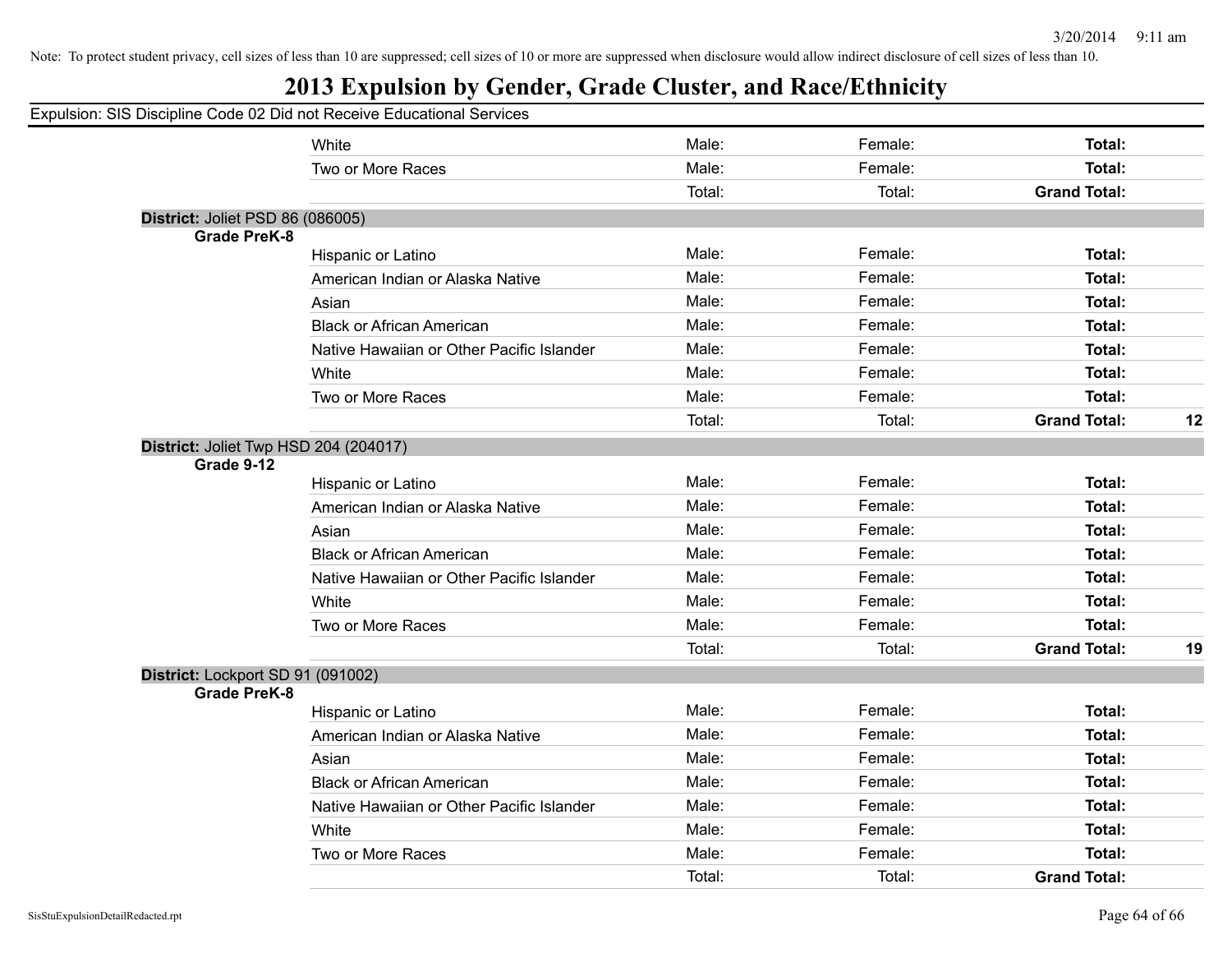Note: To protect student privacy, cell sizes of less than 10 are suppressed; cell sizes of 10 or more are suppressed when disclosure would allow indirect disclosure of cell sizes of less than 10.

# 2013 Expulsion by Gender, Grade Cluster, and Race/Ethnicity

Expulsion: SIS Discipline Code 02 Did not Receive Educational Services

| | | | | | |
|---|---|---|---|---|---|
| | White | Male: | Female: | **Total:** | |
| | Two or More Races | Male: | Female: | **Total:** | |
| | | Total: | Total: | **Grand Total:** | |

**District:** Joliet PSD 86 (086005)

| | | | | | |
|---|---|---|---|---|---|
| **Grade PreK-8** | | | | | |
| | Hispanic or Latino | Male: | Female: | **Total:** | |
| | American Indian or Alaska Native | Male: | Female: | **Total:** | |
| | Asian | Male: | Female: | **Total:** | |
| | Black or African American | Male: | Female: | **Total:** | |
| | Native Hawaiian or Other Pacific Islander | Male: | Female: | **Total:** | |
| | White | Male: | Female: | **Total:** | |
| | Two or More Races | Male: | Female: | **Total:** | |
| | | Total: | Total: | **Grand Total:** | **12** |

**District:** Joliet Twp HSD 204 (204017)

| | | | | | |
|---|---|---|---|---|---|
| **Grade 9-12** | | | | | |
| | Hispanic or Latino | Male: | Female: | **Total:** | |
| | American Indian or Alaska Native | Male: | Female: | **Total:** | |
| | Asian | Male: | Female: | **Total:** | |
| | Black or African American | Male: | Female: | **Total:** | |
| | Native Hawaiian or Other Pacific Islander | Male: | Female: | **Total:** | |
| | White | Male: | Female: | **Total:** | |
| | Two or More Races | Male: | Female: | **Total:** | |
| | | Total: | Total: | **Grand Total:** | **19** |

**District:** Lockport SD 91 (091002)

| | | | | | |
|---|---|---|---|---|---|
| **Grade PreK-8** | | | | | |
| | Hispanic or Latino | Male: | Female: | **Total:** | |
| | American Indian or Alaska Native | Male: | Female: | **Total:** | |
| | Asian | Male: | Female: | **Total:** | |
| | Black or African American | Male: | Female: | **Total:** | |
| | Native Hawaiian or Other Pacific Islander | Male: | Female: | **Total:** | |
| | White | Male: | Female: | **Total:** | |
| | Two or More Races | Male: | Female: | **Total:** | |
| | | Total: | Total: | **Grand Total:** | |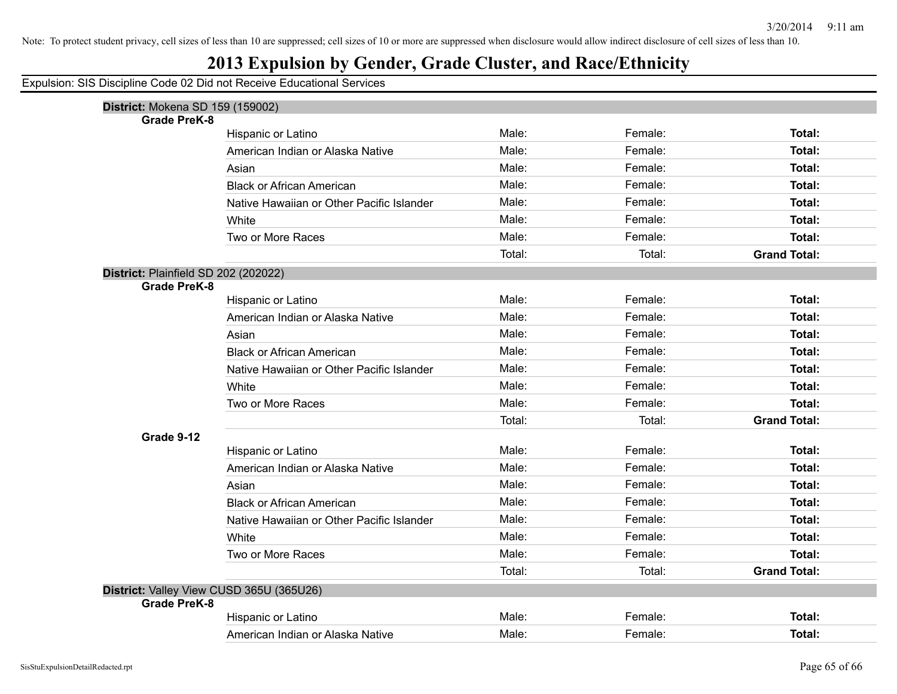Note: To protect student privacy, cell sizes of less than 10 are suppressed; cell sizes of 10 or more are suppressed when disclosure would allow indirect disclosure of cell sizes of less than 10.

# 2013 Expulsion by Gender, Grade Cluster, and Race/Ethnicity

Expulsion: SIS Discipline Code 02 Did not Receive Educational Services

**District:** Mokena SD 159 (159002)

**Grade PreK-8**

| | | | |
|---|---|---|---|
| Hispanic or Latino | Male: | Female: | **Total:** |
| American Indian or Alaska Native | Male: | Female: | **Total:** |
| Asian | Male: | Female: | **Total:** |
| Black or African American | Male: | Female: | **Total:** |
| Native Hawaiian or Other Pacific Islander | Male: | Female: | **Total:** |
| White | Male: | Female: | **Total:** |
| Two or More Races | Male: | Female: | **Total:** |
| | Total: | Total: | **Grand Total:** |

**District:** Plainfield SD 202 (202022)

**Grade PreK-8**

| | | | |
|---|---|---|---|
| Hispanic or Latino | Male: | Female: | **Total:** |
| American Indian or Alaska Native | Male: | Female: | **Total:** |
| Asian | Male: | Female: | **Total:** |
| Black or African American | Male: | Female: | **Total:** |
| Native Hawaiian or Other Pacific Islander | Male: | Female: | **Total:** |
| White | Male: | Female: | **Total:** |
| Two or More Races | Male: | Female: | **Total:** |
| | Total: | Total: | **Grand Total:** |

**Grade 9-12**

| | | | |
|---|---|---|---|
| Hispanic or Latino | Male: | Female: | **Total:** |
| American Indian or Alaska Native | Male: | Female: | **Total:** |
| Asian | Male: | Female: | **Total:** |
| Black or African American | Male: | Female: | **Total:** |
| Native Hawaiian or Other Pacific Islander | Male: | Female: | **Total:** |
| White | Male: | Female: | **Total:** |
| Two or More Races | Male: | Female: | **Total:** |
| | Total: | Total: | **Grand Total:** |

**District:** Valley View CUSD 365U (365U26)

**Grade PreK-8**

| | | | |
|---|---|---|---|
| Hispanic or Latino | Male: | Female: | **Total:** |
| American Indian or Alaska Native | Male: | Female: | **Total:** |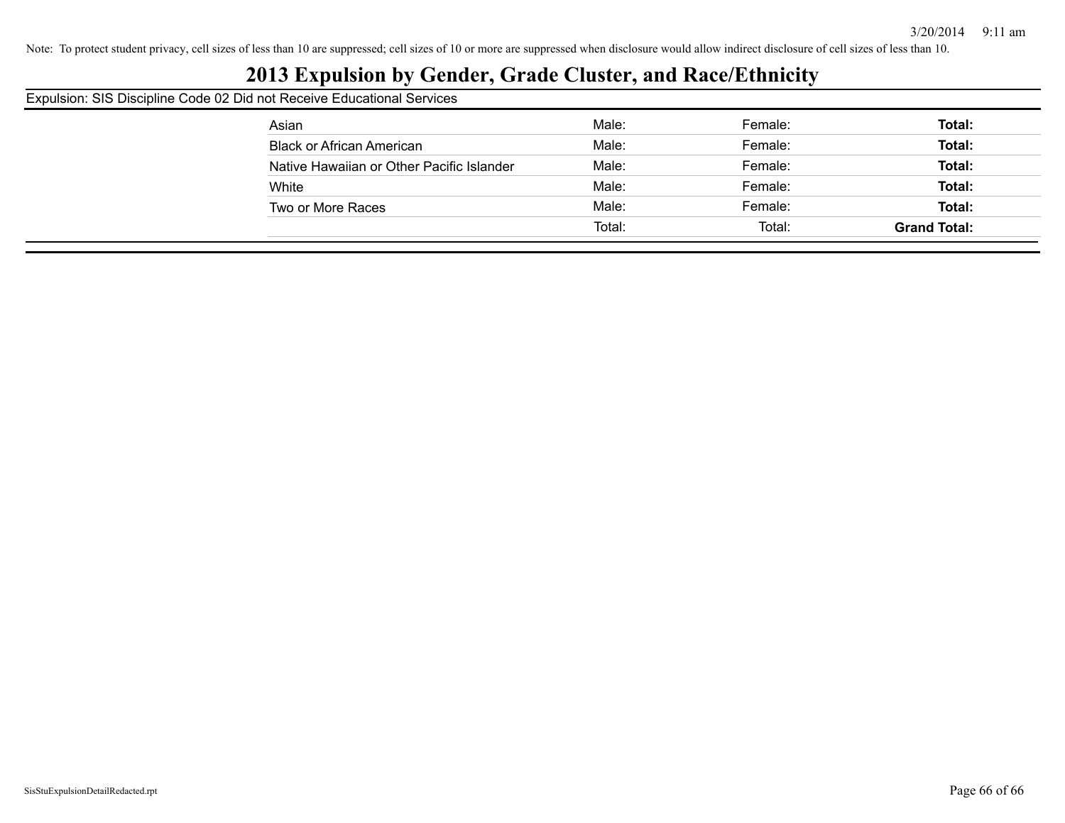Note: To protect student privacy, cell sizes of less than 10 are suppressed; cell sizes of 10 or more are suppressed when disclosure would allow indirect disclosure of cell sizes of less than 10.

# 2013 Expulsion by Gender, Grade Cluster, and Race/Ethnicity

Expulsion: SIS Discipline Code 02 Did not Receive Educational Services

| | | | |
|---|---|---|---|
| Asian | Male: | Female: | **Total:** |
| Black or African American | Male: | Female: | **Total:** |
| Native Hawaiian or Other Pacific Islander | Male: | Female: | **Total:** |
| White | Male: | Female: | **Total:** |
| Two or More Races | Male: | Female: | **Total:** |
| | Total: | Total: | **Grand Total:** |